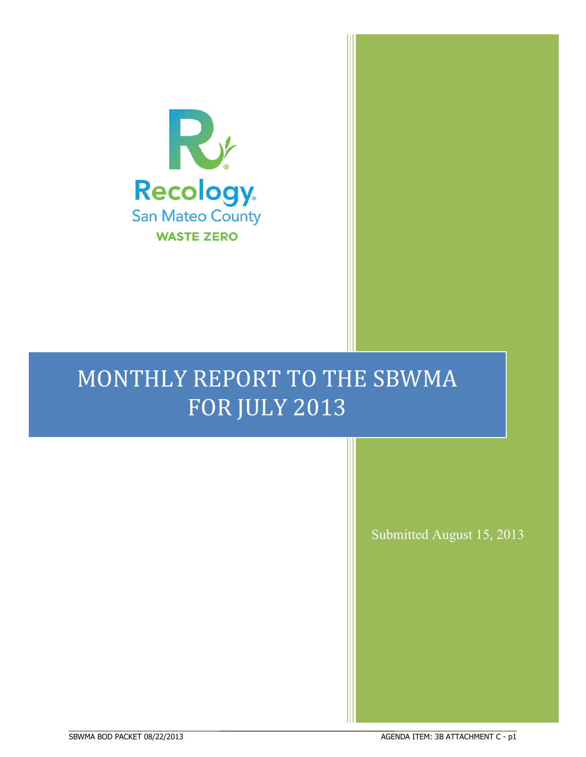Recology
San Mateo County
WASTE ZERO

# MONTHLY REPORT TO THE SBWMA FOR JULY 2013

Submitted August 15, 2013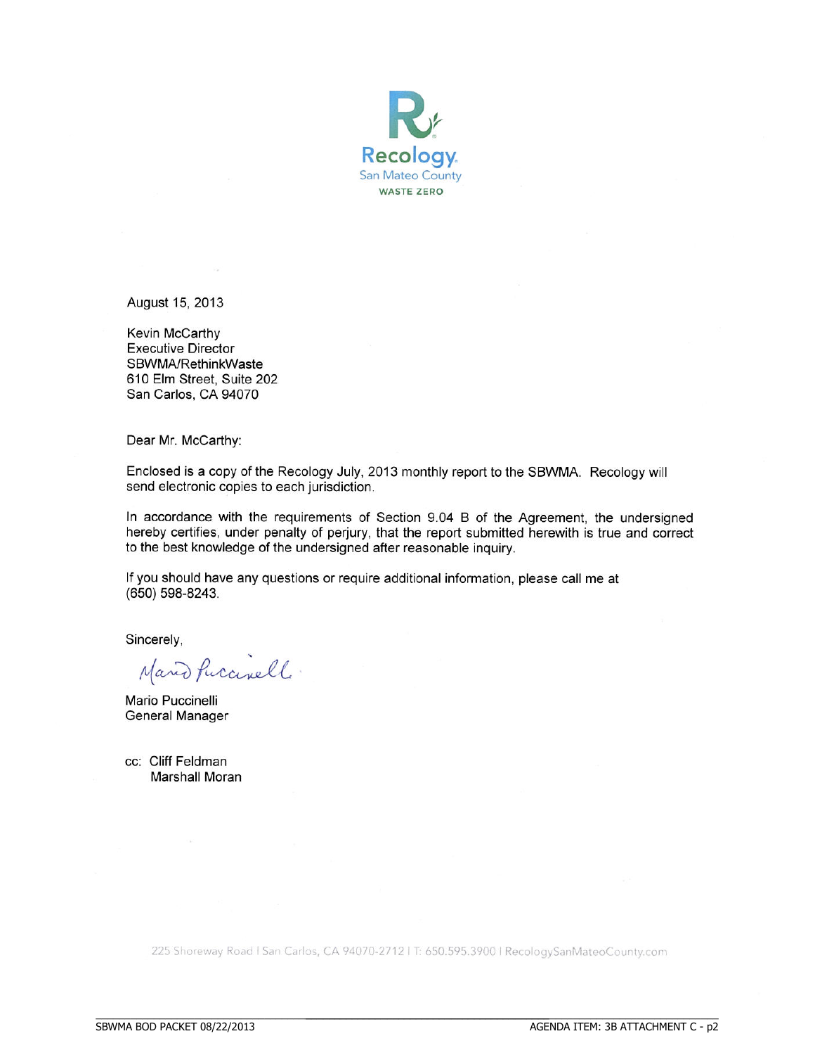Recology
San Mateo County
WASTE ZERO

August 15, 2013

Kevin McCarthy
Executive Director
SBWMA/RethinkWaste
610 Elm Street, Suite 202
San Carlos, CA 94070

Dear Mr. McCarthy:

Enclosed is a copy of the Recology July, 2013 monthly report to the SBWMA. Recology will send electronic copies to each jurisdiction.

In accordance with the requirements of Section 9.04 B of the Agreement, the undersigned hereby certifies, under penalty of perjury, that the report submitted herewith is true and correct to the best knowledge of the undersigned after reasonable inquiry.

If you should have any questions or require additional information, please call me at (650) 598-8243.

Sincerely,

Mario Puccinelli
General Manager

cc: Cliff Feldman
Marshall Moran

225 Shoreway Road | San Carlos, CA 94070-2712 | T: 650.595.3900 | RecologySanMateoCounty.com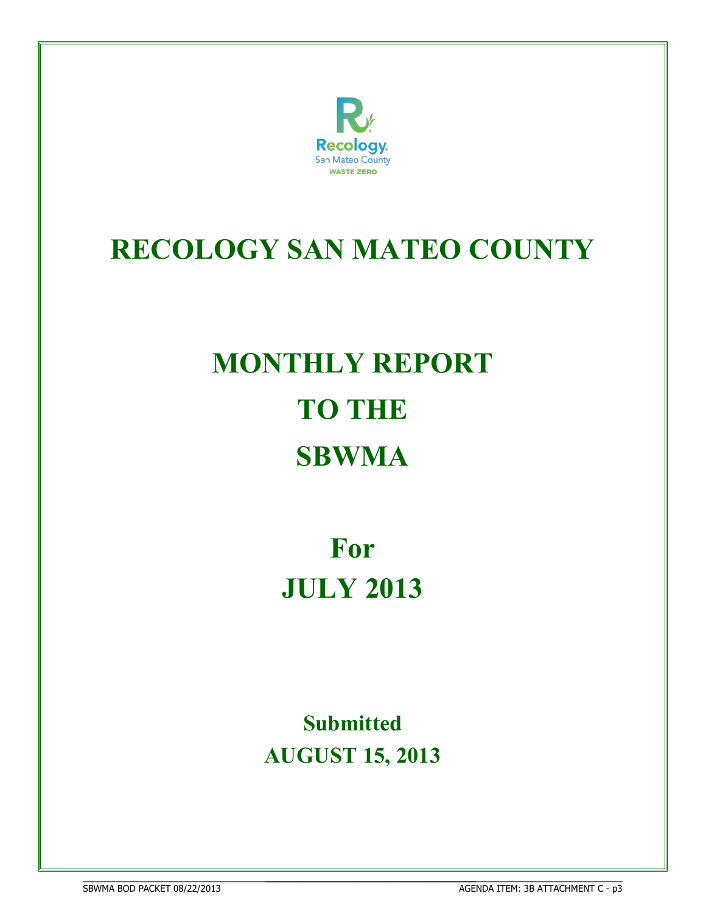Recology.
San Mateo County
WASTE ZERO

# RECOLOGY SAN MATEO COUNTY

# MONTHLY REPORT
# TO THE
# SBWMA

## For
## JULY 2013

### Submitted
### AUGUST 15, 2013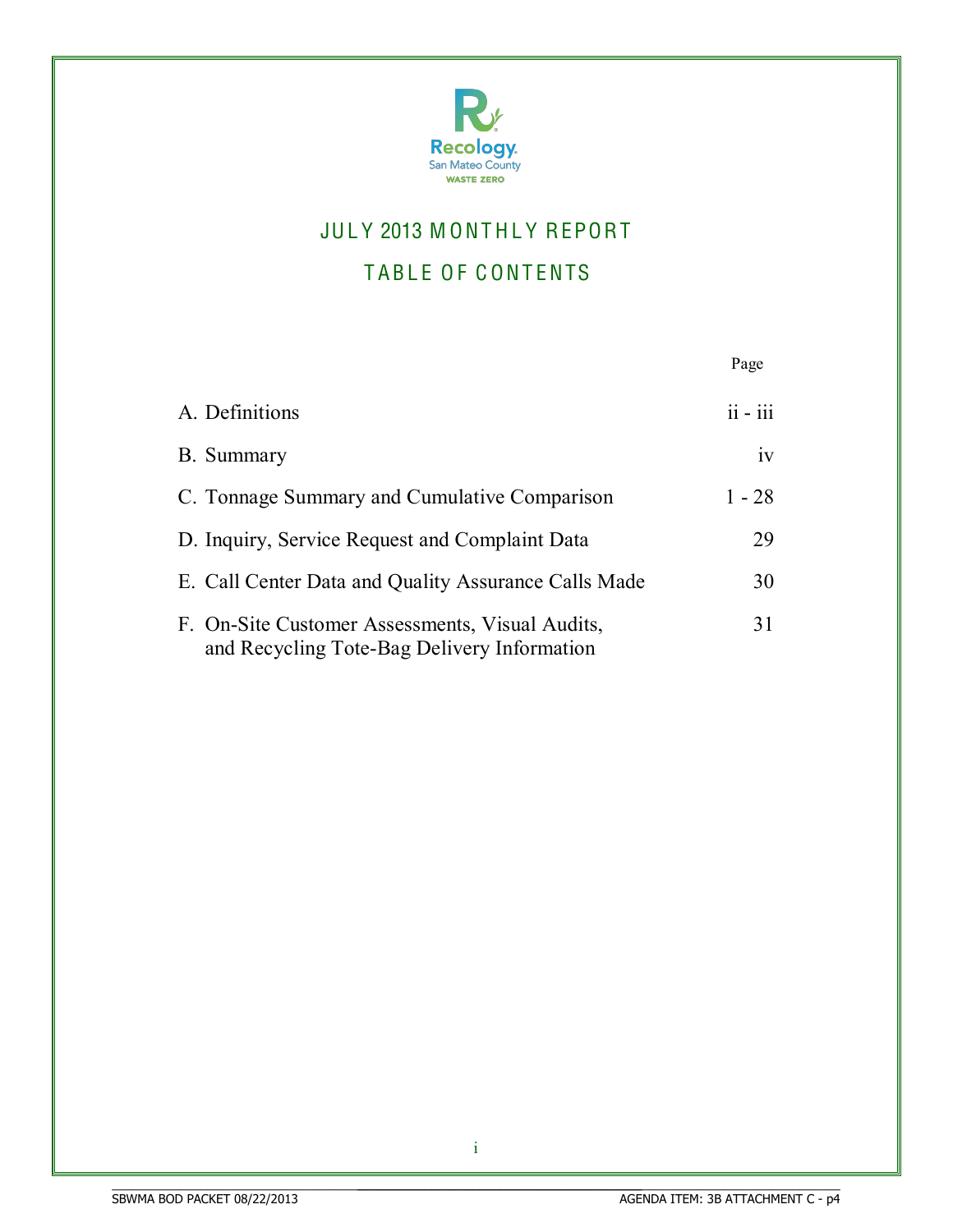Recology San Mateo County WASTE ZERO

# JULY 2013 MONTHLY REPORT

## TABLE OF CONTENTS

| | Page |
|---|---|
| A. Definitions | ii - iii |
| B. Summary | iv |
| C. Tonnage Summary and Cumulative Comparison | 1 - 28 |
| D. Inquiry, Service Request and Complaint Data | 29 |
| E. Call Center Data and Quality Assurance Calls Made | 30 |
| F. On-Site Customer Assessments, Visual Audits, and Recycling Tote-Bag Delivery Information | 31 |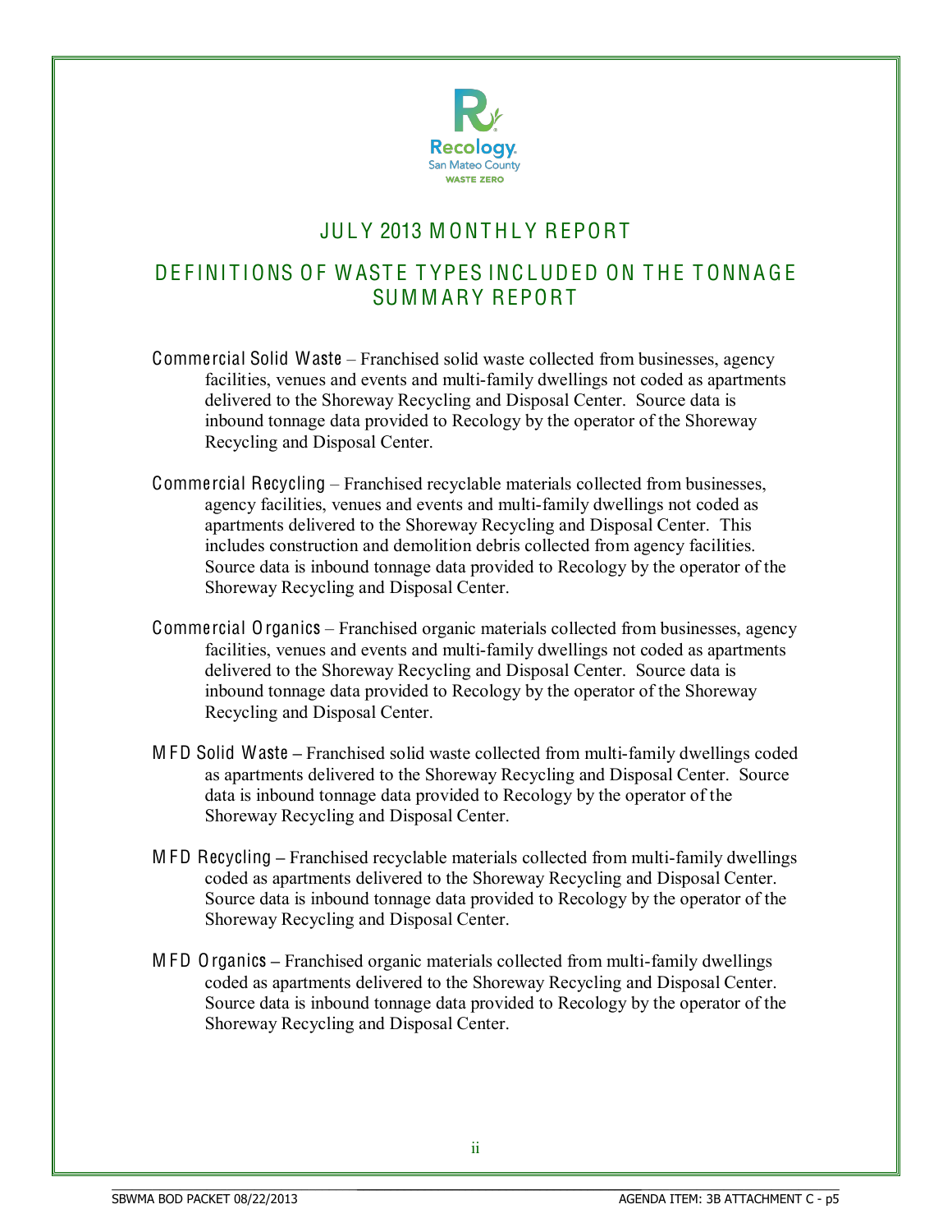# JULY 2013 MONTHLY REPORT

## DEFINITIONS OF WASTE TYPES INCLUDED ON THE TONNAGE SUMMARY REPORT

**Commercial Solid Waste** – Franchised solid waste collected from businesses, agency facilities, venues and events and multi-family dwellings not coded as apartments delivered to the Shoreway Recycling and Disposal Center. Source data is inbound tonnage data provided to Recology by the operator of the Shoreway Recycling and Disposal Center.

**Commercial Recycling** – Franchised recyclable materials collected from businesses, agency facilities, venues and events and multi-family dwellings not coded as apartments delivered to the Shoreway Recycling and Disposal Center. This includes construction and demolition debris collected from agency facilities. Source data is inbound tonnage data provided to Recology by the operator of the Shoreway Recycling and Disposal Center.

**Commercial Organics** – Franchised organic materials collected from businesses, agency facilities, venues and events and multi-family dwellings not coded as apartments delivered to the Shoreway Recycling and Disposal Center. Source data is inbound tonnage data provided to Recology by the operator of the Shoreway Recycling and Disposal Center.

**MFD Solid Waste** – Franchised solid waste collected from multi-family dwellings coded as apartments delivered to the Shoreway Recycling and Disposal Center. Source data is inbound tonnage data provided to Recology by the operator of the Shoreway Recycling and Disposal Center.

**MFD Recycling** – Franchised recyclable materials collected from multi-family dwellings coded as apartments delivered to the Shoreway Recycling and Disposal Center. Source data is inbound tonnage data provided to Recology by the operator of the Shoreway Recycling and Disposal Center.

**MFD Organics** – Franchised organic materials collected from multi-family dwellings coded as apartments delivered to the Shoreway Recycling and Disposal Center. Source data is inbound tonnage data provided to Recology by the operator of the Shoreway Recycling and Disposal Center.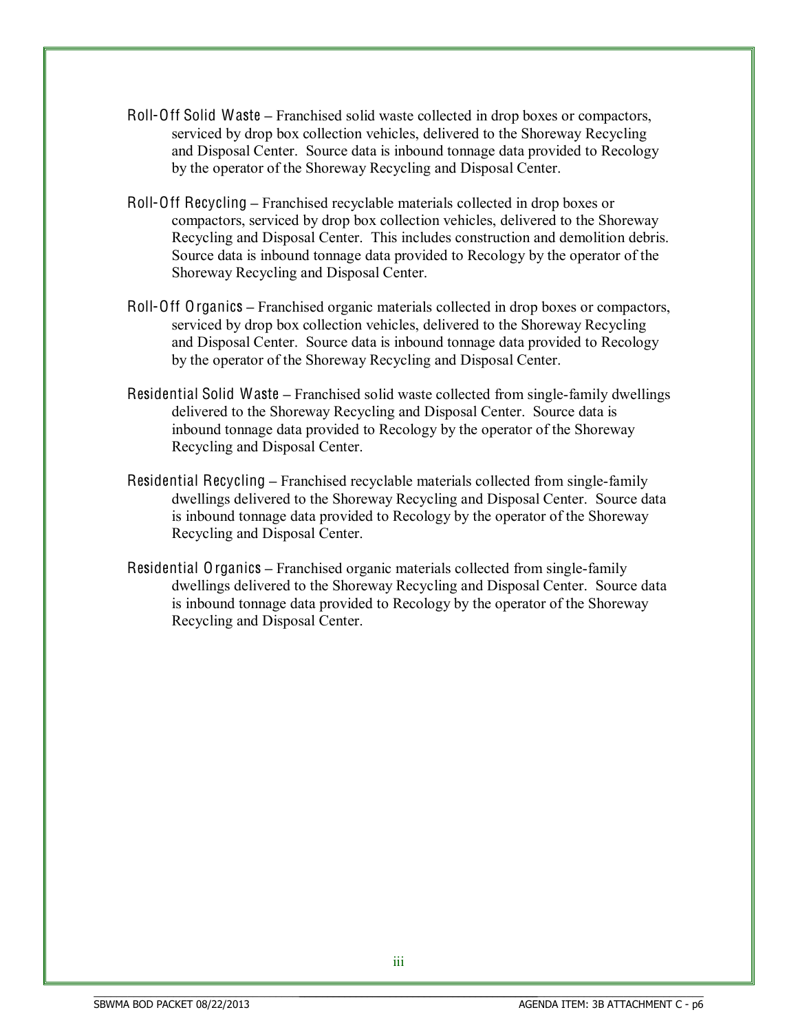**Roll-Off Solid Waste** – Franchised solid waste collected in drop boxes or compactors, serviced by drop box collection vehicles, delivered to the Shoreway Recycling and Disposal Center. Source data is inbound tonnage data provided to Recology by the operator of the Shoreway Recycling and Disposal Center.

**Roll-Off Recycling** – Franchised recyclable materials collected in drop boxes or compactors, serviced by drop box collection vehicles, delivered to the Shoreway Recycling and Disposal Center. This includes construction and demolition debris. Source data is inbound tonnage data provided to Recology by the operator of the Shoreway Recycling and Disposal Center.

**Roll-Off Organics** – Franchised organic materials collected in drop boxes or compactors, serviced by drop box collection vehicles, delivered to the Shoreway Recycling and Disposal Center. Source data is inbound tonnage data provided to Recology by the operator of the Shoreway Recycling and Disposal Center.

**Residential Solid Waste** – Franchised solid waste collected from single-family dwellings delivered to the Shoreway Recycling and Disposal Center. Source data is inbound tonnage data provided to Recology by the operator of the Shoreway Recycling and Disposal Center.

**Residential Recycling** – Franchised recyclable materials collected from single-family dwellings delivered to the Shoreway Recycling and Disposal Center. Source data is inbound tonnage data provided to Recology by the operator of the Shoreway Recycling and Disposal Center.

**Residential Organics** – Franchised organic materials collected from single-family dwellings delivered to the Shoreway Recycling and Disposal Center. Source data is inbound tonnage data provided to Recology by the operator of the Shoreway Recycling and Disposal Center.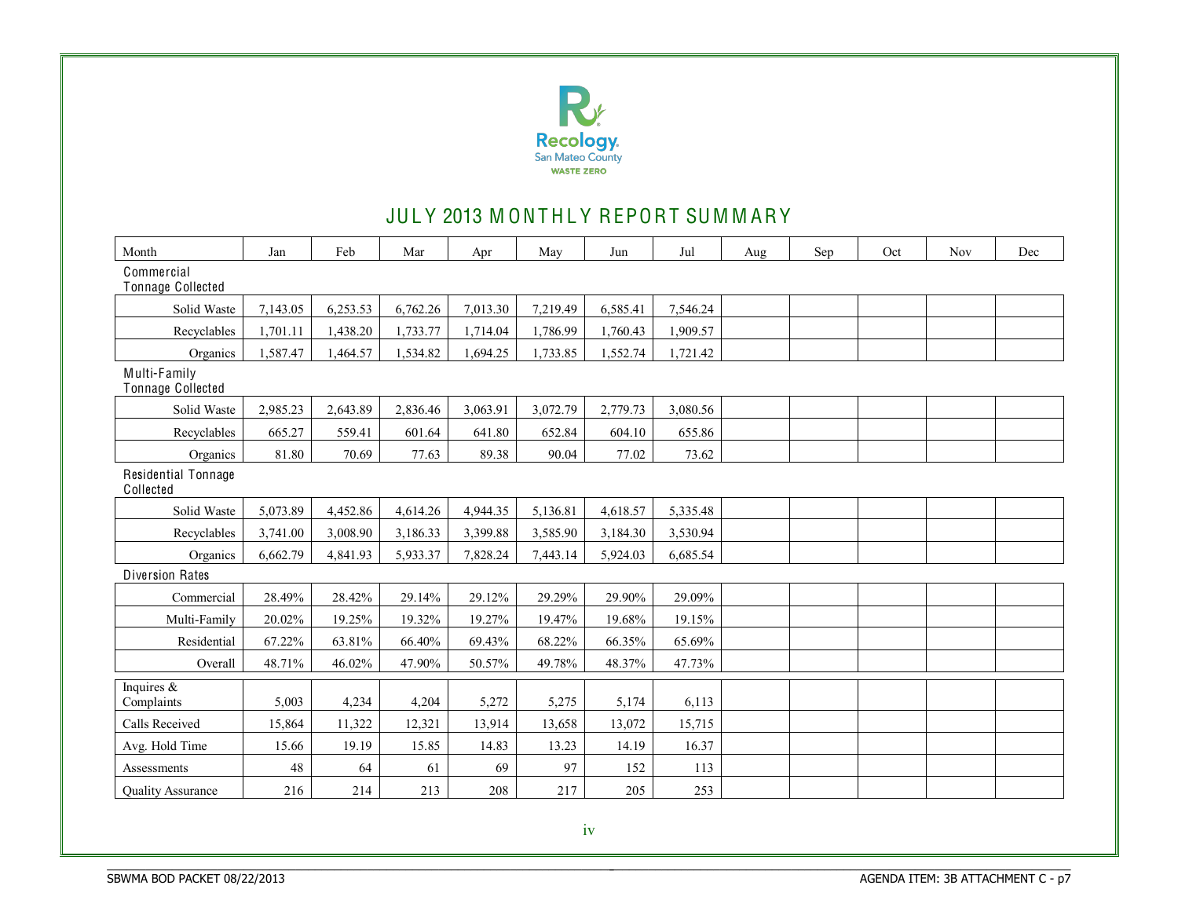Recology.
San Mateo County
WASTE ZERO

# JULY 2013 MONTHLY REPORT SUMMARY

| Month | Jan | Feb | Mar | Apr | May | Jun | Jul | Aug | Sep | Oct | Nov | Dec |
|---|---|---|---|---|---|---|---|---|---|---|---|---|
| **Commercial Tonnage Collected** | | | | | | | | | | | | |
| Solid Waste | 7,143.05 | 6,253.53 | 6,762.26 | 7,013.30 | 7,219.49 | 6,585.41 | 7,546.24 | | | | | |
| Recyclables | 1,701.11 | 1,438.20 | 1,733.77 | 1,714.04 | 1,786.99 | 1,760.43 | 1,909.57 | | | | | |
| Organics | 1,587.47 | 1,464.57 | 1,534.82 | 1,694.25 | 1,733.85 | 1,552.74 | 1,721.42 | | | | | |
| **Multi-Family Tonnage Collected** | | | | | | | | | | | | |
| Solid Waste | 2,985.23 | 2,643.89 | 2,836.46 | 3,063.91 | 3,072.79 | 2,779.73 | 3,080.56 | | | | | |
| Recyclables | 665.27 | 559.41 | 601.64 | 641.80 | 652.84 | 604.10 | 655.86 | | | | | |
| Organics | 81.80 | 70.69 | 77.63 | 89.38 | 90.04 | 77.02 | 73.62 | | | | | |
| **Residential Tonnage Collected** | | | | | | | | | | | | |
| Solid Waste | 5,073.89 | 4,452.86 | 4,614.26 | 4,944.35 | 5,136.81 | 4,618.57 | 5,335.48 | | | | | |
| Recyclables | 3,741.00 | 3,008.90 | 3,186.33 | 3,399.88 | 3,585.90 | 3,184.30 | 3,530.94 | | | | | |
| Organics | 6,662.79 | 4,841.93 | 5,933.37 | 7,828.24 | 7,443.14 | 5,924.03 | 6,685.54 | | | | | |
| **Diversion Rates** | | | | | | | | | | | | |
| Commercial | 28.49% | 28.42% | 29.14% | 29.12% | 29.29% | 29.90% | 29.09% | | | | | |
| Multi-Family | 20.02% | 19.25% | 19.32% | 19.27% | 19.47% | 19.68% | 19.15% | | | | | |
| Residential | 67.22% | 63.81% | 66.40% | 69.43% | 68.22% | 66.35% | 65.69% | | | | | |
| Overall | 48.71% | 46.02% | 47.90% | 50.57% | 49.78% | 48.37% | 47.73% | | | | | |
| Inquires & Complaints | 5,003 | 4,234 | 4,204 | 5,272 | 5,275 | 5,174 | 6,113 | | | | | |
| Calls Received | 15,864 | 11,322 | 12,321 | 13,914 | 13,658 | 13,072 | 15,715 | | | | | |
| Avg. Hold Time | 15.66 | 19.19 | 15.85 | 14.83 | 13.23 | 14.19 | 16.37 | | | | | |
| Assessments | 48 | 64 | 61 | 69 | 97 | 152 | 113 | | | | | |
| Quality Assurance | 216 | 214 | 213 | 208 | 217 | 205 | 253 | | | | | |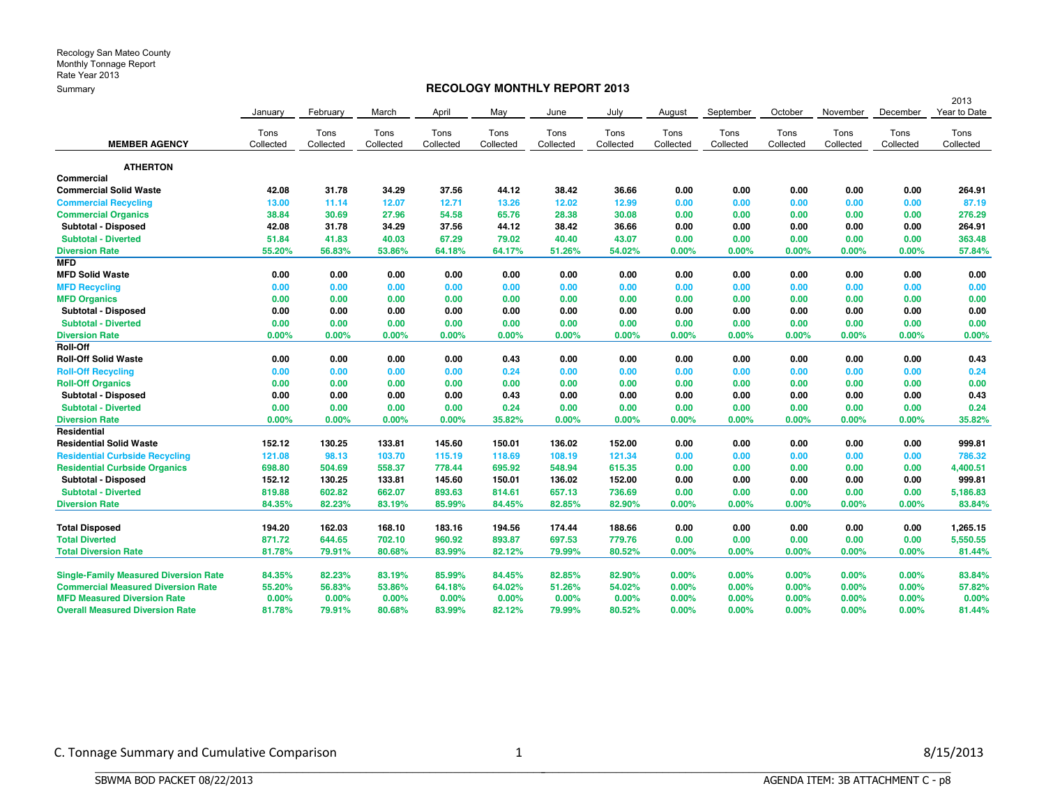Recology San Mateo County
Monthly Tonnage Report
Rate Year 2013
Summary

## RECOLOGY MONTHLY REPORT 2013

| MEMBER AGENCY | January Tons Collected | February Tons Collected | March Tons Collected | April Tons Collected | May Tons Collected | June Tons Collected | July Tons Collected | August Tons Collected | September Tons Collected | October Tons Collected | November Tons Collected | December Tons Collected | 2013 Year to Date Tons Collected |
|---|---|---|---|---|---|---|---|---|---|---|---|---|---|
| **ATHERTON** | | | | | | | | | | | | | |
| **Commercial** | | | | | | | | | | | | | |
| Commercial Solid Waste | 42.08 | 31.78 | 34.29 | 37.56 | 44.12 | 38.42 | 36.66 | 0.00 | 0.00 | 0.00 | 0.00 | 0.00 | 264.91 |
| Commercial Recycling | 13.00 | 11.14 | 12.07 | 12.71 | 13.26 | 12.02 | 12.99 | 0.00 | 0.00 | 0.00 | 0.00 | 0.00 | 87.19 |
| Commercial Organics | 38.84 | 30.69 | 27.96 | 54.58 | 65.76 | 28.38 | 30.08 | 0.00 | 0.00 | 0.00 | 0.00 | 0.00 | 276.29 |
| Subtotal - Disposed | 42.08 | 31.78 | 34.29 | 37.56 | 44.12 | 38.42 | 36.66 | 0.00 | 0.00 | 0.00 | 0.00 | 0.00 | 264.91 |
| Subtotal - Diverted | 51.84 | 41.83 | 40.03 | 67.29 | 79.02 | 40.40 | 43.07 | 0.00 | 0.00 | 0.00 | 0.00 | 0.00 | 363.48 |
| Diversion Rate | 55.20% | 56.83% | 53.86% | 64.18% | 64.17% | 51.26% | 54.02% | 0.00% | 0.00% | 0.00% | 0.00% | 0.00% | 57.84% |
| **MFD** | | | | | | | | | | | | | |
| MFD Solid Waste | 0.00 | 0.00 | 0.00 | 0.00 | 0.00 | 0.00 | 0.00 | 0.00 | 0.00 | 0.00 | 0.00 | 0.00 | 0.00 |
| MFD Recycling | 0.00 | 0.00 | 0.00 | 0.00 | 0.00 | 0.00 | 0.00 | 0.00 | 0.00 | 0.00 | 0.00 | 0.00 | 0.00 |
| MFD Organics | 0.00 | 0.00 | 0.00 | 0.00 | 0.00 | 0.00 | 0.00 | 0.00 | 0.00 | 0.00 | 0.00 | 0.00 | 0.00 |
| Subtotal - Disposed | 0.00 | 0.00 | 0.00 | 0.00 | 0.00 | 0.00 | 0.00 | 0.00 | 0.00 | 0.00 | 0.00 | 0.00 | 0.00 |
| Subtotal - Diverted | 0.00 | 0.00 | 0.00 | 0.00 | 0.00 | 0.00 | 0.00 | 0.00 | 0.00 | 0.00 | 0.00 | 0.00 | 0.00 |
| Diversion Rate | 0.00% | 0.00% | 0.00% | 0.00% | 0.00% | 0.00% | 0.00% | 0.00% | 0.00% | 0.00% | 0.00% | 0.00% | 0.00% |
| **Roll-Off** | | | | | | | | | | | | | |
| Roll-Off Solid Waste | 0.00 | 0.00 | 0.00 | 0.00 | 0.43 | 0.00 | 0.00 | 0.00 | 0.00 | 0.00 | 0.00 | 0.00 | 0.43 |
| Roll-Off Recycling | 0.00 | 0.00 | 0.00 | 0.00 | 0.24 | 0.00 | 0.00 | 0.00 | 0.00 | 0.00 | 0.00 | 0.00 | 0.24 |
| Roll-Off Organics | 0.00 | 0.00 | 0.00 | 0.00 | 0.00 | 0.00 | 0.00 | 0.00 | 0.00 | 0.00 | 0.00 | 0.00 | 0.00 |
| Subtotal - Disposed | 0.00 | 0.00 | 0.00 | 0.00 | 0.43 | 0.00 | 0.00 | 0.00 | 0.00 | 0.00 | 0.00 | 0.00 | 0.43 |
| Subtotal - Diverted | 0.00 | 0.00 | 0.00 | 0.00 | 0.24 | 0.00 | 0.00 | 0.00 | 0.00 | 0.00 | 0.00 | 0.00 | 0.24 |
| Diversion Rate | 0.00% | 0.00% | 0.00% | 0.00% | 35.82% | 0.00% | 0.00% | 0.00% | 0.00% | 0.00% | 0.00% | 0.00% | 35.82% |
| **Residential** | | | | | | | | | | | | | |
| Residential Solid Waste | 152.12 | 130.25 | 133.81 | 145.60 | 150.01 | 136.02 | 152.00 | 0.00 | 0.00 | 0.00 | 0.00 | 0.00 | 999.81 |
| Residential Curbside Recycling | 121.08 | 98.13 | 103.70 | 115.19 | 118.69 | 108.19 | 121.34 | 0.00 | 0.00 | 0.00 | 0.00 | 0.00 | 786.32 |
| Residential Curbside Organics | 698.80 | 504.69 | 558.37 | 778.44 | 695.92 | 548.94 | 615.35 | 0.00 | 0.00 | 0.00 | 0.00 | 0.00 | 4,400.51 |
| Subtotal - Disposed | 152.12 | 130.25 | 133.81 | 145.60 | 150.01 | 136.02 | 152.00 | 0.00 | 0.00 | 0.00 | 0.00 | 0.00 | 999.81 |
| Subtotal - Diverted | 819.88 | 602.82 | 662.07 | 893.63 | 814.61 | 657.13 | 736.69 | 0.00 | 0.00 | 0.00 | 0.00 | 0.00 | 5,186.83 |
| Diversion Rate | 84.35% | 82.23% | 83.19% | 85.99% | 84.45% | 82.85% | 82.90% | 0.00% | 0.00% | 0.00% | 0.00% | 0.00% | 83.84% |
| | | | | | | | | | | | | | |
| Total Disposed | 194.20 | 162.03 | 168.10 | 183.16 | 194.56 | 174.44 | 188.66 | 0.00 | 0.00 | 0.00 | 0.00 | 0.00 | 1,265.15 |
| Total Diverted | 871.72 | 644.65 | 702.10 | 960.92 | 893.87 | 697.53 | 779.76 | 0.00 | 0.00 | 0.00 | 0.00 | 0.00 | 5,550.55 |
| Total Diversion Rate | 81.78% | 79.91% | 80.68% | 83.99% | 82.12% | 79.99% | 80.52% | 0.00% | 0.00% | 0.00% | 0.00% | 0.00% | 81.44% |
| | | | | | | | | | | | | | |
| Single-Family Measured Diversion Rate | 84.35% | 82.23% | 83.19% | 85.99% | 84.45% | 82.85% | 82.90% | 0.00% | 0.00% | 0.00% | 0.00% | 0.00% | 83.84% |
| Commercial Measured Diversion Rate | 55.20% | 56.83% | 53.86% | 64.18% | 64.02% | 51.26% | 54.02% | 0.00% | 0.00% | 0.00% | 0.00% | 0.00% | 57.82% |
| MFD Measured Diversion Rate | 0.00% | 0.00% | 0.00% | 0.00% | 0.00% | 0.00% | 0.00% | 0.00% | 0.00% | 0.00% | 0.00% | 0.00% | 0.00% |
| Overall Measured Diversion Rate | 81.78% | 79.91% | 80.68% | 83.99% | 82.12% | 79.99% | 80.52% | 0.00% | 0.00% | 0.00% | 0.00% | 0.00% | 81.44% |

C. Tonnage Summary and Cumulative Comparison 1 8/15/2013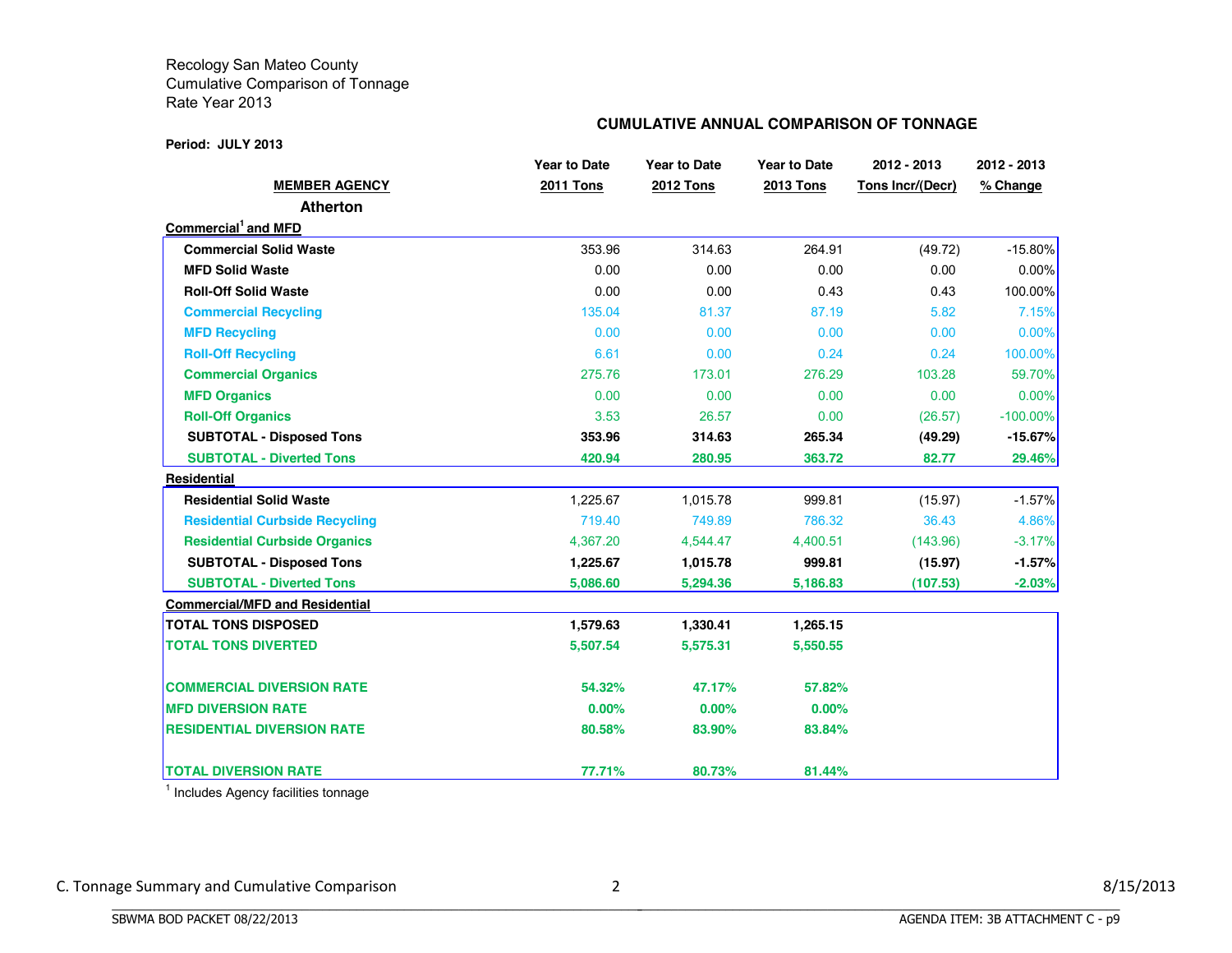Recology San Mateo County
Cumulative Comparison of Tonnage
Rate Year 2013

**CUMULATIVE ANNUAL COMPARISON OF TONNAGE**

**Period: JULY 2013**

| MEMBER AGENCY | Year to Date 2011 Tons | Year to Date 2012 Tons | Year to Date 2013 Tons | 2012 - 2013 Tons Incr/(Decr) | 2012 - 2013 % Change |
|---|---|---|---|---|---|
| **Atherton** | | | | | |
| **Commercial[1] and MFD** | | | | | |
| **Commercial Solid Waste** | 353.96 | 314.63 | 264.91 | (49.72) | -15.80% |
| **MFD Solid Waste** | 0.00 | 0.00 | 0.00 | 0.00 | 0.00% |
| **Roll-Off Solid Waste** | 0.00 | 0.00 | 0.43 | 0.43 | 100.00% |
| **Commercial Recycling** | 135.04 | 81.37 | 87.19 | 5.82 | 7.15% |
| **MFD Recycling** | 0.00 | 0.00 | 0.00 | 0.00 | 0.00% |
| **Roll-Off Recycling** | 6.61 | 0.00 | 0.24 | 0.24 | 100.00% |
| **Commercial Organics** | 275.76 | 173.01 | 276.29 | 103.28 | 59.70% |
| **MFD Organics** | 0.00 | 0.00 | 0.00 | 0.00 | 0.00% |
| **Roll-Off Organics** | 3.53 | 26.57 | 0.00 | (26.57) | -100.00% |
| **SUBTOTAL - Disposed Tons** | **353.96** | **314.63** | **265.34** | **(49.29)** | **-15.67%** |
| **SUBTOTAL - Diverted Tons** | **420.94** | **280.95** | **363.72** | **82.77** | **29.46%** |
| **Residential** | | | | | |
| **Residential Solid Waste** | 1,225.67 | 1,015.78 | 999.81 | (15.97) | -1.57% |
| **Residential Curbside Recycling** | 719.40 | 749.89 | 786.32 | 36.43 | 4.86% |
| **Residential Curbside Organics** | 4,367.20 | 4,544.47 | 4,400.51 | (143.96) | -3.17% |
| **SUBTOTAL - Disposed Tons** | **1,225.67** | **1,015.78** | **999.81** | **(15.97)** | **-1.57%** |
| **SUBTOTAL - Diverted Tons** | **5,086.60** | **5,294.36** | **5,186.83** | **(107.53)** | **-2.03%** |
| **Commercial/MFD and Residential** | | | | | |
| **TOTAL TONS DISPOSED** | **1,579.63** | **1,330.41** | **1,265.15** | | |
| **TOTAL TONS DIVERTED** | **5,507.54** | **5,575.31** | **5,550.55** | | |
| **COMMERCIAL DIVERSION RATE** | **54.32%** | **47.17%** | **57.82%** | | |
| **MFD DIVERSION RATE** | **0.00%** | **0.00%** | **0.00%** | | |
| **RESIDENTIAL DIVERSION RATE** | **80.58%** | **83.90%** | **83.84%** | | |
| **TOTAL DIVERSION RATE** | **77.71%** | **80.73%** | **81.44%** | | |

[1] Includes Agency facilities tonnage

C. Tonnage Summary and Cumulative Comparison 2 8/15/2013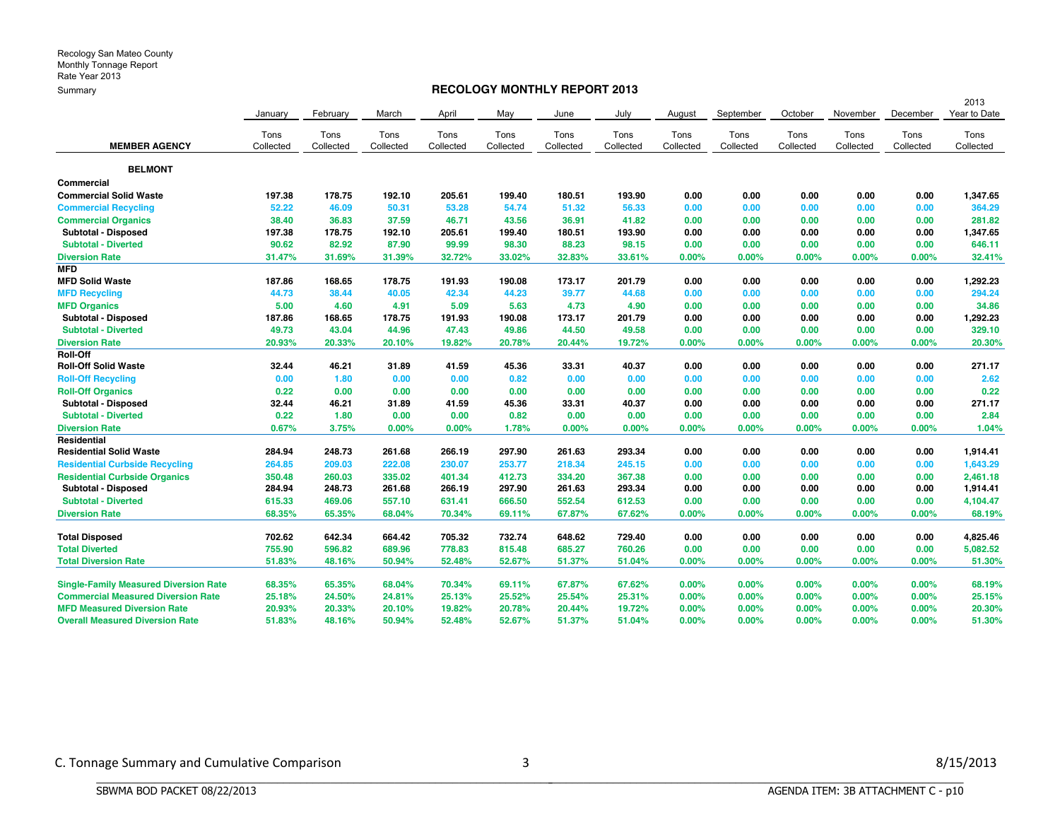Recology San Mateo County
Monthly Tonnage Report
Rate Year 2013
Summary

## RECOLOGY MONTHLY REPORT 2013

| MEMBER AGENCY | January Tons Collected | February Tons Collected | March Tons Collected | April Tons Collected | May Tons Collected | June Tons Collected | July Tons Collected | August Tons Collected | September Tons Collected | October Tons Collected | November Tons Collected | December Tons Collected | 2013 Year to Date Tons Collected |
|---|---|---|---|---|---|---|---|---|---|---|---|---|---|
| **BELMONT** | | | | | | | | | | | | | |
| **Commercial** | | | | | | | | | | | | | |
| **Commercial Solid Waste** | 197.38 | 178.75 | 192.10 | 205.61 | 199.40 | 180.51 | 193.90 | 0.00 | 0.00 | 0.00 | 0.00 | 0.00 | 1,347.65 |
| **Commercial Recycling** | 52.22 | 46.09 | 50.31 | 53.28 | 54.74 | 51.32 | 56.33 | 0.00 | 0.00 | 0.00 | 0.00 | 0.00 | 364.29 |
| **Commercial Organics** | 38.40 | 36.83 | 37.59 | 46.71 | 43.56 | 36.91 | 41.82 | 0.00 | 0.00 | 0.00 | 0.00 | 0.00 | 281.82 |
| **Subtotal - Disposed** | 197.38 | 178.75 | 192.10 | 205.61 | 199.40 | 180.51 | 193.90 | 0.00 | 0.00 | 0.00 | 0.00 | 0.00 | 1,347.65 |
| **Subtotal - Diverted** | 90.62 | 82.92 | 87.90 | 99.99 | 98.30 | 88.23 | 98.15 | 0.00 | 0.00 | 0.00 | 0.00 | 0.00 | 646.11 |
| **Diversion Rate** | 31.47% | 31.69% | 31.39% | 32.72% | 33.02% | 32.83% | 33.61% | 0.00% | 0.00% | 0.00% | 0.00% | 0.00% | 32.41% |
| **MFD** | | | | | | | | | | | | | |
| **MFD Solid Waste** | 187.86 | 168.65 | 178.75 | 191.93 | 190.08 | 173.17 | 201.79 | 0.00 | 0.00 | 0.00 | 0.00 | 0.00 | 1,292.23 |
| **MFD Recycling** | 44.73 | 38.44 | 40.05 | 42.34 | 44.23 | 39.77 | 44.68 | 0.00 | 0.00 | 0.00 | 0.00 | 0.00 | 294.24 |
| **MFD Organics** | 5.00 | 4.60 | 4.91 | 5.09 | 5.63 | 4.73 | 4.90 | 0.00 | 0.00 | 0.00 | 0.00 | 0.00 | 34.86 |
| **Subtotal - Disposed** | 187.86 | 168.65 | 178.75 | 191.93 | 190.08 | 173.17 | 201.79 | 0.00 | 0.00 | 0.00 | 0.00 | 0.00 | 1,292.23 |
| **Subtotal - Diverted** | 49.73 | 43.04 | 44.96 | 47.43 | 49.86 | 44.50 | 49.58 | 0.00 | 0.00 | 0.00 | 0.00 | 0.00 | 329.10 |
| **Diversion Rate** | 20.93% | 20.33% | 20.10% | 19.82% | 20.78% | 20.44% | 19.72% | 0.00% | 0.00% | 0.00% | 0.00% | 0.00% | 20.30% |
| **Roll-Off** | | | | | | | | | | | | | |
| **Roll-Off Solid Waste** | 32.44 | 46.21 | 31.89 | 41.59 | 45.36 | 33.31 | 40.37 | 0.00 | 0.00 | 0.00 | 0.00 | 0.00 | 271.17 |
| **Roll-Off Recycling** | 0.00 | 1.80 | 0.00 | 0.00 | 0.82 | 0.00 | 0.00 | 0.00 | 0.00 | 0.00 | 0.00 | 0.00 | 2.62 |
| **Roll-Off Organics** | 0.22 | 0.00 | 0.00 | 0.00 | 0.00 | 0.00 | 0.00 | 0.00 | 0.00 | 0.00 | 0.00 | 0.00 | 0.22 |
| **Subtotal - Disposed** | 32.44 | 46.21 | 31.89 | 41.59 | 45.36 | 33.31 | 40.37 | 0.00 | 0.00 | 0.00 | 0.00 | 0.00 | 271.17 |
| **Subtotal - Diverted** | 0.22 | 1.80 | 0.00 | 0.00 | 0.82 | 0.00 | 0.00 | 0.00 | 0.00 | 0.00 | 0.00 | 0.00 | 2.84 |
| **Diversion Rate** | 0.67% | 3.75% | 0.00% | 0.00% | 1.78% | 0.00% | 0.00% | 0.00% | 0.00% | 0.00% | 0.00% | 0.00% | 1.04% |
| **Residential** | | | | | | | | | | | | | |
| **Residential Solid Waste** | 284.94 | 248.73 | 261.68 | 266.19 | 297.90 | 261.63 | 293.34 | 0.00 | 0.00 | 0.00 | 0.00 | 0.00 | 1,914.41 |
| **Residential Curbside Recycling** | 264.85 | 209.03 | 222.08 | 230.07 | 253.77 | 218.34 | 245.15 | 0.00 | 0.00 | 0.00 | 0.00 | 0.00 | 1,643.29 |
| **Residential Curbside Organics** | 350.48 | 260.03 | 335.02 | 401.34 | 412.73 | 334.20 | 367.38 | 0.00 | 0.00 | 0.00 | 0.00 | 0.00 | 2,461.18 |
| **Subtotal - Disposed** | 284.94 | 248.73 | 261.68 | 266.19 | 297.90 | 261.63 | 293.34 | 0.00 | 0.00 | 0.00 | 0.00 | 0.00 | 1,914.41 |
| **Subtotal - Diverted** | 615.33 | 469.06 | 557.10 | 631.41 | 666.50 | 552.54 | 612.53 | 0.00 | 0.00 | 0.00 | 0.00 | 0.00 | 4,104.47 |
| **Diversion Rate** | 68.35% | 65.35% | 68.04% | 70.34% | 69.11% | 67.87% | 67.62% | 0.00% | 0.00% | 0.00% | 0.00% | 0.00% | 68.19% |
| **Total Disposed** | 702.62 | 642.34 | 664.42 | 705.32 | 732.74 | 648.62 | 729.40 | 0.00 | 0.00 | 0.00 | 0.00 | 0.00 | 4,825.46 |
| **Total Diverted** | 755.90 | 596.82 | 689.96 | 778.83 | 815.48 | 685.27 | 760.26 | 0.00 | 0.00 | 0.00 | 0.00 | 0.00 | 5,082.52 |
| **Total Diversion Rate** | 51.83% | 48.16% | 50.94% | 52.48% | 52.67% | 51.37% | 51.04% | 0.00% | 0.00% | 0.00% | 0.00% | 0.00% | 51.30% |
| **Single-Family Measured Diversion Rate** | 68.35% | 65.35% | 68.04% | 70.34% | 69.11% | 67.87% | 67.62% | 0.00% | 0.00% | 0.00% | 0.00% | 0.00% | 68.19% |
| **Commercial Measured Diversion Rate** | 25.18% | 24.50% | 24.81% | 25.13% | 25.52% | 25.54% | 25.31% | 0.00% | 0.00% | 0.00% | 0.00% | 0.00% | 25.15% |
| **MFD Measured Diversion Rate** | 20.93% | 20.33% | 20.10% | 19.82% | 20.78% | 20.44% | 19.72% | 0.00% | 0.00% | 0.00% | 0.00% | 0.00% | 20.30% |
| **Overall Measured Diversion Rate** | 51.83% | 48.16% | 50.94% | 52.48% | 52.67% | 51.37% | 51.04% | 0.00% | 0.00% | 0.00% | 0.00% | 0.00% | 51.30% |

C. Tonnage Summary and Cumulative Comparison 3 8/15/2013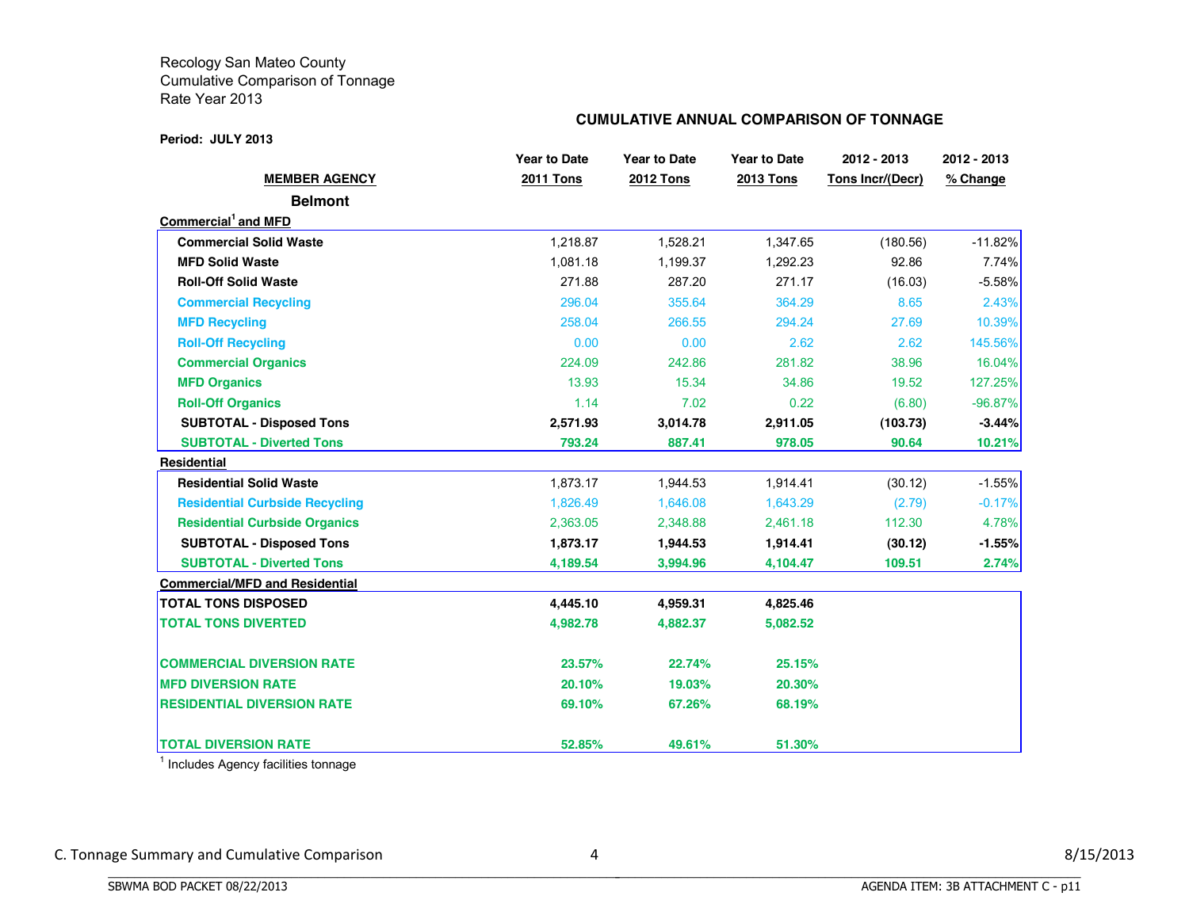Recology San Mateo County
Cumulative Comparison of Tonnage
Rate Year 2013

**CUMULATIVE ANNUAL COMPARISON OF TONNAGE**

**Period: JULY 2013**

| MEMBER AGENCY | Year to Date 2011 Tons | Year to Date 2012 Tons | Year to Date 2013 Tons | 2012 - 2013 Tons Incr/(Decr) | 2012 - 2013 % Change |
|---|---|---|---|---|---|
| **Belmont** | | | | | |
| **Commercial[1] and MFD** | | | | | |
| **Commercial Solid Waste** | 1,218.87 | 1,528.21 | 1,347.65 | (180.56) | -11.82% |
| **MFD Solid Waste** | 1,081.18 | 1,199.37 | 1,292.23 | 92.86 | 7.74% |
| **Roll-Off Solid Waste** | 271.88 | 287.20 | 271.17 | (16.03) | -5.58% |
| **Commercial Recycling** | 296.04 | 355.64 | 364.29 | 8.65 | 2.43% |
| **MFD Recycling** | 258.04 | 266.55 | 294.24 | 27.69 | 10.39% |
| **Roll-Off Recycling** | 0.00 | 0.00 | 2.62 | 2.62 | 145.56% |
| **Commercial Organics** | 224.09 | 242.86 | 281.82 | 38.96 | 16.04% |
| **MFD Organics** | 13.93 | 15.34 | 34.86 | 19.52 | 127.25% |
| **Roll-Off Organics** | 1.14 | 7.02 | 0.22 | (6.80) | -96.87% |
| **SUBTOTAL - Disposed Tons** | **2,571.93** | **3,014.78** | **2,911.05** | **(103.73)** | **-3.44%** |
| **SUBTOTAL - Diverted Tons** | **793.24** | **887.41** | **978.05** | **90.64** | **10.21%** |
| **Residential** | | | | | |
| **Residential Solid Waste** | 1,873.17 | 1,944.53 | 1,914.41 | (30.12) | -1.55% |
| **Residential Curbside Recycling** | 1,826.49 | 1,646.08 | 1,643.29 | (2.79) | -0.17% |
| **Residential Curbside Organics** | 2,363.05 | 2,348.88 | 2,461.18 | 112.30 | 4.78% |
| **SUBTOTAL - Disposed Tons** | **1,873.17** | **1,944.53** | **1,914.41** | **(30.12)** | **-1.55%** |
| **SUBTOTAL - Diverted Tons** | **4,189.54** | **3,994.96** | **4,104.47** | **109.51** | **2.74%** |
| **Commercial/MFD and Residential** | | | | | |
| **TOTAL TONS DISPOSED** | **4,445.10** | **4,959.31** | **4,825.46** | | |
| **TOTAL TONS DIVERTED** | **4,982.78** | **4,882.37** | **5,082.52** | | |
| **COMMERCIAL DIVERSION RATE** | **23.57%** | **22.74%** | **25.15%** | | |
| **MFD DIVERSION RATE** | **20.10%** | **19.03%** | **20.30%** | | |
| **RESIDENTIAL DIVERSION RATE** | **69.10%** | **67.26%** | **68.19%** | | |
| **TOTAL DIVERSION RATE** | **52.85%** | **49.61%** | **51.30%** | | |

[1] Includes Agency facilities tonnage

C. Tonnage Summary and Cumulative Comparison

8/15/2013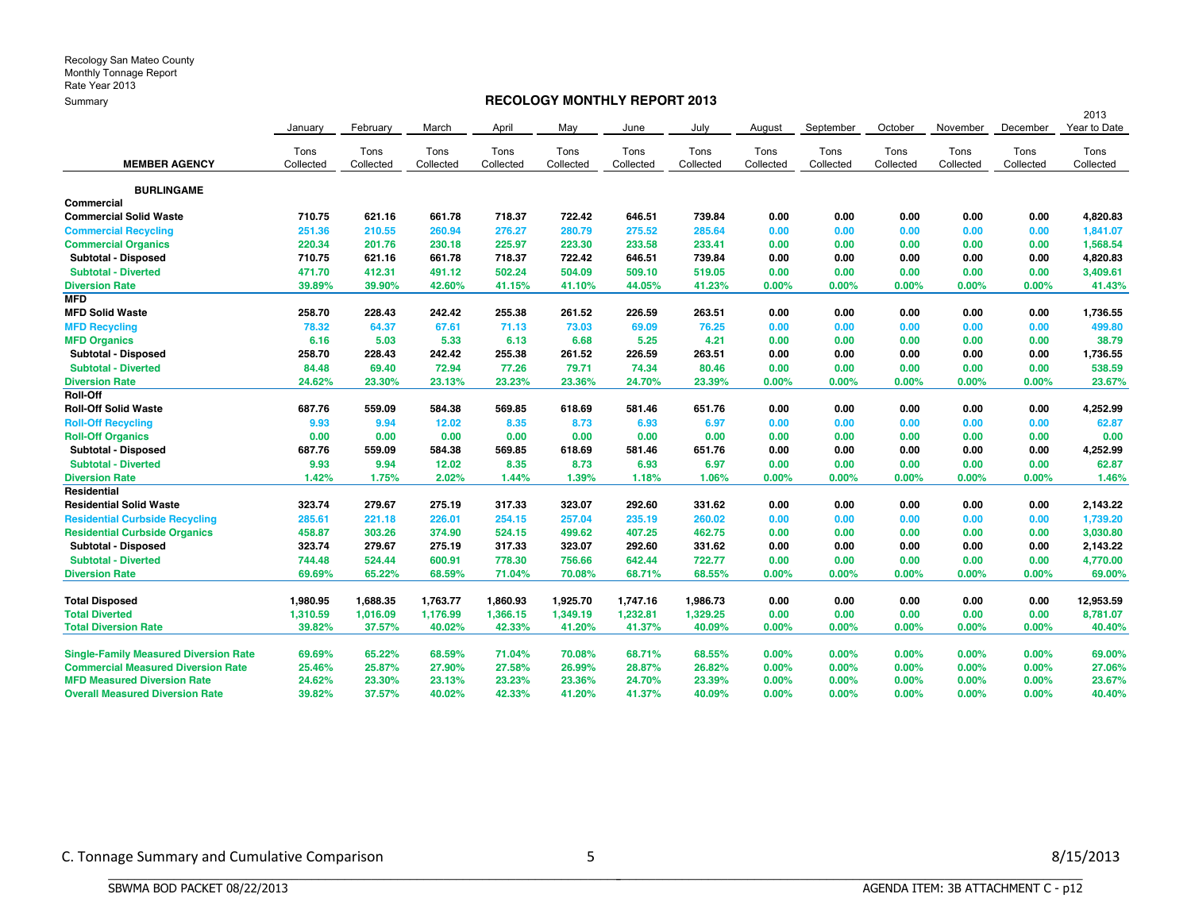Recology San Mateo County
Monthly Tonnage Report
Rate Year 2013
Summary

## RECOLOGY MONTHLY REPORT 2013

| MEMBER AGENCY | January Tons Collected | February Tons Collected | March Tons Collected | April Tons Collected | May Tons Collected | June Tons Collected | July Tons Collected | August Tons Collected | September Tons Collected | October Tons Collected | November Tons Collected | December Tons Collected | 2013 Year to Date Tons Collected |
|---|---|---|---|---|---|---|---|---|---|---|---|---|---|
| **BURLINGAME** | | | | | | | | | | | | | |
| **Commercial** | | | | | | | | | | | | | |
| **Commercial Solid Waste** | 710.75 | 621.16 | 661.78 | 718.37 | 722.42 | 646.51 | 739.84 | 0.00 | 0.00 | 0.00 | 0.00 | 0.00 | 4,820.83 |
| **Commercial Recycling** | 251.36 | 210.55 | 260.94 | 276.27 | 280.79 | 275.52 | 285.64 | 0.00 | 0.00 | 0.00 | 0.00 | 0.00 | 1,841.07 |
| **Commercial Organics** | 220.34 | 201.76 | 230.18 | 225.97 | 223.30 | 233.58 | 233.41 | 0.00 | 0.00 | 0.00 | 0.00 | 0.00 | 1,568.54 |
| **Subtotal - Disposed** | 710.75 | 621.16 | 661.78 | 718.37 | 722.42 | 646.51 | 739.84 | 0.00 | 0.00 | 0.00 | 0.00 | 0.00 | 4,820.83 |
| **Subtotal - Diverted** | 471.70 | 412.31 | 491.12 | 502.24 | 504.09 | 509.10 | 519.05 | 0.00 | 0.00 | 0.00 | 0.00 | 0.00 | 3,409.61 |
| **Diversion Rate** | 39.89% | 39.90% | 42.60% | 41.15% | 41.10% | 44.05% | 41.23% | 0.00% | 0.00% | 0.00% | 0.00% | 0.00% | 41.43% |
| **MFD** | | | | | | | | | | | | | |
| **MFD Solid Waste** | 258.70 | 228.43 | 242.42 | 255.38 | 261.52 | 226.59 | 263.51 | 0.00 | 0.00 | 0.00 | 0.00 | 0.00 | 1,736.55 |
| **MFD Recycling** | 78.32 | 64.37 | 67.61 | 71.13 | 73.03 | 69.09 | 76.25 | 0.00 | 0.00 | 0.00 | 0.00 | 0.00 | 499.80 |
| **MFD Organics** | 6.16 | 5.03 | 5.33 | 6.13 | 6.68 | 5.25 | 4.21 | 0.00 | 0.00 | 0.00 | 0.00 | 0.00 | 38.79 |
| **Subtotal - Disposed** | 258.70 | 228.43 | 242.42 | 255.38 | 261.52 | 226.59 | 263.51 | 0.00 | 0.00 | 0.00 | 0.00 | 0.00 | 1,736.55 |
| **Subtotal - Diverted** | 84.48 | 69.40 | 72.94 | 77.26 | 79.71 | 74.34 | 80.46 | 0.00 | 0.00 | 0.00 | 0.00 | 0.00 | 538.59 |
| **Diversion Rate** | 24.62% | 23.30% | 23.13% | 23.23% | 23.36% | 24.70% | 23.39% | 0.00% | 0.00% | 0.00% | 0.00% | 0.00% | 23.67% |
| **Roll-Off** | | | | | | | | | | | | | |
| **Roll-Off Solid Waste** | 687.76 | 559.09 | 584.38 | 569.85 | 618.69 | 581.46 | 651.76 | 0.00 | 0.00 | 0.00 | 0.00 | 0.00 | 4,252.99 |
| **Roll-Off Recycling** | 9.93 | 9.94 | 12.02 | 8.35 | 8.73 | 6.93 | 6.97 | 0.00 | 0.00 | 0.00 | 0.00 | 0.00 | 62.87 |
| **Roll-Off Organics** | 0.00 | 0.00 | 0.00 | 0.00 | 0.00 | 0.00 | 0.00 | 0.00 | 0.00 | 0.00 | 0.00 | 0.00 | 0.00 |
| **Subtotal - Disposed** | 687.76 | 559.09 | 584.38 | 569.85 | 618.69 | 581.46 | 651.76 | 0.00 | 0.00 | 0.00 | 0.00 | 0.00 | 4,252.99 |
| **Subtotal - Diverted** | 9.93 | 9.94 | 12.02 | 8.35 | 8.73 | 6.93 | 6.97 | 0.00 | 0.00 | 0.00 | 0.00 | 0.00 | 62.87 |
| **Diversion Rate** | 1.42% | 1.75% | 2.02% | 1.44% | 1.39% | 1.18% | 1.06% | 0.00% | 0.00% | 0.00% | 0.00% | 0.00% | 1.46% |
| **Residential** | | | | | | | | | | | | | |
| **Residential Solid Waste** | 323.74 | 279.67 | 275.19 | 317.33 | 323.07 | 292.60 | 331.62 | 0.00 | 0.00 | 0.00 | 0.00 | 0.00 | 2,143.22 |
| **Residential Curbside Recycling** | 285.61 | 221.18 | 226.01 | 254.15 | 257.04 | 235.19 | 260.02 | 0.00 | 0.00 | 0.00 | 0.00 | 0.00 | 1,739.20 |
| **Residential Curbside Organics** | 458.87 | 303.26 | 374.90 | 524.15 | 499.62 | 407.25 | 462.75 | 0.00 | 0.00 | 0.00 | 0.00 | 0.00 | 3,030.80 |
| **Subtotal - Disposed** | 323.74 | 279.67 | 275.19 | 317.33 | 323.07 | 292.60 | 331.62 | 0.00 | 0.00 | 0.00 | 0.00 | 0.00 | 2,143.22 |
| **Subtotal - Diverted** | 744.48 | 524.44 | 600.91 | 778.30 | 756.66 | 642.44 | 722.77 | 0.00 | 0.00 | 0.00 | 0.00 | 0.00 | 4,770.00 |
| **Diversion Rate** | 69.69% | 65.22% | 68.59% | 71.04% | 70.08% | 68.71% | 68.55% | 0.00% | 0.00% | 0.00% | 0.00% | 0.00% | 69.00% |
| | | | | | | | | | | | | | |
| **Total Disposed** | 1,980.95 | 1,688.35 | 1,763.77 | 1,860.93 | 1,925.70 | 1,747.16 | 1,986.73 | 0.00 | 0.00 | 0.00 | 0.00 | 0.00 | 12,953.59 |
| **Total Diverted** | 1,310.59 | 1,016.09 | 1,176.99 | 1,366.15 | 1,349.19 | 1,232.81 | 1,329.25 | 0.00 | 0.00 | 0.00 | 0.00 | 0.00 | 8,781.07 |
| **Total Diversion Rate** | 39.82% | 37.57% | 40.02% | 42.33% | 41.20% | 41.37% | 40.09% | 0.00% | 0.00% | 0.00% | 0.00% | 0.00% | 40.40% |
| | | | | | | | | | | | | | |
| **Single-Family Measured Diversion Rate** | 69.69% | 65.22% | 68.59% | 71.04% | 70.08% | 68.71% | 68.55% | 0.00% | 0.00% | 0.00% | 0.00% | 0.00% | 69.00% |
| **Commercial Measured Diversion Rate** | 25.46% | 25.87% | 27.90% | 27.58% | 26.99% | 28.87% | 26.82% | 0.00% | 0.00% | 0.00% | 0.00% | 0.00% | 27.06% |
| **MFD Measured Diversion Rate** | 24.62% | 23.30% | 23.13% | 23.23% | 23.36% | 24.70% | 23.39% | 0.00% | 0.00% | 0.00% | 0.00% | 0.00% | 23.67% |
| **Overall Measured Diversion Rate** | 39.82% | 37.57% | 40.02% | 42.33% | 41.20% | 41.37% | 40.09% | 0.00% | 0.00% | 0.00% | 0.00% | 0.00% | 40.40% |

C. Tonnage Summary and Cumulative Comparison — 8/15/2013

SBWMA BOD PACKET 08/22/2013 — AGENDA ITEM: 3B ATTACHMENT C - p12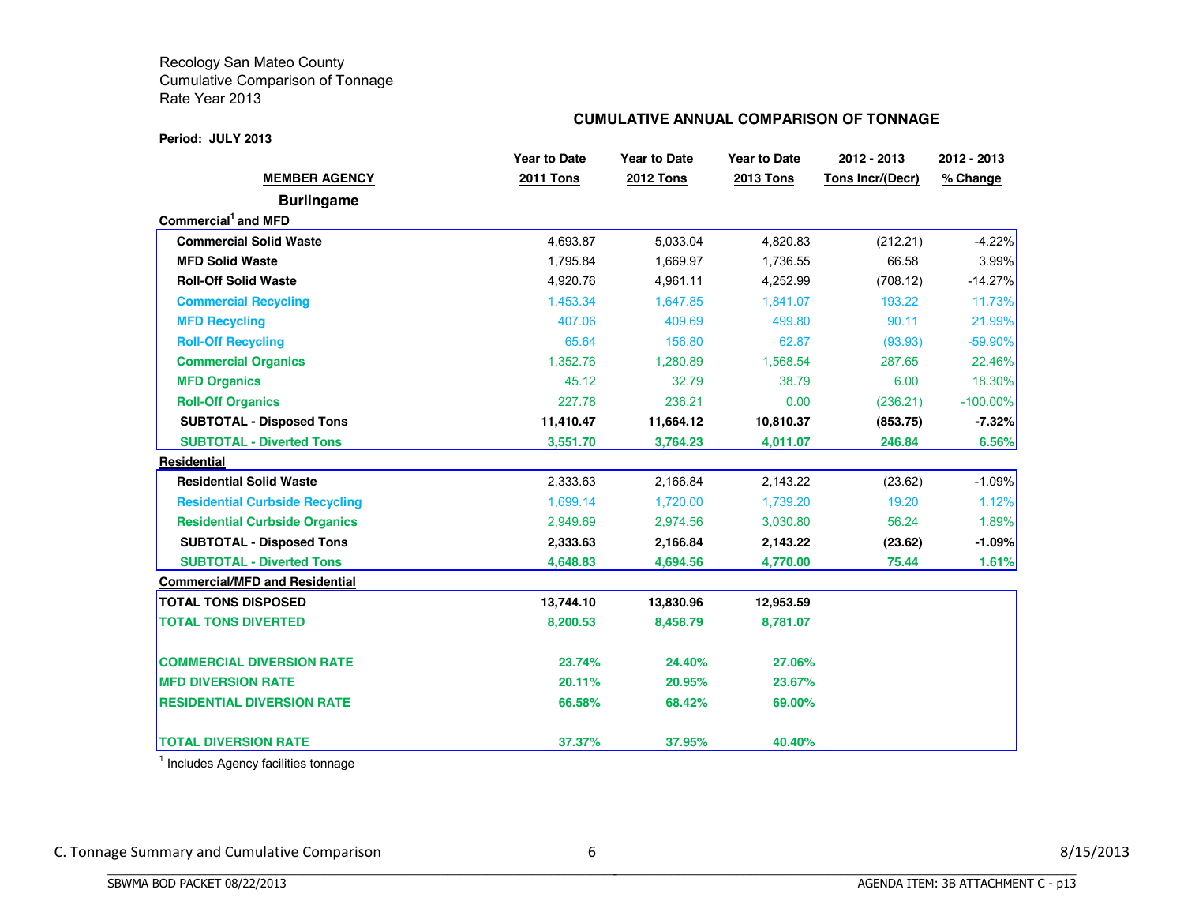Recology San Mateo County
Cumulative Comparison of Tonnage
Rate Year 2013

## CUMULATIVE ANNUAL COMPARISON OF TONNAGE

**Period: JULY 2013**

| MEMBER AGENCY | Year to Date 2011 Tons | Year to Date 2012 Tons | Year to Date 2013 Tons | 2012 - 2013 Tons Incr/(Decr) | 2012 - 2013 % Change |
|---|---|---|---|---|---|
| **Burlingame** | | | | | |
| **Commercial[1] and MFD** | | | | | |
| **Commercial Solid Waste** | 4,693.87 | 5,033.04 | 4,820.83 | (212.21) | -4.22% |
| **MFD Solid Waste** | 1,795.84 | 1,669.97 | 1,736.55 | 66.58 | 3.99% |
| **Roll-Off Solid Waste** | 4,920.76 | 4,961.11 | 4,252.99 | (708.12) | -14.27% |
| **Commercial Recycling** | 1,453.34 | 1,647.85 | 1,841.07 | 193.22 | 11.73% |
| **MFD Recycling** | 407.06 | 409.69 | 499.80 | 90.11 | 21.99% |
| **Roll-Off Recycling** | 65.64 | 156.80 | 62.87 | (93.93) | -59.90% |
| **Commercial Organics** | 1,352.76 | 1,280.89 | 1,568.54 | 287.65 | 22.46% |
| **MFD Organics** | 45.12 | 32.79 | 38.79 | 6.00 | 18.30% |
| **Roll-Off Organics** | 227.78 | 236.21 | 0.00 | (236.21) | -100.00% |
| **SUBTOTAL - Disposed Tons** | **11,410.47** | **11,664.12** | **10,810.37** | **(853.75)** | **-7.32%** |
| **SUBTOTAL - Diverted Tons** | **3,551.70** | **3,764.23** | **4,011.07** | **246.84** | **6.56%** |
| **Residential** | | | | | |
| **Residential Solid Waste** | 2,333.63 | 2,166.84 | 2,143.22 | (23.62) | -1.09% |
| **Residential Curbside Recycling** | 1,699.14 | 1,720.00 | 1,739.20 | 19.20 | 1.12% |
| **Residential Curbside Organics** | 2,949.69 | 2,974.56 | 3,030.80 | 56.24 | 1.89% |
| **SUBTOTAL - Disposed Tons** | **2,333.63** | **2,166.84** | **2,143.22** | **(23.62)** | **-1.09%** |
| **SUBTOTAL - Diverted Tons** | **4,648.83** | **4,694.56** | **4,770.00** | **75.44** | **1.61%** |
| **Commercial/MFD and Residential** | | | | | |
| **TOTAL TONS DISPOSED** | **13,744.10** | **13,830.96** | **12,953.59** | | |
| **TOTAL TONS DIVERTED** | **8,200.53** | **8,458.79** | **8,781.07** | | |
| **COMMERCIAL DIVERSION RATE** | **23.74%** | **24.40%** | **27.06%** | | |
| **MFD DIVERSION RATE** | **20.11%** | **20.95%** | **23.67%** | | |
| **RESIDENTIAL DIVERSION RATE** | **66.58%** | **68.42%** | **69.00%** | | |
| **TOTAL DIVERSION RATE** | **37.37%** | **37.95%** | **40.40%** | | |

[1] Includes Agency facilities tonnage

C. Tonnage Summary and Cumulative Comparison

8/15/2013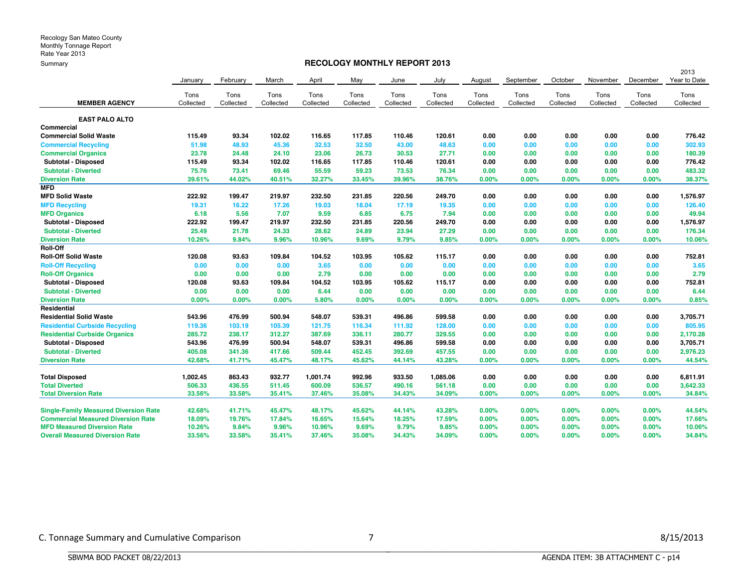Recology San Mateo County
Monthly Tonnage Report
Rate Year 2013
Summary

**RECOLOGY MONTHLY REPORT 2013**

| MEMBER AGENCY | January Tons Collected | February Tons Collected | March Tons Collected | April Tons Collected | May Tons Collected | June Tons Collected | July Tons Collected | August Tons Collected | September Tons Collected | October Tons Collected | November Tons Collected | December Tons Collected | 2013 Year to Date Tons Collected |
|---|---|---|---|---|---|---|---|---|---|---|---|---|---|
| **EAST PALO ALTO** | | | | | | | | | | | | | |
| **Commercial** | | | | | | | | | | | | | |
| **Commercial Solid Waste** | 115.49 | 93.34 | 102.02 | 116.65 | 117.85 | 110.46 | 120.61 | 0.00 | 0.00 | 0.00 | 0.00 | 0.00 | 776.42 |
| **Commercial Recycling** | 51.98 | 48.93 | 45.36 | 32.53 | 32.50 | 43.00 | 48.63 | 0.00 | 0.00 | 0.00 | 0.00 | 0.00 | 302.93 |
| **Commercial Organics** | 23.78 | 24.48 | 24.10 | 23.06 | 26.73 | 30.53 | 27.71 | 0.00 | 0.00 | 0.00 | 0.00 | 0.00 | 180.39 |
| **Subtotal - Disposed** | 115.49 | 93.34 | 102.02 | 116.65 | 117.85 | 110.46 | 120.61 | 0.00 | 0.00 | 0.00 | 0.00 | 0.00 | 776.42 |
| **Subtotal - Diverted** | 75.76 | 73.41 | 69.46 | 55.59 | 59.23 | 73.53 | 76.34 | 0.00 | 0.00 | 0.00 | 0.00 | 0.00 | 483.32 |
| **Diversion Rate** | 39.61% | 44.02% | 40.51% | 32.27% | 33.45% | 39.96% | 38.76% | 0.00% | 0.00% | 0.00% | 0.00% | 0.00% | 38.37% |
| **MFD** | | | | | | | | | | | | | |
| **MFD Solid Waste** | 222.92 | 199.47 | 219.97 | 232.50 | 231.85 | 220.56 | 249.70 | 0.00 | 0.00 | 0.00 | 0.00 | 0.00 | 1,576.97 |
| **MFD Recycling** | 19.31 | 16.22 | 17.26 | 19.03 | 18.04 | 17.19 | 19.35 | 0.00 | 0.00 | 0.00 | 0.00 | 0.00 | 126.40 |
| **MFD Organics** | 6.18 | 5.56 | 7.07 | 9.59 | 6.85 | 6.75 | 7.94 | 0.00 | 0.00 | 0.00 | 0.00 | 0.00 | 49.94 |
| **Subtotal - Disposed** | 222.92 | 199.47 | 219.97 | 232.50 | 231.85 | 220.56 | 249.70 | 0.00 | 0.00 | 0.00 | 0.00 | 0.00 | 1,576.97 |
| **Subtotal - Diverted** | 25.49 | 21.78 | 24.33 | 28.62 | 24.89 | 23.94 | 27.29 | 0.00 | 0.00 | 0.00 | 0.00 | 0.00 | 176.34 |
| **Diversion Rate** | 10.26% | 9.84% | 9.96% | 10.96% | 9.69% | 9.79% | 9.85% | 0.00% | 0.00% | 0.00% | 0.00% | 0.00% | 10.06% |
| **Roll-Off** | | | | | | | | | | | | | |
| **Roll-Off Solid Waste** | 120.08 | 93.63 | 109.84 | 104.52 | 103.95 | 105.62 | 115.17 | 0.00 | 0.00 | 0.00 | 0.00 | 0.00 | 752.81 |
| **Roll-Off Recycling** | 0.00 | 0.00 | 0.00 | 3.65 | 0.00 | 0.00 | 0.00 | 0.00 | 0.00 | 0.00 | 0.00 | 0.00 | 3.65 |
| **Roll-Off Organics** | 0.00 | 0.00 | 0.00 | 2.79 | 0.00 | 0.00 | 0.00 | 0.00 | 0.00 | 0.00 | 0.00 | 0.00 | 2.79 |
| **Subtotal - Disposed** | 120.08 | 93.63 | 109.84 | 104.52 | 103.95 | 105.62 | 115.17 | 0.00 | 0.00 | 0.00 | 0.00 | 0.00 | 752.81 |
| **Subtotal - Diverted** | 0.00 | 0.00 | 0.00 | 6.44 | 0.00 | 0.00 | 0.00 | 0.00 | 0.00 | 0.00 | 0.00 | 0.00 | 6.44 |
| **Diversion Rate** | 0.00% | 0.00% | 0.00% | 5.80% | 0.00% | 0.00% | 0.00% | 0.00% | 0.00% | 0.00% | 0.00% | 0.00% | 0.85% |
| **Residential** | | | | | | | | | | | | | |
| **Residential Solid Waste** | 543.96 | 476.99 | 500.94 | 548.07 | 539.31 | 496.86 | 599.58 | 0.00 | 0.00 | 0.00 | 0.00 | 0.00 | 3,705.71 |
| **Residential Curbside Recycling** | 119.36 | 103.19 | 105.39 | 121.75 | 116.34 | 111.92 | 128.00 | 0.00 | 0.00 | 0.00 | 0.00 | 0.00 | 805.95 |
| **Residential Curbside Organics** | 285.72 | 238.17 | 312.27 | 387.69 | 336.11 | 280.77 | 329.55 | 0.00 | 0.00 | 0.00 | 0.00 | 0.00 | 2,170.28 |
| **Subtotal - Disposed** | 543.96 | 476.99 | 500.94 | 548.07 | 539.31 | 496.86 | 599.58 | 0.00 | 0.00 | 0.00 | 0.00 | 0.00 | 3,705.71 |
| **Subtotal - Diverted** | 405.08 | 341.36 | 417.66 | 509.44 | 452.45 | 392.69 | 457.55 | 0.00 | 0.00 | 0.00 | 0.00 | 0.00 | 2,976.23 |
| **Diversion Rate** | 42.68% | 41.71% | 45.47% | 48.17% | 45.62% | 44.14% | 43.28% | 0.00% | 0.00% | 0.00% | 0.00% | 0.00% | 44.54% |
| **Total Disposed** | 1,002.45 | 863.43 | 932.77 | 1,001.74 | 992.96 | 933.50 | 1,085.06 | 0.00 | 0.00 | 0.00 | 0.00 | 0.00 | 6,811.91 |
| **Total Diverted** | 506.33 | 436.55 | 511.45 | 600.09 | 536.57 | 490.16 | 561.18 | 0.00 | 0.00 | 0.00 | 0.00 | 0.00 | 3,642.33 |
| **Total Diversion Rate** | 33.56% | 33.58% | 35.41% | 37.46% | 35.08% | 34.43% | 34.09% | 0.00% | 0.00% | 0.00% | 0.00% | 0.00% | 34.84% |
| **Single-Family Measured Diversion Rate** | 42.68% | 41.71% | 45.47% | 48.17% | 45.62% | 44.14% | 43.28% | 0.00% | 0.00% | 0.00% | 0.00% | 0.00% | 44.54% |
| **Commercial Measured Diversion Rate** | 18.09% | 19.76% | 17.84% | 16.65% | 15.64% | 18.25% | 17.59% | 0.00% | 0.00% | 0.00% | 0.00% | 0.00% | 17.66% |
| **MFD Measured Diversion Rate** | 10.26% | 9.84% | 9.96% | 10.96% | 9.69% | 9.79% | 9.85% | 0.00% | 0.00% | 0.00% | 0.00% | 0.00% | 10.06% |
| **Overall Measured Diversion Rate** | 33.56% | 33.58% | 35.41% | 37.46% | 35.08% | 34.43% | 34.09% | 0.00% | 0.00% | 0.00% | 0.00% | 0.00% | 34.84% |

C. Tonnage Summary and Cumulative Comparison 7 8/15/2013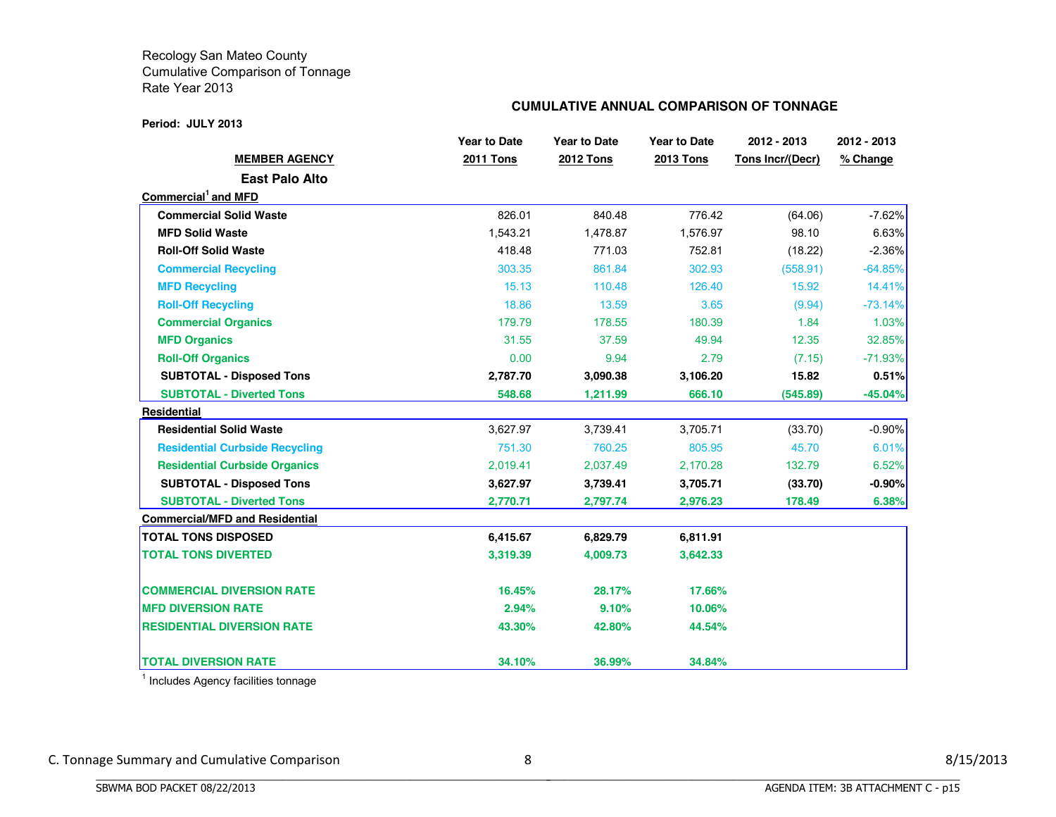Recology San Mateo County
Cumulative Comparison of Tonnage
Rate Year 2013

**CUMULATIVE ANNUAL COMPARISON OF TONNAGE**

**Period: JULY 2013**

| MEMBER AGENCY | Year to Date 2011 Tons | Year to Date 2012 Tons | Year to Date 2013 Tons | 2012 - 2013 Tons Incr/(Decr) | 2012 - 2013 % Change |
|---|---|---|---|---|---|
| **East Palo Alto** | | | | | |
| **Commercial[1] and MFD** | | | | | |
| **Commercial Solid Waste** | 826.01 | 840.48 | 776.42 | (64.06) | -7.62% |
| **MFD Solid Waste** | 1,543.21 | 1,478.87 | 1,576.97 | 98.10 | 6.63% |
| **Roll-Off Solid Waste** | 418.48 | 771.03 | 752.81 | (18.22) | -2.36% |
| **Commercial Recycling** | 303.35 | 861.84 | 302.93 | (558.91) | -64.85% |
| **MFD Recycling** | 15.13 | 110.48 | 126.40 | 15.92 | 14.41% |
| **Roll-Off Recycling** | 18.86 | 13.59 | 3.65 | (9.94) | -73.14% |
| **Commercial Organics** | 179.79 | 178.55 | 180.39 | 1.84 | 1.03% |
| **MFD Organics** | 31.55 | 37.59 | 49.94 | 12.35 | 32.85% |
| **Roll-Off Organics** | 0.00 | 9.94 | 2.79 | (7.15) | -71.93% |
| **SUBTOTAL - Disposed Tons** | **2,787.70** | **3,090.38** | **3,106.20** | **15.82** | **0.51%** |
| **SUBTOTAL - Diverted Tons** | **548.68** | **1,211.99** | **666.10** | **(545.89)** | **-45.04%** |
| **Residential** | | | | | |
| **Residential Solid Waste** | 3,627.97 | 3,739.41 | 3,705.71 | (33.70) | -0.90% |
| **Residential Curbside Recycling** | 751.30 | 760.25 | 805.95 | 45.70 | 6.01% |
| **Residential Curbside Organics** | 2,019.41 | 2,037.49 | 2,170.28 | 132.79 | 6.52% |
| **SUBTOTAL - Disposed Tons** | **3,627.97** | **3,739.41** | **3,705.71** | **(33.70)** | **-0.90%** |
| **SUBTOTAL - Diverted Tons** | **2,770.71** | **2,797.74** | **2,976.23** | **178.49** | **6.38%** |
| **Commercial/MFD and Residential** | | | | | |
| **TOTAL TONS DISPOSED** | **6,415.67** | **6,829.79** | **6,811.91** | | |
| **TOTAL TONS DIVERTED** | **3,319.39** | **4,009.73** | **3,642.33** | | |
| **COMMERCIAL DIVERSION RATE** | **16.45%** | **28.17%** | **17.66%** | | |
| **MFD DIVERSION RATE** | **2.94%** | **9.10%** | **10.06%** | | |
| **RESIDENTIAL DIVERSION RATE** | **43.30%** | **42.80%** | **44.54%** | | |
| **TOTAL DIVERSION RATE** | **34.10%** | **36.99%** | **34.84%** | | |

[1] Includes Agency facilities tonnage

C. Tonnage Summary and Cumulative Comparison

8/15/2013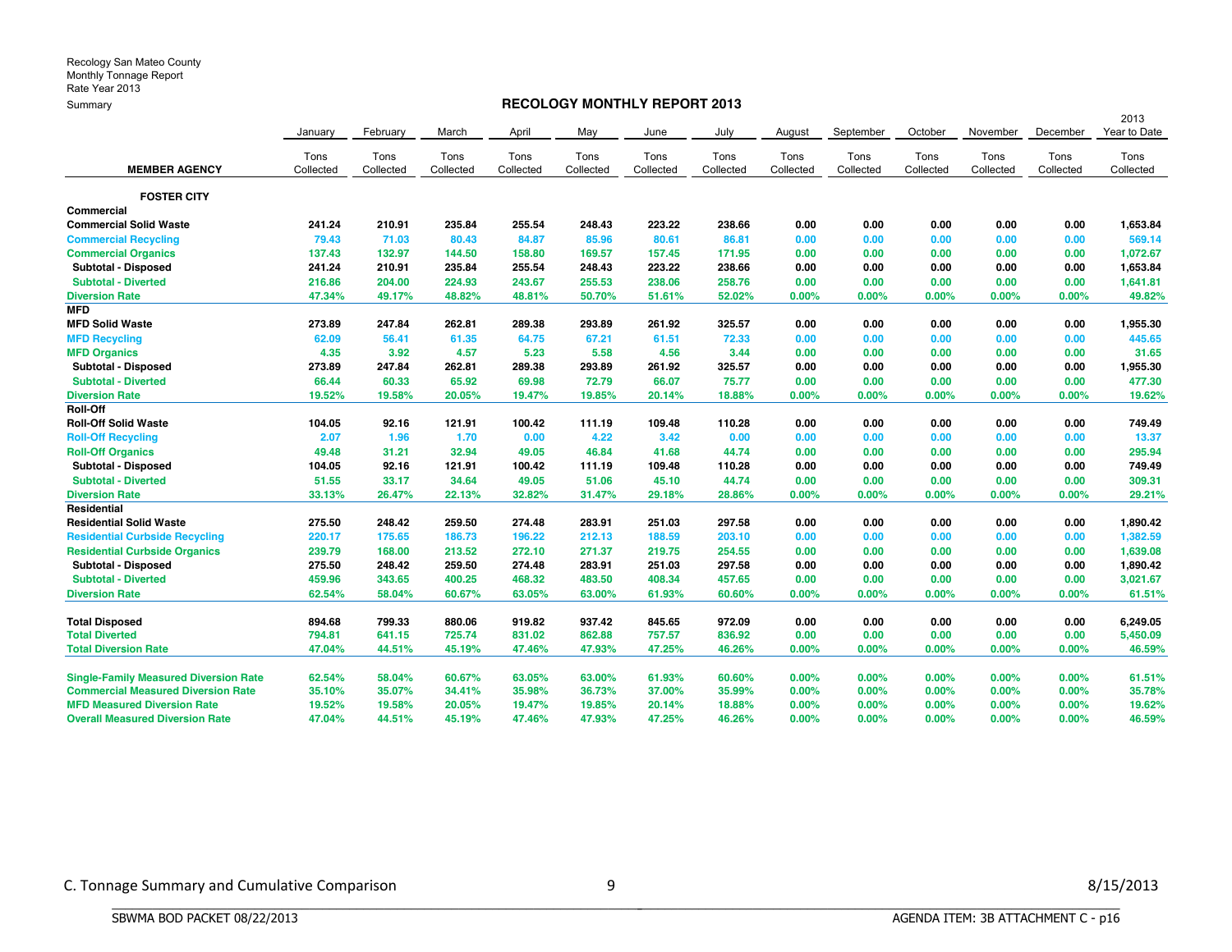Recology San Mateo County
Monthly Tonnage Report
Rate Year 2013
Summary

## RECOLOGY MONTHLY REPORT 2013

| MEMBER AGENCY | January Tons Collected | February Tons Collected | March Tons Collected | April Tons Collected | May Tons Collected | June Tons Collected | July Tons Collected | August Tons Collected | September Tons Collected | October Tons Collected | November Tons Collected | December Tons Collected | 2013 Year to Date Tons Collected |
|---|---|---|---|---|---|---|---|---|---|---|---|---|---|
| **FOSTER CITY** | | | | | | | | | | | | | |
| **Commercial** | | | | | | | | | | | | | |
| **Commercial Solid Waste** | 241.24 | 210.91 | 235.84 | 255.54 | 248.43 | 223.22 | 238.66 | 0.00 | 0.00 | 0.00 | 0.00 | 0.00 | 1,653.84 |
| **Commercial Recycling** | 79.43 | 71.03 | 80.43 | 84.87 | 85.96 | 80.61 | 86.81 | 0.00 | 0.00 | 0.00 | 0.00 | 0.00 | 569.14 |
| **Commercial Organics** | 137.43 | 132.97 | 144.50 | 158.80 | 169.57 | 157.45 | 171.95 | 0.00 | 0.00 | 0.00 | 0.00 | 0.00 | 1,072.67 |
| **Subtotal - Disposed** | 241.24 | 210.91 | 235.84 | 255.54 | 248.43 | 223.22 | 238.66 | 0.00 | 0.00 | 0.00 | 0.00 | 0.00 | 1,653.84 |
| **Subtotal - Diverted** | 216.86 | 204.00 | 224.93 | 243.67 | 255.53 | 238.06 | 258.76 | 0.00 | 0.00 | 0.00 | 0.00 | 0.00 | 1,641.81 |
| **Diversion Rate** | 47.34% | 49.17% | 48.82% | 48.81% | 50.70% | 51.61% | 52.02% | 0.00% | 0.00% | 0.00% | 0.00% | 0.00% | 49.82% |
| **MFD** | | | | | | | | | | | | | |
| **MFD Solid Waste** | 273.89 | 247.84 | 262.81 | 289.38 | 293.89 | 261.92 | 325.57 | 0.00 | 0.00 | 0.00 | 0.00 | 0.00 | 1,955.30 |
| **MFD Recycling** | 62.09 | 56.41 | 61.35 | 64.75 | 67.21 | 61.51 | 72.33 | 0.00 | 0.00 | 0.00 | 0.00 | 0.00 | 445.65 |
| **MFD Organics** | 4.35 | 3.92 | 4.57 | 5.23 | 5.58 | 4.56 | 3.44 | 0.00 | 0.00 | 0.00 | 0.00 | 0.00 | 31.65 |
| **Subtotal - Disposed** | 273.89 | 247.84 | 262.81 | 289.38 | 293.89 | 261.92 | 325.57 | 0.00 | 0.00 | 0.00 | 0.00 | 0.00 | 1,955.30 |
| **Subtotal - Diverted** | 66.44 | 60.33 | 65.92 | 69.98 | 72.79 | 66.07 | 75.77 | 0.00 | 0.00 | 0.00 | 0.00 | 0.00 | 477.30 |
| **Diversion Rate** | 19.52% | 19.58% | 20.05% | 19.47% | 19.85% | 20.14% | 18.88% | 0.00% | 0.00% | 0.00% | 0.00% | 0.00% | 19.62% |
| **Roll-Off** | | | | | | | | | | | | | |
| **Roll-Off Solid Waste** | 104.05 | 92.16 | 121.91 | 100.42 | 111.19 | 109.48 | 110.28 | 0.00 | 0.00 | 0.00 | 0.00 | 0.00 | 749.49 |
| **Roll-Off Recycling** | 2.07 | 1.96 | 1.70 | 0.00 | 4.22 | 3.42 | 0.00 | 0.00 | 0.00 | 0.00 | 0.00 | 0.00 | 13.37 |
| **Roll-Off Organics** | 49.48 | 31.21 | 32.94 | 49.05 | 46.84 | 41.68 | 44.74 | 0.00 | 0.00 | 0.00 | 0.00 | 0.00 | 295.94 |
| **Subtotal - Disposed** | 104.05 | 92.16 | 121.91 | 100.42 | 111.19 | 109.48 | 110.28 | 0.00 | 0.00 | 0.00 | 0.00 | 0.00 | 749.49 |
| **Subtotal - Diverted** | 51.55 | 33.17 | 34.64 | 49.05 | 51.06 | 45.10 | 44.74 | 0.00 | 0.00 | 0.00 | 0.00 | 0.00 | 309.31 |
| **Diversion Rate** | 33.13% | 26.47% | 22.13% | 32.82% | 31.47% | 29.18% | 28.86% | 0.00% | 0.00% | 0.00% | 0.00% | 0.00% | 29.21% |
| **Residential** | | | | | | | | | | | | | |
| **Residential Solid Waste** | 275.50 | 248.42 | 259.50 | 274.48 | 283.91 | 251.03 | 297.58 | 0.00 | 0.00 | 0.00 | 0.00 | 0.00 | 1,890.42 |
| **Residential Curbside Recycling** | 220.17 | 175.65 | 186.73 | 196.22 | 212.13 | 188.59 | 203.10 | 0.00 | 0.00 | 0.00 | 0.00 | 0.00 | 1,382.59 |
| **Residential Curbside Organics** | 239.79 | 168.00 | 213.52 | 272.10 | 271.37 | 219.75 | 254.55 | 0.00 | 0.00 | 0.00 | 0.00 | 0.00 | 1,639.08 |
| **Subtotal - Disposed** | 275.50 | 248.42 | 259.50 | 274.48 | 283.91 | 251.03 | 297.58 | 0.00 | 0.00 | 0.00 | 0.00 | 0.00 | 1,890.42 |
| **Subtotal - Diverted** | 459.96 | 343.65 | 400.25 | 468.32 | 483.50 | 408.34 | 457.65 | 0.00 | 0.00 | 0.00 | 0.00 | 0.00 | 3,021.67 |
| **Diversion Rate** | 62.54% | 58.04% | 60.67% | 63.05% | 63.00% | 61.93% | 60.60% | 0.00% | 0.00% | 0.00% | 0.00% | 0.00% | 61.51% |
| **Total Disposed** | 894.68 | 799.33 | 880.06 | 919.82 | 937.42 | 845.65 | 972.09 | 0.00 | 0.00 | 0.00 | 0.00 | 0.00 | 6,249.05 |
| **Total Diverted** | 794.81 | 641.15 | 725.74 | 831.02 | 862.88 | 757.57 | 836.92 | 0.00 | 0.00 | 0.00 | 0.00 | 0.00 | 5,450.09 |
| **Total Diversion Rate** | 47.04% | 44.51% | 45.19% | 47.46% | 47.93% | 47.25% | 46.26% | 0.00% | 0.00% | 0.00% | 0.00% | 0.00% | 46.59% |
| **Single-Family Measured Diversion Rate** | 62.54% | 58.04% | 60.67% | 63.05% | 63.00% | 61.93% | 60.60% | 0.00% | 0.00% | 0.00% | 0.00% | 0.00% | 61.51% |
| **Commercial Measured Diversion Rate** | 35.10% | 35.07% | 34.41% | 35.98% | 36.73% | 37.00% | 35.99% | 0.00% | 0.00% | 0.00% | 0.00% | 0.00% | 35.78% |
| **MFD Measured Diversion Rate** | 19.52% | 19.58% | 20.05% | 19.47% | 19.85% | 20.14% | 18.88% | 0.00% | 0.00% | 0.00% | 0.00% | 0.00% | 19.62% |
| **Overall Measured Diversion Rate** | 47.04% | 44.51% | 45.19% | 47.46% | 47.93% | 47.25% | 46.26% | 0.00% | 0.00% | 0.00% | 0.00% | 0.00% | 46.59% |

C. Tonnage Summary and Cumulative Comparison

8/15/2013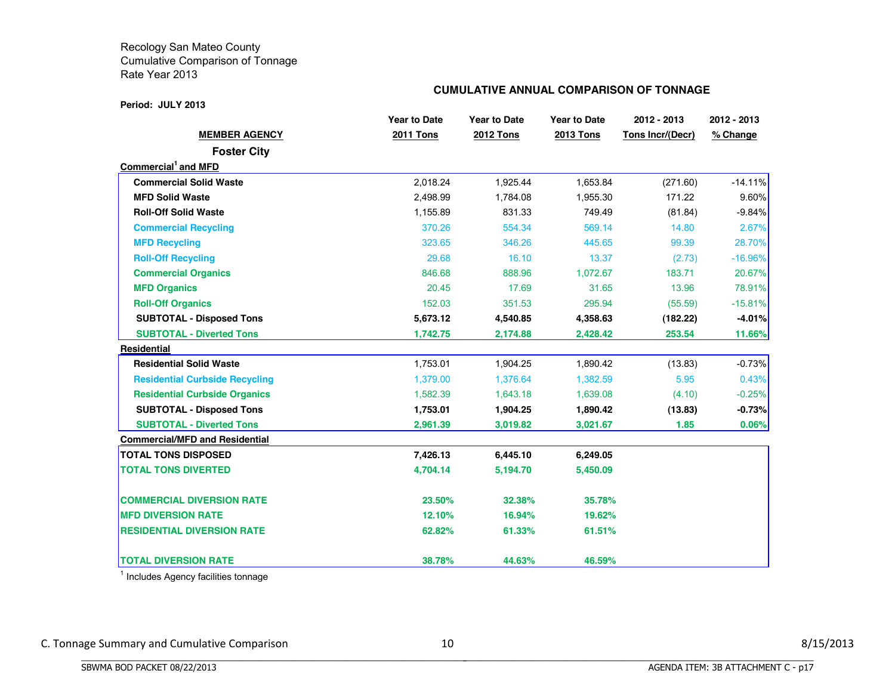Recology San Mateo County
Cumulative Comparison of Tonnage
Rate Year 2013

**CUMULATIVE ANNUAL COMPARISON OF TONNAGE**

**Period: JULY 2013**

| MEMBER AGENCY | Year to Date 2011 Tons | Year to Date 2012 Tons | Year to Date 2013 Tons | 2012 - 2013 Tons Incr/(Decr) | 2012 - 2013 % Change |
|---|---|---|---|---|---|
| **Foster City** | | | | | |
| **Commercial[1] and MFD** | | | | | |
| **Commercial Solid Waste** | 2,018.24 | 1,925.44 | 1,653.84 | (271.60) | -14.11% |
| **MFD Solid Waste** | 2,498.99 | 1,784.08 | 1,955.30 | 171.22 | 9.60% |
| **Roll-Off Solid Waste** | 1,155.89 | 831.33 | 749.49 | (81.84) | -9.84% |
| **Commercial Recycling** | 370.26 | 554.34 | 569.14 | 14.80 | 2.67% |
| **MFD Recycling** | 323.65 | 346.26 | 445.65 | 99.39 | 28.70% |
| **Roll-Off Recycling** | 29.68 | 16.10 | 13.37 | (2.73) | -16.96% |
| **Commercial Organics** | 846.68 | 888.96 | 1,072.67 | 183.71 | 20.67% |
| **MFD Organics** | 20.45 | 17.69 | 31.65 | 13.96 | 78.91% |
| **Roll-Off Organics** | 152.03 | 351.53 | 295.94 | (55.59) | -15.81% |
| **SUBTOTAL - Disposed Tons** | **5,673.12** | **4,540.85** | **4,358.63** | **(182.22)** | **-4.01%** |
| **SUBTOTAL - Diverted Tons** | **1,742.75** | **2,174.88** | **2,428.42** | **253.54** | **11.66%** |
| **Residential** | | | | | |
| **Residential Solid Waste** | 1,753.01 | 1,904.25 | 1,890.42 | (13.83) | -0.73% |
| **Residential Curbside Recycling** | 1,379.00 | 1,376.64 | 1,382.59 | 5.95 | 0.43% |
| **Residential Curbside Organics** | 1,582.39 | 1,643.18 | 1,639.08 | (4.10) | -0.25% |
| **SUBTOTAL - Disposed Tons** | **1,753.01** | **1,904.25** | **1,890.42** | **(13.83)** | **-0.73%** |
| **SUBTOTAL - Diverted Tons** | **2,961.39** | **3,019.82** | **3,021.67** | **1.85** | **0.06%** |
| **Commercial/MFD and Residential** | | | | | |
| **TOTAL TONS DISPOSED** | **7,426.13** | **6,445.10** | **6,249.05** | | |
| **TOTAL TONS DIVERTED** | **4,704.14** | **5,194.70** | **5,450.09** | | |
| | | | | | |
| **COMMERCIAL DIVERSION RATE** | **23.50%** | **32.38%** | **35.78%** | | |
| **MFD DIVERSION RATE** | **12.10%** | **16.94%** | **19.62%** | | |
| **RESIDENTIAL DIVERSION RATE** | **62.82%** | **61.33%** | **61.51%** | | |
| | | | | | |
| **TOTAL DIVERSION RATE** | **38.78%** | **44.63%** | **46.59%** | | |

[1] Includes Agency facilities tonnage

C. Tonnage Summary and Cumulative Comparison

8/15/2013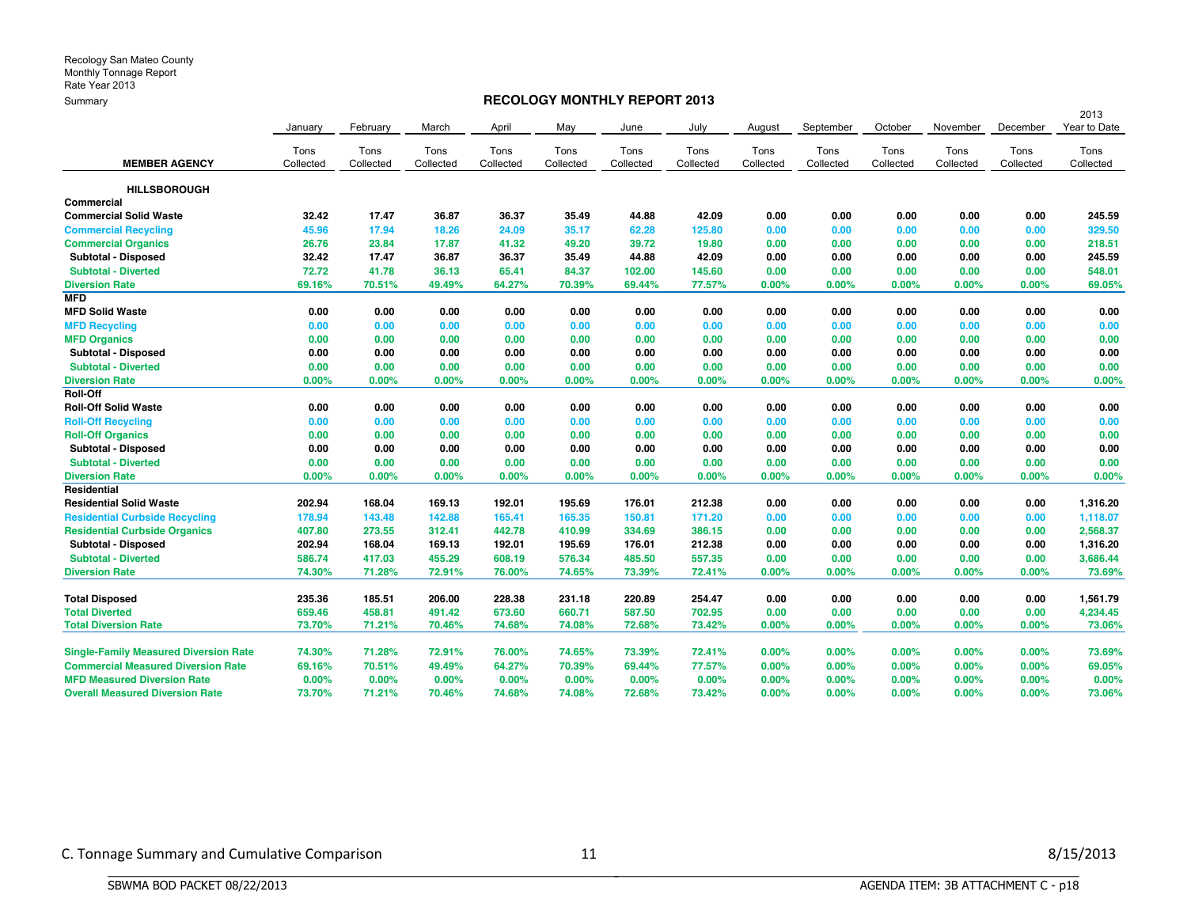Recology San Mateo County
Monthly Tonnage Report
Rate Year 2013
Summary

## RECOLOGY MONTHLY REPORT 2013

| MEMBER AGENCY | January Tons Collected | February Tons Collected | March Tons Collected | April Tons Collected | May Tons Collected | June Tons Collected | July Tons Collected | August Tons Collected | September Tons Collected | October Tons Collected | November Tons Collected | December Tons Collected | 2013 Year to Date Tons Collected |
|---|---|---|---|---|---|---|---|---|---|---|---|---|---|
| **HILLSBOROUGH** | | | | | | | | | | | | | |
| **Commercial** | | | | | | | | | | | | | |
| **Commercial Solid Waste** | 32.42 | 17.47 | 36.87 | 36.37 | 35.49 | 44.88 | 42.09 | 0.00 | 0.00 | 0.00 | 0.00 | 0.00 | 245.59 |
| **Commercial Recycling** | 45.96 | 17.94 | 18.26 | 24.09 | 35.17 | 62.28 | 125.80 | 0.00 | 0.00 | 0.00 | 0.00 | 0.00 | 329.50 |
| **Commercial Organics** | 26.76 | 23.84 | 17.87 | 41.32 | 49.20 | 39.72 | 19.80 | 0.00 | 0.00 | 0.00 | 0.00 | 0.00 | 218.51 |
| **Subtotal - Disposed** | 32.42 | 17.47 | 36.87 | 36.37 | 35.49 | 44.88 | 42.09 | 0.00 | 0.00 | 0.00 | 0.00 | 0.00 | 245.59 |
| **Subtotal - Diverted** | 72.72 | 41.78 | 36.13 | 65.41 | 84.37 | 102.00 | 145.60 | 0.00 | 0.00 | 0.00 | 0.00 | 0.00 | 548.01 |
| **Diversion Rate** | 69.16% | 70.51% | 49.49% | 64.27% | 70.39% | 69.44% | 77.57% | 0.00% | 0.00% | 0.00% | 0.00% | 0.00% | 69.05% |
| **MFD** | | | | | | | | | | | | | |
| **MFD Solid Waste** | 0.00 | 0.00 | 0.00 | 0.00 | 0.00 | 0.00 | 0.00 | 0.00 | 0.00 | 0.00 | 0.00 | 0.00 | 0.00 |
| **MFD Recycling** | 0.00 | 0.00 | 0.00 | 0.00 | 0.00 | 0.00 | 0.00 | 0.00 | 0.00 | 0.00 | 0.00 | 0.00 | 0.00 |
| **MFD Organics** | 0.00 | 0.00 | 0.00 | 0.00 | 0.00 | 0.00 | 0.00 | 0.00 | 0.00 | 0.00 | 0.00 | 0.00 | 0.00 |
| **Subtotal - Disposed** | 0.00 | 0.00 | 0.00 | 0.00 | 0.00 | 0.00 | 0.00 | 0.00 | 0.00 | 0.00 | 0.00 | 0.00 | 0.00 |
| **Subtotal - Diverted** | 0.00 | 0.00 | 0.00 | 0.00 | 0.00 | 0.00 | 0.00 | 0.00 | 0.00 | 0.00 | 0.00 | 0.00 | 0.00 |
| **Diversion Rate** | 0.00% | 0.00% | 0.00% | 0.00% | 0.00% | 0.00% | 0.00% | 0.00% | 0.00% | 0.00% | 0.00% | 0.00% | 0.00% |
| **Roll-Off** | | | | | | | | | | | | | |
| **Roll-Off Solid Waste** | 0.00 | 0.00 | 0.00 | 0.00 | 0.00 | 0.00 | 0.00 | 0.00 | 0.00 | 0.00 | 0.00 | 0.00 | 0.00 |
| **Roll-Off Recycling** | 0.00 | 0.00 | 0.00 | 0.00 | 0.00 | 0.00 | 0.00 | 0.00 | 0.00 | 0.00 | 0.00 | 0.00 | 0.00 |
| **Roll-Off Organics** | 0.00 | 0.00 | 0.00 | 0.00 | 0.00 | 0.00 | 0.00 | 0.00 | 0.00 | 0.00 | 0.00 | 0.00 | 0.00 |
| **Subtotal - Disposed** | 0.00 | 0.00 | 0.00 | 0.00 | 0.00 | 0.00 | 0.00 | 0.00 | 0.00 | 0.00 | 0.00 | 0.00 | 0.00 |
| **Subtotal - Diverted** | 0.00 | 0.00 | 0.00 | 0.00 | 0.00 | 0.00 | 0.00 | 0.00 | 0.00 | 0.00 | 0.00 | 0.00 | 0.00 |
| **Diversion Rate** | 0.00% | 0.00% | 0.00% | 0.00% | 0.00% | 0.00% | 0.00% | 0.00% | 0.00% | 0.00% | 0.00% | 0.00% | 0.00% |
| **Residential** | | | | | | | | | | | | | |
| **Residential Solid Waste** | 202.94 | 168.04 | 169.13 | 192.01 | 195.69 | 176.01 | 212.38 | 0.00 | 0.00 | 0.00 | 0.00 | 0.00 | 1,316.20 |
| **Residential Curbside Recycling** | 178.94 | 143.48 | 142.88 | 165.41 | 165.35 | 150.81 | 171.20 | 0.00 | 0.00 | 0.00 | 0.00 | 0.00 | 1,118.07 |
| **Residential Curbside Organics** | 407.80 | 273.55 | 312.41 | 442.78 | 410.99 | 334.69 | 386.15 | 0.00 | 0.00 | 0.00 | 0.00 | 0.00 | 2,568.37 |
| **Subtotal - Disposed** | 202.94 | 168.04 | 169.13 | 192.01 | 195.69 | 176.01 | 212.38 | 0.00 | 0.00 | 0.00 | 0.00 | 0.00 | 1,316.20 |
| **Subtotal - Diverted** | 586.74 | 417.03 | 455.29 | 608.19 | 576.34 | 485.50 | 557.35 | 0.00 | 0.00 | 0.00 | 0.00 | 0.00 | 3,686.44 |
| **Diversion Rate** | 74.30% | 71.28% | 72.91% | 76.00% | 74.65% | 73.39% | 72.41% | 0.00% | 0.00% | 0.00% | 0.00% | 0.00% | 73.69% |
| | | | | | | | | | | | | | |
| **Total Disposed** | 235.36 | 185.51 | 206.00 | 228.38 | 231.18 | 220.89 | 254.47 | 0.00 | 0.00 | 0.00 | 0.00 | 0.00 | 1,561.79 |
| **Total Diverted** | 659.46 | 458.81 | 491.42 | 673.60 | 660.71 | 587.50 | 702.95 | 0.00 | 0.00 | 0.00 | 0.00 | 0.00 | 4,234.45 |
| **Total Diversion Rate** | 73.70% | 71.21% | 70.46% | 74.68% | 74.08% | 72.68% | 73.42% | 0.00% | 0.00% | 0.00% | 0.00% | 0.00% | 73.06% |
| | | | | | | | | | | | | | |
| **Single-Family Measured Diversion Rate** | 74.30% | 71.28% | 72.91% | 76.00% | 74.65% | 73.39% | 72.41% | 0.00% | 0.00% | 0.00% | 0.00% | 0.00% | 73.69% |
| **Commercial Measured Diversion Rate** | 69.16% | 70.51% | 49.49% | 64.27% | 70.39% | 69.44% | 77.57% | 0.00% | 0.00% | 0.00% | 0.00% | 0.00% | 69.05% |
| **MFD Measured Diversion Rate** | 0.00% | 0.00% | 0.00% | 0.00% | 0.00% | 0.00% | 0.00% | 0.00% | 0.00% | 0.00% | 0.00% | 0.00% | 0.00% |
| **Overall Measured Diversion Rate** | 73.70% | 71.21% | 70.46% | 74.68% | 74.08% | 72.68% | 73.42% | 0.00% | 0.00% | 0.00% | 0.00% | 0.00% | 73.06% |

C. Tonnage Summary and Cumulative Comparison

8/15/2013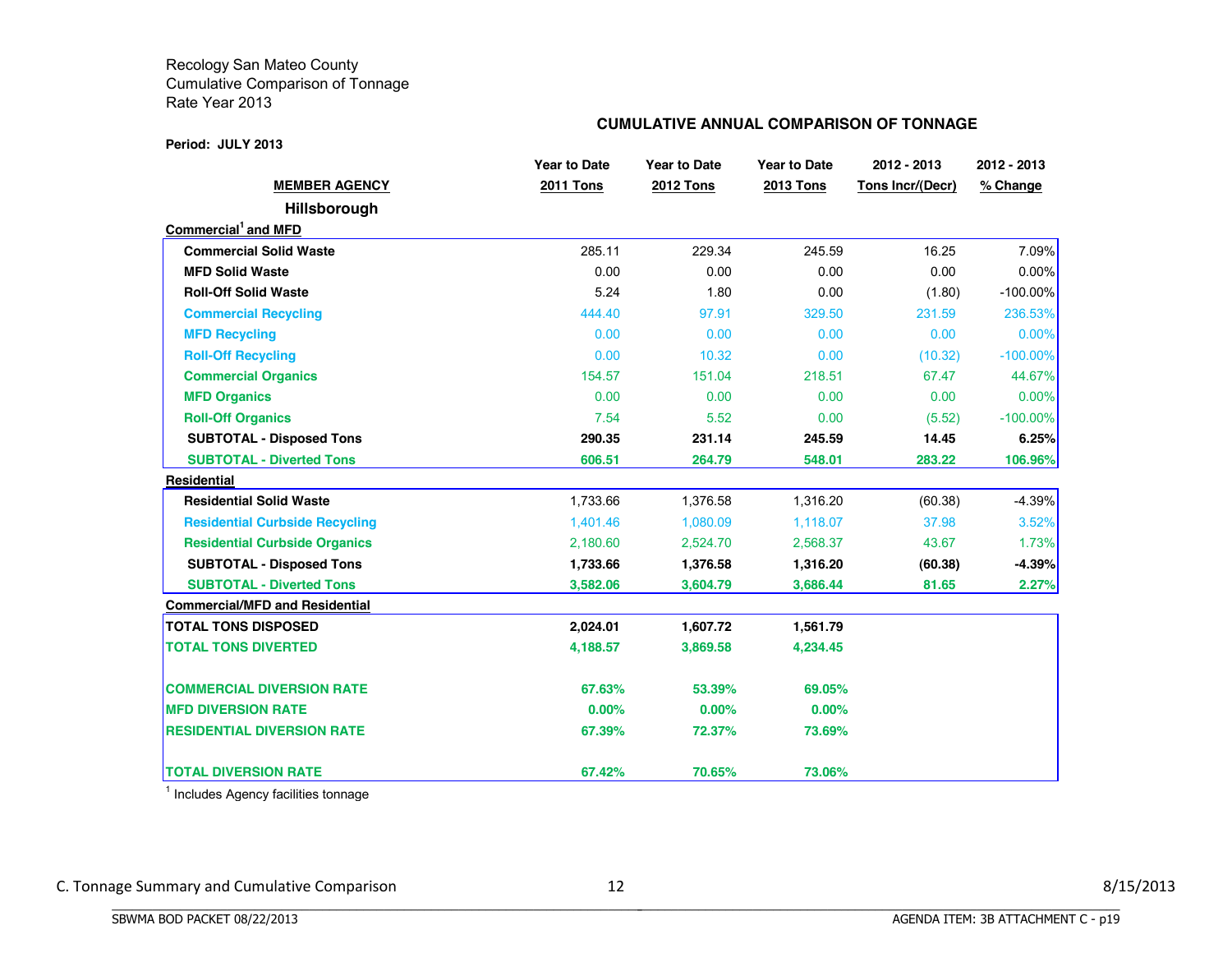Recology San Mateo County
Cumulative Comparison of Tonnage
Rate Year 2013

**CUMULATIVE ANNUAL COMPARISON OF TONNAGE**

**Period: JULY 2013**

| MEMBER AGENCY | Year to Date 2011 Tons | Year to Date 2012 Tons | Year to Date 2013 Tons | 2012 - 2013 Tons Incr/(Decr) | 2012 - 2013 % Change |
|---|---|---|---|---|---|
| **Hillsborough** | | | | | |
| **Commercial[1] and MFD** | | | | | |
| **Commercial Solid Waste** | 285.11 | 229.34 | 245.59 | 16.25 | 7.09% |
| **MFD Solid Waste** | 0.00 | 0.00 | 0.00 | 0.00 | 0.00% |
| **Roll-Off Solid Waste** | 5.24 | 1.80 | 0.00 | (1.80) | -100.00% |
| **Commercial Recycling** | 444.40 | 97.91 | 329.50 | 231.59 | 236.53% |
| **MFD Recycling** | 0.00 | 0.00 | 0.00 | 0.00 | 0.00% |
| **Roll-Off Recycling** | 0.00 | 10.32 | 0.00 | (10.32) | -100.00% |
| **Commercial Organics** | 154.57 | 151.04 | 218.51 | 67.47 | 44.67% |
| **MFD Organics** | 0.00 | 0.00 | 0.00 | 0.00 | 0.00% |
| **Roll-Off Organics** | 7.54 | 5.52 | 0.00 | (5.52) | -100.00% |
| **SUBTOTAL - Disposed Tons** | **290.35** | **231.14** | **245.59** | **14.45** | **6.25%** |
| **SUBTOTAL - Diverted Tons** | **606.51** | **264.79** | **548.01** | **283.22** | **106.96%** |
| **Residential** | | | | | |
| **Residential Solid Waste** | 1,733.66 | 1,376.58 | 1,316.20 | (60.38) | -4.39% |
| **Residential Curbside Recycling** | 1,401.46 | 1,080.09 | 1,118.07 | 37.98 | 3.52% |
| **Residential Curbside Organics** | 2,180.60 | 2,524.70 | 2,568.37 | 43.67 | 1.73% |
| **SUBTOTAL - Disposed Tons** | **1,733.66** | **1,376.58** | **1,316.20** | **(60.38)** | **-4.39%** |
| **SUBTOTAL - Diverted Tons** | **3,582.06** | **3,604.79** | **3,686.44** | **81.65** | **2.27%** |
| **Commercial/MFD and Residential** | | | | | |
| **TOTAL TONS DISPOSED** | **2,024.01** | **1,607.72** | **1,561.79** | | |
| **TOTAL TONS DIVERTED** | **4,188.57** | **3,869.58** | **4,234.45** | | |
| **COMMERCIAL DIVERSION RATE** | **67.63%** | **53.39%** | **69.05%** | | |
| **MFD DIVERSION RATE** | **0.00%** | **0.00%** | **0.00%** | | |
| **RESIDENTIAL DIVERSION RATE** | **67.39%** | **72.37%** | **73.69%** | | |
| **TOTAL DIVERSION RATE** | **67.42%** | **70.65%** | **73.06%** | | |

[1] Includes Agency facilities tonnage

C. Tonnage Summary and Cumulative Comparison — 8/15/2013

SBWMA BOD PACKET 08/22/2013 — AGENDA ITEM: 3B ATTACHMENT C - p19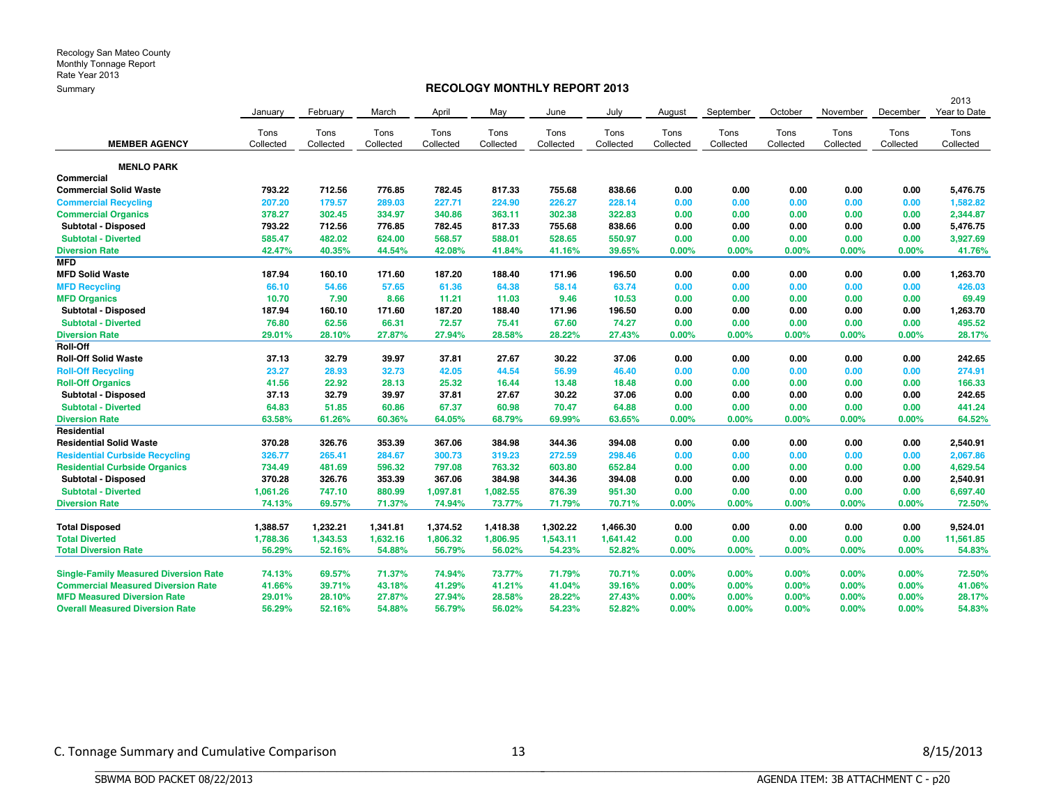Recology San Mateo County
Monthly Tonnage Report
Rate Year 2013
Summary

## RECOLOGY MONTHLY REPORT 2013

| MEMBER AGENCY | January Tons Collected | February Tons Collected | March Tons Collected | April Tons Collected | May Tons Collected | June Tons Collected | July Tons Collected | August Tons Collected | September Tons Collected | October Tons Collected | November Tons Collected | December Tons Collected | 2013 Year to Date Tons Collected |
|---|---|---|---|---|---|---|---|---|---|---|---|---|---|
| **MENLO PARK** | | | | | | | | | | | | | |
| **Commercial** | | | | | | | | | | | | | |
| **Commercial Solid Waste** | 793.22 | 712.56 | 776.85 | 782.45 | 817.33 | 755.68 | 838.66 | 0.00 | 0.00 | 0.00 | 0.00 | 0.00 | 5,476.75 |
| **Commercial Recycling** | 207.20 | 179.57 | 289.03 | 227.71 | 224.90 | 226.27 | 228.14 | 0.00 | 0.00 | 0.00 | 0.00 | 0.00 | 1,582.82 |
| **Commercial Organics** | 378.27 | 302.45 | 334.97 | 340.86 | 363.11 | 302.38 | 322.83 | 0.00 | 0.00 | 0.00 | 0.00 | 0.00 | 2,344.87 |
| **Subtotal - Disposed** | 793.22 | 712.56 | 776.85 | 782.45 | 817.33 | 755.68 | 838.66 | 0.00 | 0.00 | 0.00 | 0.00 | 0.00 | 5,476.75 |
| **Subtotal - Diverted** | 585.47 | 482.02 | 624.00 | 568.57 | 588.01 | 528.65 | 550.97 | 0.00 | 0.00 | 0.00 | 0.00 | 0.00 | 3,927.69 |
| **Diversion Rate** | 42.47% | 40.35% | 44.54% | 42.08% | 41.84% | 41.16% | 39.65% | 0.00% | 0.00% | 0.00% | 0.00% | 0.00% | 41.76% |
| **MFD** | | | | | | | | | | | | | |
| **MFD Solid Waste** | 187.94 | 160.10 | 171.60 | 187.20 | 188.40 | 171.96 | 196.50 | 0.00 | 0.00 | 0.00 | 0.00 | 0.00 | 1,263.70 |
| **MFD Recycling** | 66.10 | 54.66 | 57.65 | 61.36 | 64.38 | 58.14 | 63.74 | 0.00 | 0.00 | 0.00 | 0.00 | 0.00 | 426.03 |
| **MFD Organics** | 10.70 | 7.90 | 8.66 | 11.21 | 11.03 | 9.46 | 10.53 | 0.00 | 0.00 | 0.00 | 0.00 | 0.00 | 69.49 |
| **Subtotal - Disposed** | 187.94 | 160.10 | 171.60 | 187.20 | 188.40 | 171.96 | 196.50 | 0.00 | 0.00 | 0.00 | 0.00 | 0.00 | 1,263.70 |
| **Subtotal - Diverted** | 76.80 | 62.56 | 66.31 | 72.57 | 75.41 | 67.60 | 74.27 | 0.00 | 0.00 | 0.00 | 0.00 | 0.00 | 495.52 |
| **Diversion Rate** | 29.01% | 28.10% | 27.87% | 27.94% | 28.58% | 28.22% | 27.43% | 0.00% | 0.00% | 0.00% | 0.00% | 0.00% | 28.17% |
| **Roll-Off** | | | | | | | | | | | | | |
| **Roll-Off Solid Waste** | 37.13 | 32.79 | 39.97 | 37.81 | 27.67 | 30.22 | 37.06 | 0.00 | 0.00 | 0.00 | 0.00 | 0.00 | 242.65 |
| **Roll-Off Recycling** | 23.27 | 28.93 | 32.73 | 42.05 | 44.54 | 56.99 | 46.40 | 0.00 | 0.00 | 0.00 | 0.00 | 0.00 | 274.91 |
| **Roll-Off Organics** | 41.56 | 22.92 | 28.13 | 25.32 | 16.44 | 13.48 | 18.48 | 0.00 | 0.00 | 0.00 | 0.00 | 0.00 | 166.33 |
| **Subtotal - Disposed** | 37.13 | 32.79 | 39.97 | 37.81 | 27.67 | 30.22 | 37.06 | 0.00 | 0.00 | 0.00 | 0.00 | 0.00 | 242.65 |
| **Subtotal - Diverted** | 64.83 | 51.85 | 60.86 | 67.37 | 60.98 | 70.47 | 64.88 | 0.00 | 0.00 | 0.00 | 0.00 | 0.00 | 441.24 |
| **Diversion Rate** | 63.58% | 61.26% | 60.36% | 64.05% | 68.79% | 69.99% | 63.65% | 0.00% | 0.00% | 0.00% | 0.00% | 0.00% | 64.52% |
| **Residential** | | | | | | | | | | | | | |
| **Residential Solid Waste** | 370.28 | 326.76 | 353.39 | 367.06 | 384.98 | 344.36 | 394.08 | 0.00 | 0.00 | 0.00 | 0.00 | 0.00 | 2,540.91 |
| **Residential Curbside Recycling** | 326.77 | 265.41 | 284.67 | 300.73 | 319.23 | 272.59 | 298.46 | 0.00 | 0.00 | 0.00 | 0.00 | 0.00 | 2,067.86 |
| **Residential Curbside Organics** | 734.49 | 481.69 | 596.32 | 797.08 | 763.32 | 603.80 | 652.84 | 0.00 | 0.00 | 0.00 | 0.00 | 0.00 | 4,629.54 |
| **Subtotal - Disposed** | 370.28 | 326.76 | 353.39 | 367.06 | 384.98 | 344.36 | 394.08 | 0.00 | 0.00 | 0.00 | 0.00 | 0.00 | 2,540.91 |
| **Subtotal - Diverted** | 1,061.26 | 747.10 | 880.99 | 1,097.81 | 1,082.55 | 876.39 | 951.30 | 0.00 | 0.00 | 0.00 | 0.00 | 0.00 | 6,697.40 |
| **Diversion Rate** | 74.13% | 69.57% | 71.37% | 74.94% | 73.77% | 71.79% | 70.71% | 0.00% | 0.00% | 0.00% | 0.00% | 0.00% | 72.50% |
| **Total Disposed** | 1,388.57 | 1,232.21 | 1,341.81 | 1,374.52 | 1,418.38 | 1,302.22 | 1,466.30 | 0.00 | 0.00 | 0.00 | 0.00 | 0.00 | 9,524.01 |
| **Total Diverted** | 1,788.36 | 1,343.53 | 1,632.16 | 1,806.32 | 1,806.95 | 1,543.11 | 1,641.42 | 0.00 | 0.00 | 0.00 | 0.00 | 0.00 | 11,561.85 |
| **Total Diversion Rate** | 56.29% | 52.16% | 54.88% | 56.79% | 56.02% | 54.23% | 52.82% | 0.00% | 0.00% | 0.00% | 0.00% | 0.00% | 54.83% |
| **Single-Family Measured Diversion Rate** | 74.13% | 69.57% | 71.37% | 74.94% | 73.77% | 71.79% | 70.71% | 0.00% | 0.00% | 0.00% | 0.00% | 0.00% | 72.50% |
| **Commercial Measured Diversion Rate** | 41.66% | 39.71% | 43.18% | 41.29% | 41.21% | 41.04% | 39.16% | 0.00% | 0.00% | 0.00% | 0.00% | 0.00% | 41.06% |
| **MFD Measured Diversion Rate** | 29.01% | 28.10% | 27.87% | 27.94% | 28.58% | 28.22% | 27.43% | 0.00% | 0.00% | 0.00% | 0.00% | 0.00% | 28.17% |
| **Overall Measured Diversion Rate** | 56.29% | 52.16% | 54.88% | 56.79% | 56.02% | 54.23% | 52.82% | 0.00% | 0.00% | 0.00% | 0.00% | 0.00% | 54.83% |

C. Tonnage Summary and Cumulative Comparison — 13 — 8/15/2013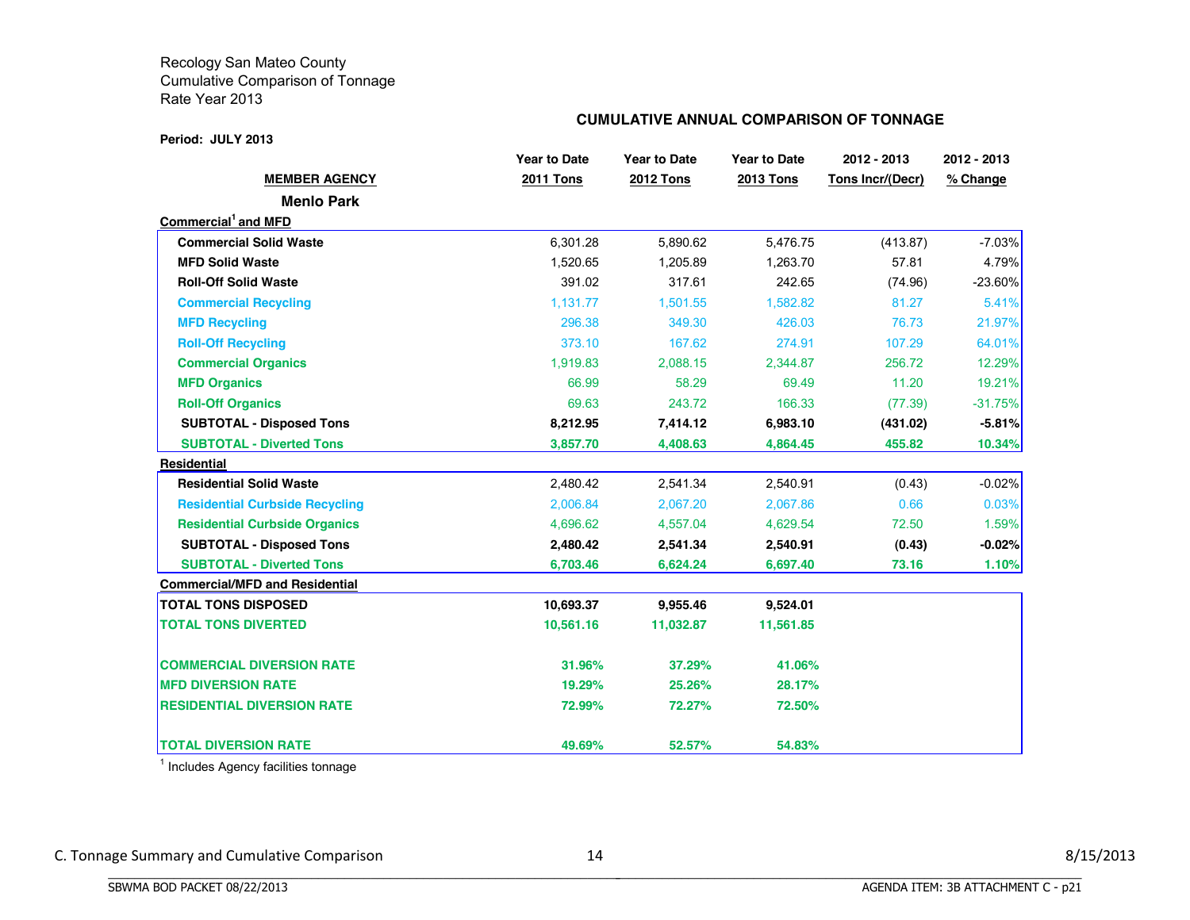Recology San Mateo County
Cumulative Comparison of Tonnage
Rate Year 2013

**CUMULATIVE ANNUAL COMPARISON OF TONNAGE**

**Period: JULY 2013**

| MEMBER AGENCY | Year to Date 2011 Tons | Year to Date 2012 Tons | Year to Date 2013 Tons | 2012 - 2013 Tons Incr/(Decr) | 2012 - 2013 % Change |
|---|---|---|---|---|---|
| **Menlo Park** | | | | | |
| **Commercial[1] and MFD** | | | | | |
| **Commercial Solid Waste** | 6,301.28 | 5,890.62 | 5,476.75 | (413.87) | -7.03% |
| **MFD Solid Waste** | 1,520.65 | 1,205.89 | 1,263.70 | 57.81 | 4.79% |
| **Roll-Off Solid Waste** | 391.02 | 317.61 | 242.65 | (74.96) | -23.60% |
| **Commercial Recycling** | 1,131.77 | 1,501.55 | 1,582.82 | 81.27 | 5.41% |
| **MFD Recycling** | 296.38 | 349.30 | 426.03 | 76.73 | 21.97% |
| **Roll-Off Recycling** | 373.10 | 167.62 | 274.91 | 107.29 | 64.01% |
| **Commercial Organics** | 1,919.83 | 2,088.15 | 2,344.87 | 256.72 | 12.29% |
| **MFD Organics** | 66.99 | 58.29 | 69.49 | 11.20 | 19.21% |
| **Roll-Off Organics** | 69.63 | 243.72 | 166.33 | (77.39) | -31.75% |
| **SUBTOTAL - Disposed Tons** | **8,212.95** | **7,414.12** | **6,983.10** | **(431.02)** | **-5.81%** |
| **SUBTOTAL - Diverted Tons** | **3,857.70** | **4,408.63** | **4,864.45** | **455.82** | **10.34%** |
| **Residential** | | | | | |
| **Residential Solid Waste** | 2,480.42 | 2,541.34 | 2,540.91 | (0.43) | -0.02% |
| **Residential Curbside Recycling** | 2,006.84 | 2,067.20 | 2,067.86 | 0.66 | 0.03% |
| **Residential Curbside Organics** | 4,696.62 | 4,557.04 | 4,629.54 | 72.50 | 1.59% |
| **SUBTOTAL - Disposed Tons** | **2,480.42** | **2,541.34** | **2,540.91** | **(0.43)** | **-0.02%** |
| **SUBTOTAL - Diverted Tons** | **6,703.46** | **6,624.24** | **6,697.40** | **73.16** | **1.10%** |
| **Commercial/MFD and Residential** | | | | | |
| **TOTAL TONS DISPOSED** | **10,693.37** | **9,955.46** | **9,524.01** | | |
| **TOTAL TONS DIVERTED** | **10,561.16** | **11,032.87** | **11,561.85** | | |
| **COMMERCIAL DIVERSION RATE** | **31.96%** | **37.29%** | **41.06%** | | |
| **MFD DIVERSION RATE** | **19.29%** | **25.26%** | **28.17%** | | |
| **RESIDENTIAL DIVERSION RATE** | **72.99%** | **72.27%** | **72.50%** | | |
| **TOTAL DIVERSION RATE** | **49.69%** | **52.57%** | **54.83%** | | |

[1] Includes Agency facilities tonnage

C. Tonnage Summary and Cumulative Comparison 14 8/15/2013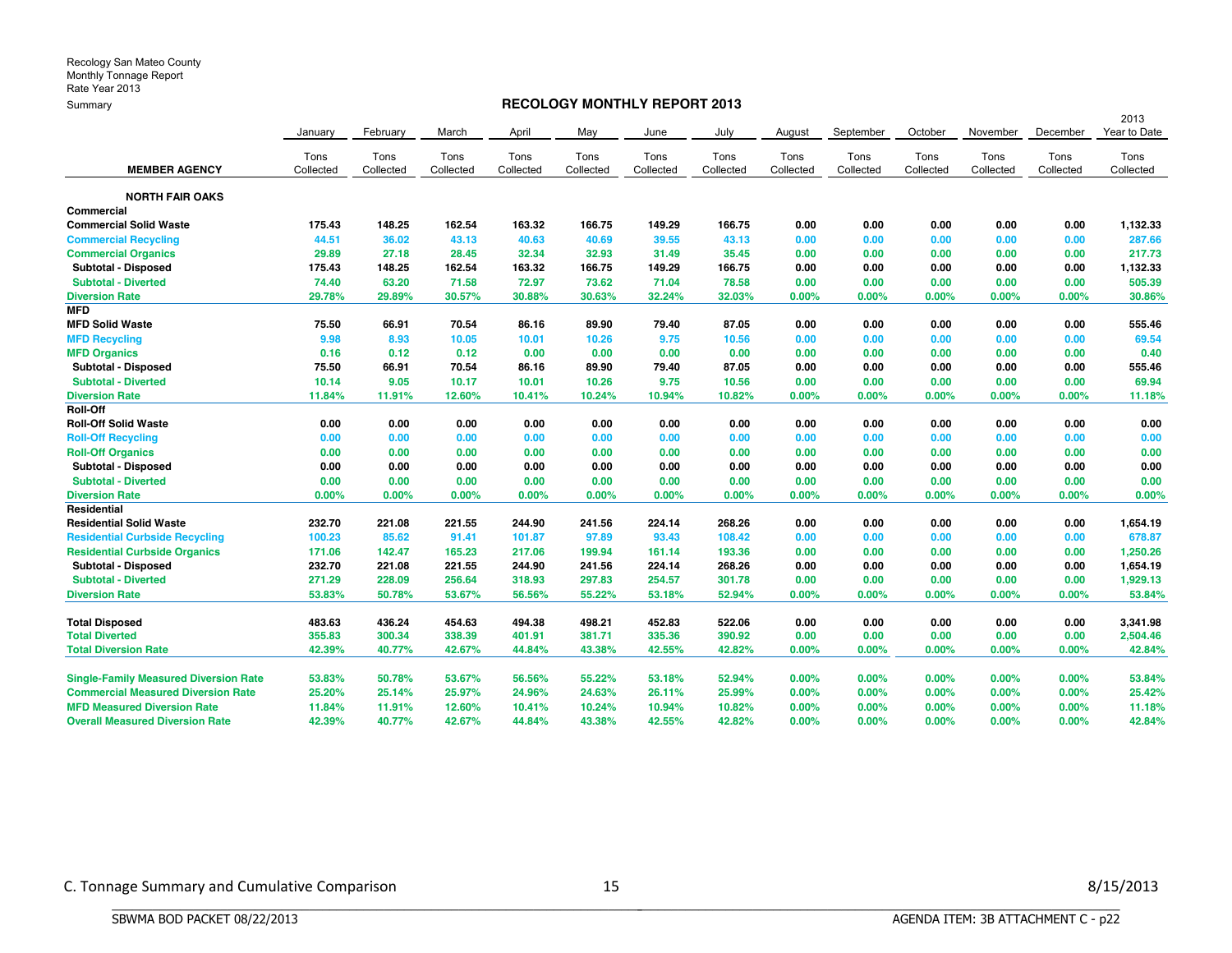Recology San Mateo County
Monthly Tonnage Report
Rate Year 2013
Summary

## RECOLOGY MONTHLY REPORT 2013

| MEMBER AGENCY | January Tons Collected | February Tons Collected | March Tons Collected | April Tons Collected | May Tons Collected | June Tons Collected | July Tons Collected | August Tons Collected | September Tons Collected | October Tons Collected | November Tons Collected | December Tons Collected | 2013 Year to Date Tons Collected |
|---|---|---|---|---|---|---|---|---|---|---|---|---|---|
| **NORTH FAIR OAKS** | | | | | | | | | | | | | |
| **Commercial** | | | | | | | | | | | | | |
| Commercial Solid Waste | 175.43 | 148.25 | 162.54 | 163.32 | 166.75 | 149.29 | 166.75 | 0.00 | 0.00 | 0.00 | 0.00 | 0.00 | 1,132.33 |
| Commercial Recycling | 44.51 | 36.02 | 43.13 | 40.63 | 40.69 | 39.55 | 43.13 | 0.00 | 0.00 | 0.00 | 0.00 | 0.00 | 287.66 |
| Commercial Organics | 29.89 | 27.18 | 28.45 | 32.34 | 32.93 | 31.49 | 35.45 | 0.00 | 0.00 | 0.00 | 0.00 | 0.00 | 217.73 |
| Subtotal - Disposed | 175.43 | 148.25 | 162.54 | 163.32 | 166.75 | 149.29 | 166.75 | 0.00 | 0.00 | 0.00 | 0.00 | 0.00 | 1,132.33 |
| Subtotal - Diverted | 74.40 | 63.20 | 71.58 | 72.97 | 73.62 | 71.04 | 78.58 | 0.00 | 0.00 | 0.00 | 0.00 | 0.00 | 505.39 |
| Diversion Rate | 29.78% | 29.89% | 30.57% | 30.88% | 30.63% | 32.24% | 32.03% | 0.00% | 0.00% | 0.00% | 0.00% | 0.00% | 30.86% |
| **MFD** | | | | | | | | | | | | | |
| MFD Solid Waste | 75.50 | 66.91 | 70.54 | 86.16 | 89.90 | 79.40 | 87.05 | 0.00 | 0.00 | 0.00 | 0.00 | 0.00 | 555.46 |
| MFD Recycling | 9.98 | 8.93 | 10.05 | 10.01 | 10.26 | 9.75 | 10.56 | 0.00 | 0.00 | 0.00 | 0.00 | 0.00 | 69.54 |
| MFD Organics | 0.16 | 0.12 | 0.12 | 0.00 | 0.00 | 0.00 | 0.00 | 0.00 | 0.00 | 0.00 | 0.00 | 0.00 | 0.40 |
| Subtotal - Disposed | 75.50 | 66.91 | 70.54 | 86.16 | 89.90 | 79.40 | 87.05 | 0.00 | 0.00 | 0.00 | 0.00 | 0.00 | 555.46 |
| Subtotal - Diverted | 10.14 | 9.05 | 10.17 | 10.01 | 10.26 | 9.75 | 10.56 | 0.00 | 0.00 | 0.00 | 0.00 | 0.00 | 69.94 |
| Diversion Rate | 11.84% | 11.91% | 12.60% | 10.41% | 10.24% | 10.94% | 10.82% | 0.00% | 0.00% | 0.00% | 0.00% | 0.00% | 11.18% |
| **Roll-Off** | | | | | | | | | | | | | |
| Roll-Off Solid Waste | 0.00 | 0.00 | 0.00 | 0.00 | 0.00 | 0.00 | 0.00 | 0.00 | 0.00 | 0.00 | 0.00 | 0.00 | 0.00 |
| Roll-Off Recycling | 0.00 | 0.00 | 0.00 | 0.00 | 0.00 | 0.00 | 0.00 | 0.00 | 0.00 | 0.00 | 0.00 | 0.00 | 0.00 |
| Roll-Off Organics | 0.00 | 0.00 | 0.00 | 0.00 | 0.00 | 0.00 | 0.00 | 0.00 | 0.00 | 0.00 | 0.00 | 0.00 | 0.00 |
| Subtotal - Disposed | 0.00 | 0.00 | 0.00 | 0.00 | 0.00 | 0.00 | 0.00 | 0.00 | 0.00 | 0.00 | 0.00 | 0.00 | 0.00 |
| Subtotal - Diverted | 0.00 | 0.00 | 0.00 | 0.00 | 0.00 | 0.00 | 0.00 | 0.00 | 0.00 | 0.00 | 0.00 | 0.00 | 0.00 |
| Diversion Rate | 0.00% | 0.00% | 0.00% | 0.00% | 0.00% | 0.00% | 0.00% | 0.00% | 0.00% | 0.00% | 0.00% | 0.00% | 0.00% |
| **Residential** | | | | | | | | | | | | | |
| Residential Solid Waste | 232.70 | 221.08 | 221.55 | 244.90 | 241.56 | 224.14 | 268.26 | 0.00 | 0.00 | 0.00 | 0.00 | 0.00 | 1,654.19 |
| Residential Curbside Recycling | 100.23 | 85.62 | 91.41 | 101.87 | 97.89 | 93.43 | 108.42 | 0.00 | 0.00 | 0.00 | 0.00 | 0.00 | 678.87 |
| Residential Curbside Organics | 171.06 | 142.47 | 165.23 | 217.06 | 199.94 | 161.14 | 193.36 | 0.00 | 0.00 | 0.00 | 0.00 | 0.00 | 1,250.26 |
| Subtotal - Disposed | 232.70 | 221.08 | 221.55 | 244.90 | 241.56 | 224.14 | 268.26 | 0.00 | 0.00 | 0.00 | 0.00 | 0.00 | 1,654.19 |
| Subtotal - Diverted | 271.29 | 228.09 | 256.64 | 318.93 | 297.83 | 254.57 | 301.78 | 0.00 | 0.00 | 0.00 | 0.00 | 0.00 | 1,929.13 |
| Diversion Rate | 53.83% | 50.78% | 53.67% | 56.56% | 55.22% | 53.18% | 52.94% | 0.00% | 0.00% | 0.00% | 0.00% | 0.00% | 53.84% |
| **Total Disposed** | 483.63 | 436.24 | 454.63 | 494.38 | 498.21 | 452.83 | 522.06 | 0.00 | 0.00 | 0.00 | 0.00 | 0.00 | 3,341.98 |
| Total Diverted | 355.83 | 300.34 | 338.39 | 401.91 | 381.71 | 335.36 | 390.92 | 0.00 | 0.00 | 0.00 | 0.00 | 0.00 | 2,504.46 |
| Total Diversion Rate | 42.39% | 40.77% | 42.67% | 44.84% | 43.38% | 42.55% | 42.82% | 0.00% | 0.00% | 0.00% | 0.00% | 0.00% | 42.84% |
| Single-Family Measured Diversion Rate | 53.83% | 50.78% | 53.67% | 56.56% | 55.22% | 53.18% | 52.94% | 0.00% | 0.00% | 0.00% | 0.00% | 0.00% | 53.84% |
| Commercial Measured Diversion Rate | 25.20% | 25.14% | 25.97% | 24.96% | 24.63% | 26.11% | 25.99% | 0.00% | 0.00% | 0.00% | 0.00% | 0.00% | 25.42% |
| MFD Measured Diversion Rate | 11.84% | 11.91% | 12.60% | 10.41% | 10.24% | 10.94% | 10.82% | 0.00% | 0.00% | 0.00% | 0.00% | 0.00% | 11.18% |
| Overall Measured Diversion Rate | 42.39% | 40.77% | 42.67% | 44.84% | 43.38% | 42.55% | 42.82% | 0.00% | 0.00% | 0.00% | 0.00% | 0.00% | 42.84% |

C. Tonnage Summary and Cumulative Comparison 8/15/2013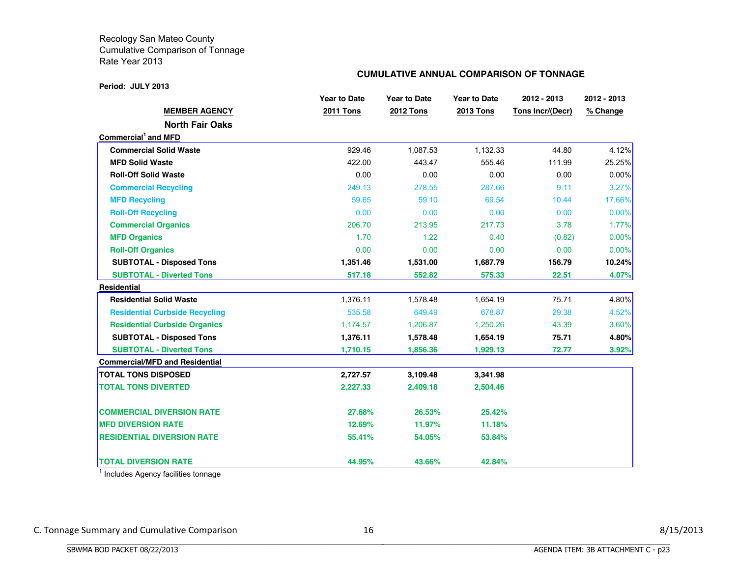Recology San Mateo County
Cumulative Comparison of Tonnage
Rate Year 2013

**CUMULATIVE ANNUAL COMPARISON OF TONNAGE**

**Period: JULY 2013**

| MEMBER AGENCY | Year to Date 2011 Tons | Year to Date 2012 Tons | Year to Date 2013 Tons | 2012 - 2013 Tons Incr/(Decr) | 2012 - 2013 % Change |
|---|---|---|---|---|---|
| **North Fair Oaks** | | | | | |
| **Commercial[1] and MFD** | | | | | |
| **Commercial Solid Waste** | 929.46 | 1,087.53 | 1,132.33 | 44.80 | 4.12% |
| **MFD Solid Waste** | 422.00 | 443.47 | 555.46 | 111.99 | 25.25% |
| **Roll-Off Solid Waste** | 0.00 | 0.00 | 0.00 | 0.00 | 0.00% |
| **Commercial Recycling** | 249.13 | 278.55 | 287.66 | 9.11 | 3.27% |
| **MFD Recycling** | 59.65 | 59.10 | 69.54 | 10.44 | 17.66% |
| **Roll-Off Recycling** | 0.00 | 0.00 | 0.00 | 0.00 | 0.00% |
| **Commercial Organics** | 206.70 | 213.95 | 217.73 | 3.78 | 1.77% |
| **MFD Organics** | 1.70 | 1.22 | 0.40 | (0.82) | 0.00% |
| **Roll-Off Organics** | 0.00 | 0.00 | 0.00 | 0.00 | 0.00% |
| **SUBTOTAL - Disposed Tons** | **1,351.46** | **1,531.00** | **1,687.79** | **156.79** | **10.24%** |
| **SUBTOTAL - Diverted Tons** | **517.18** | **552.82** | **575.33** | **22.51** | **4.07%** |
| **Residential** | | | | | |
| **Residential Solid Waste** | 1,376.11 | 1,578.48 | 1,654.19 | 75.71 | 4.80% |
| **Residential Curbside Recycling** | 535.58 | 649.49 | 678.87 | 29.38 | 4.52% |
| **Residential Curbside Organics** | 1,174.57 | 1,206.87 | 1,250.26 | 43.39 | 3.60% |
| **SUBTOTAL - Disposed Tons** | **1,376.11** | **1,578.48** | **1,654.19** | **75.71** | **4.80%** |
| **SUBTOTAL - Diverted Tons** | **1,710.15** | **1,856.36** | **1,929.13** | **72.77** | **3.92%** |
| **Commercial/MFD and Residential** | | | | | |
| **TOTAL TONS DISPOSED** | **2,727.57** | **3,109.48** | **3,341.98** | | |
| **TOTAL TONS DIVERTED** | **2,227.33** | **2,409.18** | **2,504.46** | | |
| **COMMERCIAL DIVERSION RATE** | **27.68%** | **26.53%** | **25.42%** | | |
| **MFD DIVERSION RATE** | **12.69%** | **11.97%** | **11.18%** | | |
| **RESIDENTIAL DIVERSION RATE** | **55.41%** | **54.05%** | **53.84%** | | |
| **TOTAL DIVERSION RATE** | **44.95%** | **43.66%** | **42.84%** | | |

[1] Includes Agency facilities tonnage

C. Tonnage Summary and Cumulative Comparison

8/15/2013

SBWMA BOD PACKET 08/22/2013

AGENDA ITEM: 3B ATTACHMENT C - p23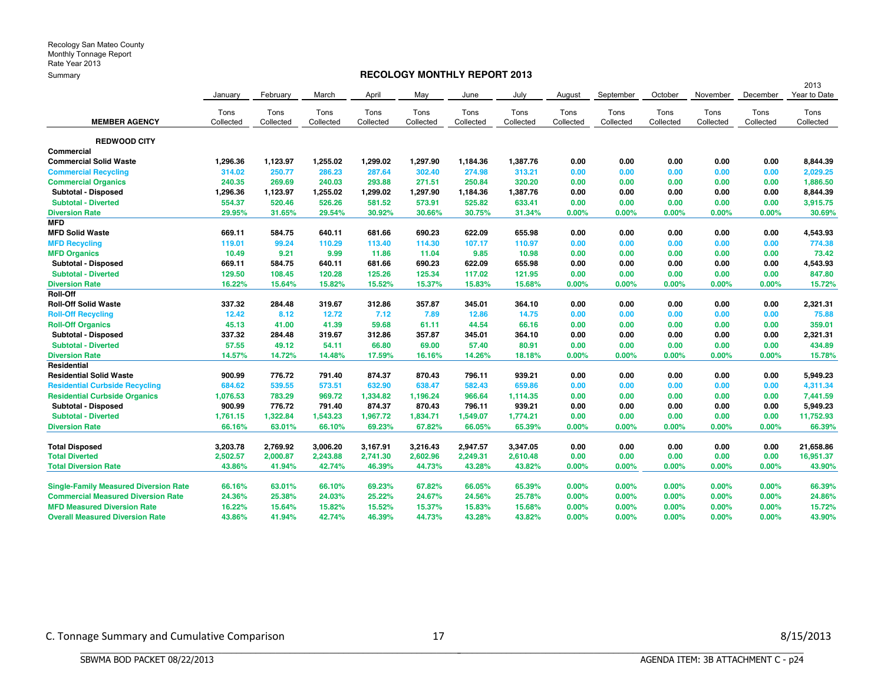Recology San Mateo County
Monthly Tonnage Report
Rate Year 2013
Summary

## RECOLOGY MONTHLY REPORT 2013

| MEMBER AGENCY | January Tons Collected | February Tons Collected | March Tons Collected | April Tons Collected | May Tons Collected | June Tons Collected | July Tons Collected | August Tons Collected | September Tons Collected | October Tons Collected | November Tons Collected | December Tons Collected | 2013 Year to Date Tons Collected |
|---|---|---|---|---|---|---|---|---|---|---|---|---|---|
| **REDWOOD CITY** | | | | | | | | | | | | | |
| **Commercial** | | | | | | | | | | | | | |
| **Commercial Solid Waste** | 1,296.36 | 1,123.97 | 1,255.02 | 1,299.02 | 1,297.90 | 1,184.36 | 1,387.76 | 0.00 | 0.00 | 0.00 | 0.00 | 0.00 | 8,844.39 |
| **Commercial Recycling** | 314.02 | 250.77 | 286.23 | 287.64 | 302.40 | 274.98 | 313.21 | 0.00 | 0.00 | 0.00 | 0.00 | 0.00 | 2,029.25 |
| **Commercial Organics** | 240.35 | 269.69 | 240.03 | 293.88 | 271.51 | 250.84 | 320.20 | 0.00 | 0.00 | 0.00 | 0.00 | 0.00 | 1,886.50 |
| **Subtotal - Disposed** | 1,296.36 | 1,123.97 | 1,255.02 | 1,299.02 | 1,297.90 | 1,184.36 | 1,387.76 | 0.00 | 0.00 | 0.00 | 0.00 | 0.00 | 8,844.39 |
| **Subtotal - Diverted** | 554.37 | 520.46 | 526.26 | 581.52 | 573.91 | 525.82 | 633.41 | 0.00 | 0.00 | 0.00 | 0.00 | 0.00 | 3,915.75 |
| **Diversion Rate** | 29.95% | 31.65% | 29.54% | 30.92% | 30.66% | 30.75% | 31.34% | 0.00% | 0.00% | 0.00% | 0.00% | 0.00% | 30.69% |
| **MFD** | | | | | | | | | | | | | |
| **MFD Solid Waste** | 669.11 | 584.75 | 640.11 | 681.66 | 690.23 | 622.09 | 655.98 | 0.00 | 0.00 | 0.00 | 0.00 | 0.00 | 4,543.93 |
| **MFD Recycling** | 119.01 | 99.24 | 110.29 | 113.40 | 114.30 | 107.17 | 110.97 | 0.00 | 0.00 | 0.00 | 0.00 | 0.00 | 774.38 |
| **MFD Organics** | 10.49 | 9.21 | 9.99 | 11.86 | 11.04 | 9.85 | 10.98 | 0.00 | 0.00 | 0.00 | 0.00 | 0.00 | 73.42 |
| **Subtotal - Disposed** | 669.11 | 584.75 | 640.11 | 681.66 | 690.23 | 622.09 | 655.98 | 0.00 | 0.00 | 0.00 | 0.00 | 0.00 | 4,543.93 |
| **Subtotal - Diverted** | 129.50 | 108.45 | 120.28 | 125.26 | 125.34 | 117.02 | 121.95 | 0.00 | 0.00 | 0.00 | 0.00 | 0.00 | 847.80 |
| **Diversion Rate** | 16.22% | 15.64% | 15.82% | 15.52% | 15.37% | 15.83% | 15.68% | 0.00% | 0.00% | 0.00% | 0.00% | 0.00% | 15.72% |
| **Roll-Off** | | | | | | | | | | | | | |
| **Roll-Off Solid Waste** | 337.32 | 284.48 | 319.67 | 312.86 | 357.87 | 345.01 | 364.10 | 0.00 | 0.00 | 0.00 | 0.00 | 0.00 | 2,321.31 |
| **Roll-Off Recycling** | 12.42 | 8.12 | 12.72 | 7.12 | 7.89 | 12.86 | 14.75 | 0.00 | 0.00 | 0.00 | 0.00 | 0.00 | 75.88 |
| **Roll-Off Organics** | 45.13 | 41.00 | 41.39 | 59.68 | 61.11 | 44.54 | 66.16 | 0.00 | 0.00 | 0.00 | 0.00 | 0.00 | 359.01 |
| **Subtotal - Disposed** | 337.32 | 284.48 | 319.67 | 312.86 | 357.87 | 345.01 | 364.10 | 0.00 | 0.00 | 0.00 | 0.00 | 0.00 | 2,321.31 |
| **Subtotal - Diverted** | 57.55 | 49.12 | 54.11 | 66.80 | 69.00 | 57.40 | 80.91 | 0.00 | 0.00 | 0.00 | 0.00 | 0.00 | 434.89 |
| **Diversion Rate** | 14.57% | 14.72% | 14.48% | 17.59% | 16.16% | 14.26% | 18.18% | 0.00% | 0.00% | 0.00% | 0.00% | 0.00% | 15.78% |
| **Residential** | | | | | | | | | | | | | |
| **Residential Solid Waste** | 900.99 | 776.72 | 791.40 | 874.37 | 870.43 | 796.11 | 939.21 | 0.00 | 0.00 | 0.00 | 0.00 | 0.00 | 5,949.23 |
| **Residential Curbside Recycling** | 684.62 | 539.55 | 573.51 | 632.90 | 638.47 | 582.43 | 659.86 | 0.00 | 0.00 | 0.00 | 0.00 | 0.00 | 4,311.34 |
| **Residential Curbside Organics** | 1,076.53 | 783.29 | 969.72 | 1,334.82 | 1,196.24 | 966.64 | 1,114.35 | 0.00 | 0.00 | 0.00 | 0.00 | 0.00 | 7,441.59 |
| **Subtotal - Disposed** | 900.99 | 776.72 | 791.40 | 874.37 | 870.43 | 796.11 | 939.21 | 0.00 | 0.00 | 0.00 | 0.00 | 0.00 | 5,949.23 |
| **Subtotal - Diverted** | 1,761.15 | 1,322.84 | 1,543.23 | 1,967.72 | 1,834.71 | 1,549.07 | 1,774.21 | 0.00 | 0.00 | 0.00 | 0.00 | 0.00 | 11,752.93 |
| **Diversion Rate** | 66.16% | 63.01% | 66.10% | 69.23% | 67.82% | 66.05% | 65.39% | 0.00% | 0.00% | 0.00% | 0.00% | 0.00% | 66.39% |
| | | | | | | | | | | | | | |
| **Total Disposed** | 3,203.78 | 2,769.92 | 3,006.20 | 3,167.91 | 3,216.43 | 2,947.57 | 3,347.05 | 0.00 | 0.00 | 0.00 | 0.00 | 0.00 | 21,658.86 |
| **Total Diverted** | 2,502.57 | 2,000.87 | 2,243.88 | 2,741.30 | 2,602.96 | 2,249.31 | 2,610.48 | 0.00 | 0.00 | 0.00 | 0.00 | 0.00 | 16,951.37 |
| **Total Diversion Rate** | 43.86% | 41.94% | 42.74% | 46.39% | 44.73% | 43.28% | 43.82% | 0.00% | 0.00% | 0.00% | 0.00% | 0.00% | 43.90% |
| | | | | | | | | | | | | | |
| **Single-Family Measured Diversion Rate** | 66.16% | 63.01% | 66.10% | 69.23% | 67.82% | 66.05% | 65.39% | 0.00% | 0.00% | 0.00% | 0.00% | 0.00% | 66.39% |
| **Commercial Measured Diversion Rate** | 24.36% | 25.38% | 24.03% | 25.22% | 24.67% | 24.56% | 25.78% | 0.00% | 0.00% | 0.00% | 0.00% | 0.00% | 24.86% |
| **MFD Measured Diversion Rate** | 16.22% | 15.64% | 15.82% | 15.52% | 15.37% | 15.83% | 15.68% | 0.00% | 0.00% | 0.00% | 0.00% | 0.00% | 15.72% |
| **Overall Measured Diversion Rate** | 43.86% | 41.94% | 42.74% | 46.39% | 44.73% | 43.28% | 43.82% | 0.00% | 0.00% | 0.00% | 0.00% | 0.00% | 43.90% |

C. Tonnage Summary and Cumulative Comparison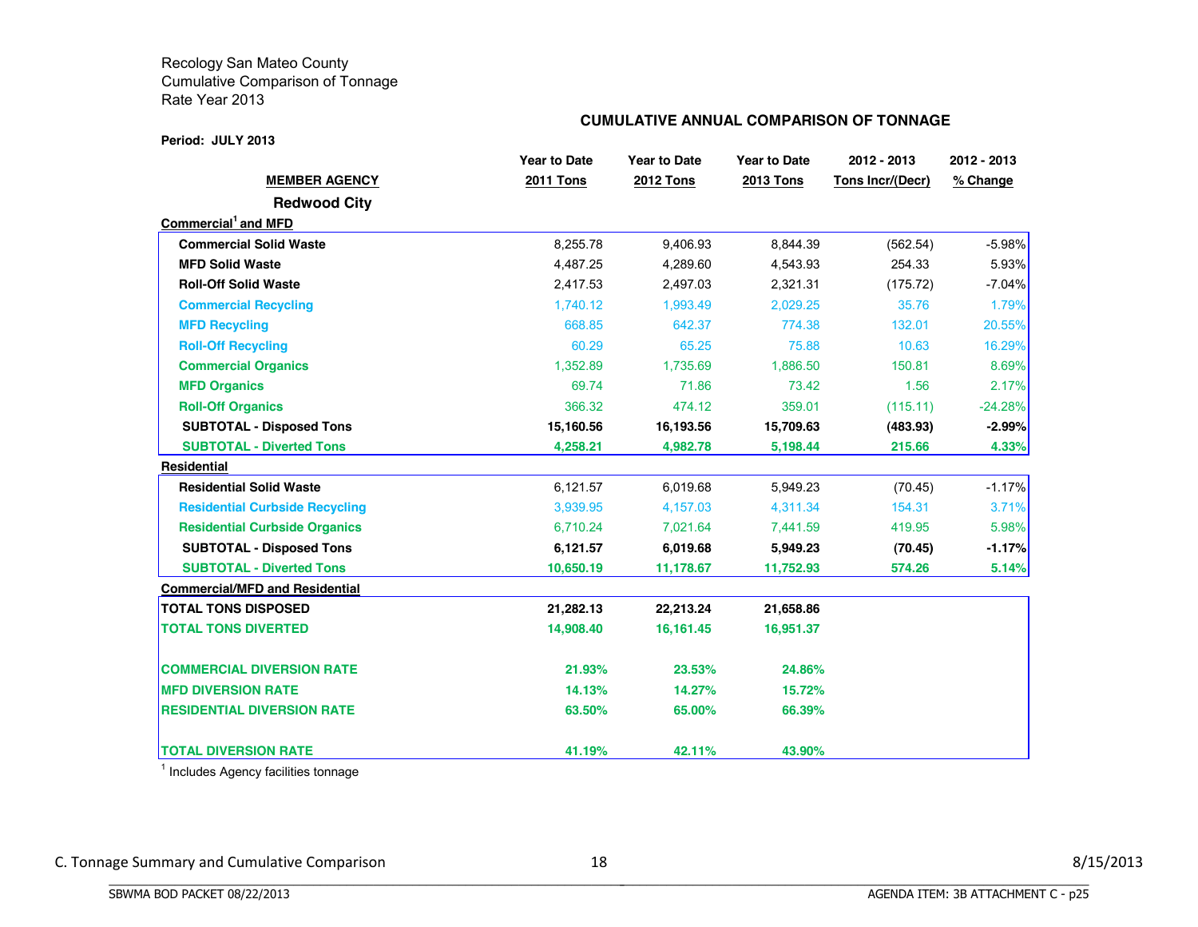Recology San Mateo County
Cumulative Comparison of Tonnage
Rate Year 2013

**CUMULATIVE ANNUAL COMPARISON OF TONNAGE**

**Period: JULY 2013**

| MEMBER AGENCY | Year to Date 2011 Tons | Year to Date 2012 Tons | Year to Date 2013 Tons | 2012 - 2013 Tons Incr/(Decr) | 2012 - 2013 % Change |
|---|---|---|---|---|---|
| **Redwood City** | | | | | |
| **Commercial[1] and MFD** | | | | | |
| **Commercial Solid Waste** | 8,255.78 | 9,406.93 | 8,844.39 | (562.54) | -5.98% |
| **MFD Solid Waste** | 4,487.25 | 4,289.60 | 4,543.93 | 254.33 | 5.93% |
| **Roll-Off Solid Waste** | 2,417.53 | 2,497.03 | 2,321.31 | (175.72) | -7.04% |
| **Commercial Recycling** | 1,740.12 | 1,993.49 | 2,029.25 | 35.76 | 1.79% |
| **MFD Recycling** | 668.85 | 642.37 | 774.38 | 132.01 | 20.55% |
| **Roll-Off Recycling** | 60.29 | 65.25 | 75.88 | 10.63 | 16.29% |
| **Commercial Organics** | 1,352.89 | 1,735.69 | 1,886.50 | 150.81 | 8.69% |
| **MFD Organics** | 69.74 | 71.86 | 73.42 | 1.56 | 2.17% |
| **Roll-Off Organics** | 366.32 | 474.12 | 359.01 | (115.11) | -24.28% |
| **SUBTOTAL - Disposed Tons** | **15,160.56** | **16,193.56** | **15,709.63** | **(483.93)** | **-2.99%** |
| **SUBTOTAL - Diverted Tons** | **4,258.21** | **4,982.78** | **5,198.44** | **215.66** | **4.33%** |
| **Residential** | | | | | |
| **Residential Solid Waste** | 6,121.57 | 6,019.68 | 5,949.23 | (70.45) | -1.17% |
| **Residential Curbside Recycling** | 3,939.95 | 4,157.03 | 4,311.34 | 154.31 | 3.71% |
| **Residential Curbside Organics** | 6,710.24 | 7,021.64 | 7,441.59 | 419.95 | 5.98% |
| **SUBTOTAL - Disposed Tons** | **6,121.57** | **6,019.68** | **5,949.23** | **(70.45)** | **-1.17%** |
| **SUBTOTAL - Diverted Tons** | **10,650.19** | **11,178.67** | **11,752.93** | **574.26** | **5.14%** |
| **Commercial/MFD and Residential** | | | | | |
| **TOTAL TONS DISPOSED** | **21,282.13** | **22,213.24** | **21,658.86** | | |
| **TOTAL TONS DIVERTED** | **14,908.40** | **16,161.45** | **16,951.37** | | |
| **COMMERCIAL DIVERSION RATE** | **21.93%** | **23.53%** | **24.86%** | | |
| **MFD DIVERSION RATE** | **14.13%** | **14.27%** | **15.72%** | | |
| **RESIDENTIAL DIVERSION RATE** | **63.50%** | **65.00%** | **66.39%** | | |
| **TOTAL DIVERSION RATE** | **41.19%** | **42.11%** | **43.90%** | | |

[1] Includes Agency facilities tonnage

C. Tonnage Summary and Cumulative Comparison — 8/15/2013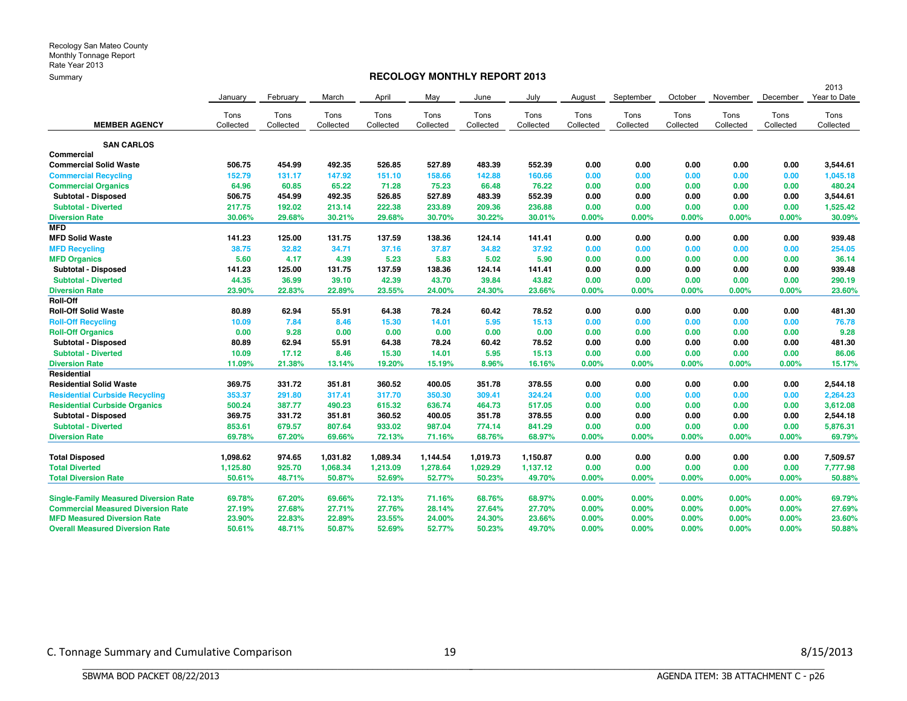Recology San Mateo County
Monthly Tonnage Report
Rate Year 2013
Summary

## RECOLOGY MONTHLY REPORT 2013

| MEMBER AGENCY | January Tons Collected | February Tons Collected | March Tons Collected | April Tons Collected | May Tons Collected | June Tons Collected | July Tons Collected | August Tons Collected | September Tons Collected | October Tons Collected | November Tons Collected | December Tons Collected | 2013 Year to Date Tons Collected |
|---|---|---|---|---|---|---|---|---|---|---|---|---|---|
| **SAN CARLOS** | | | | | | | | | | | | | |
| **Commercial** | | | | | | | | | | | | | |
| **Commercial Solid Waste** | 506.75 | 454.99 | 492.35 | 526.85 | 527.89 | 483.39 | 552.39 | 0.00 | 0.00 | 0.00 | 0.00 | 0.00 | 3,544.61 |
| **Commercial Recycling** | 152.79 | 131.17 | 147.92 | 151.10 | 158.66 | 142.88 | 160.66 | 0.00 | 0.00 | 0.00 | 0.00 | 0.00 | 1,045.18 |
| **Commercial Organics** | 64.96 | 60.85 | 65.22 | 71.28 | 75.23 | 66.48 | 76.22 | 0.00 | 0.00 | 0.00 | 0.00 | 0.00 | 480.24 |
| **Subtotal - Disposed** | 506.75 | 454.99 | 492.35 | 526.85 | 527.89 | 483.39 | 552.39 | 0.00 | 0.00 | 0.00 | 0.00 | 0.00 | 3,544.61 |
| **Subtotal - Diverted** | 217.75 | 192.02 | 213.14 | 222.38 | 233.89 | 209.36 | 236.88 | 0.00 | 0.00 | 0.00 | 0.00 | 0.00 | 1,525.42 |
| **Diversion Rate** | 30.06% | 29.68% | 30.21% | 29.68% | 30.70% | 30.22% | 30.01% | 0.00% | 0.00% | 0.00% | 0.00% | 0.00% | 30.09% |
| **MFD** | | | | | | | | | | | | | |
| **MFD Solid Waste** | 141.23 | 125.00 | 131.75 | 137.59 | 138.36 | 124.14 | 141.41 | 0.00 | 0.00 | 0.00 | 0.00 | 0.00 | 939.48 |
| **MFD Recycling** | 38.75 | 32.82 | 34.71 | 37.16 | 37.87 | 34.82 | 37.92 | 0.00 | 0.00 | 0.00 | 0.00 | 0.00 | 254.05 |
| **MFD Organics** | 5.60 | 4.17 | 4.39 | 5.23 | 5.83 | 5.02 | 5.90 | 0.00 | 0.00 | 0.00 | 0.00 | 0.00 | 36.14 |
| **Subtotal - Disposed** | 141.23 | 125.00 | 131.75 | 137.59 | 138.36 | 124.14 | 141.41 | 0.00 | 0.00 | 0.00 | 0.00 | 0.00 | 939.48 |
| **Subtotal - Diverted** | 44.35 | 36.99 | 39.10 | 42.39 | 43.70 | 39.84 | 43.82 | 0.00 | 0.00 | 0.00 | 0.00 | 0.00 | 290.19 |
| **Diversion Rate** | 23.90% | 22.83% | 22.89% | 23.55% | 24.00% | 24.30% | 23.66% | 0.00% | 0.00% | 0.00% | 0.00% | 0.00% | 23.60% |
| **Roll-Off** | | | | | | | | | | | | | |
| **Roll-Off Solid Waste** | 80.89 | 62.94 | 55.91 | 64.38 | 78.24 | 60.42 | 78.52 | 0.00 | 0.00 | 0.00 | 0.00 | 0.00 | 481.30 |
| **Roll-Off Recycling** | 10.09 | 7.84 | 8.46 | 15.30 | 14.01 | 5.95 | 15.13 | 0.00 | 0.00 | 0.00 | 0.00 | 0.00 | 76.78 |
| **Roll-Off Organics** | 0.00 | 9.28 | 0.00 | 0.00 | 0.00 | 0.00 | 0.00 | 0.00 | 0.00 | 0.00 | 0.00 | 0.00 | 9.28 |
| **Subtotal - Disposed** | 80.89 | 62.94 | 55.91 | 64.38 | 78.24 | 60.42 | 78.52 | 0.00 | 0.00 | 0.00 | 0.00 | 0.00 | 481.30 |
| **Subtotal - Diverted** | 10.09 | 17.12 | 8.46 | 15.30 | 14.01 | 5.95 | 15.13 | 0.00 | 0.00 | 0.00 | 0.00 | 0.00 | 86.06 |
| **Diversion Rate** | 11.09% | 21.38% | 13.14% | 19.20% | 15.19% | 8.96% | 16.16% | 0.00% | 0.00% | 0.00% | 0.00% | 0.00% | 15.17% |
| **Residential** | | | | | | | | | | | | | |
| **Residential Solid Waste** | 369.75 | 331.72 | 351.81 | 360.52 | 400.05 | 351.78 | 378.55 | 0.00 | 0.00 | 0.00 | 0.00 | 0.00 | 2,544.18 |
| **Residential Curbside Recycling** | 353.37 | 291.80 | 317.41 | 317.70 | 350.30 | 309.41 | 324.24 | 0.00 | 0.00 | 0.00 | 0.00 | 0.00 | 2,264.23 |
| **Residential Curbside Organics** | 500.24 | 387.77 | 490.23 | 615.32 | 636.74 | 464.73 | 517.05 | 0.00 | 0.00 | 0.00 | 0.00 | 0.00 | 3,612.08 |
| **Subtotal - Disposed** | 369.75 | 331.72 | 351.81 | 360.52 | 400.05 | 351.78 | 378.55 | 0.00 | 0.00 | 0.00 | 0.00 | 0.00 | 2,544.18 |
| **Subtotal - Diverted** | 853.61 | 679.57 | 807.64 | 933.02 | 987.04 | 774.14 | 841.29 | 0.00 | 0.00 | 0.00 | 0.00 | 0.00 | 5,876.31 |
| **Diversion Rate** | 69.78% | 67.20% | 69.66% | 72.13% | 71.16% | 68.76% | 68.97% | 0.00% | 0.00% | 0.00% | 0.00% | 0.00% | 69.79% |
| **Total Disposed** | 1,098.62 | 974.65 | 1,031.82 | 1,089.34 | 1,144.54 | 1,019.73 | 1,150.87 | 0.00 | 0.00 | 0.00 | 0.00 | 0.00 | 7,509.57 |
| **Total Diverted** | 1,125.80 | 925.70 | 1,068.34 | 1,213.09 | 1,278.64 | 1,029.29 | 1,137.12 | 0.00 | 0.00 | 0.00 | 0.00 | 0.00 | 7,777.98 |
| **Total Diversion Rate** | 50.61% | 48.71% | 50.87% | 52.69% | 52.77% | 50.23% | 49.70% | 0.00% | 0.00% | 0.00% | 0.00% | 0.00% | 50.88% |
| **Single-Family Measured Diversion Rate** | 69.78% | 67.20% | 69.66% | 72.13% | 71.16% | 68.76% | 68.97% | 0.00% | 0.00% | 0.00% | 0.00% | 0.00% | 69.79% |
| **Commercial Measured Diversion Rate** | 27.19% | 27.68% | 27.71% | 27.76% | 28.14% | 27.64% | 27.70% | 0.00% | 0.00% | 0.00% | 0.00% | 0.00% | 27.69% |
| **MFD Measured Diversion Rate** | 23.90% | 22.83% | 22.89% | 23.55% | 24.00% | 24.30% | 23.66% | 0.00% | 0.00% | 0.00% | 0.00% | 0.00% | 23.60% |
| **Overall Measured Diversion Rate** | 50.61% | 48.71% | 50.87% | 52.69% | 52.77% | 50.23% | 49.70% | 0.00% | 0.00% | 0.00% | 0.00% | 0.00% | 50.88% |

C. Tonnage Summary and Cumulative Comparison 19 8/15/2013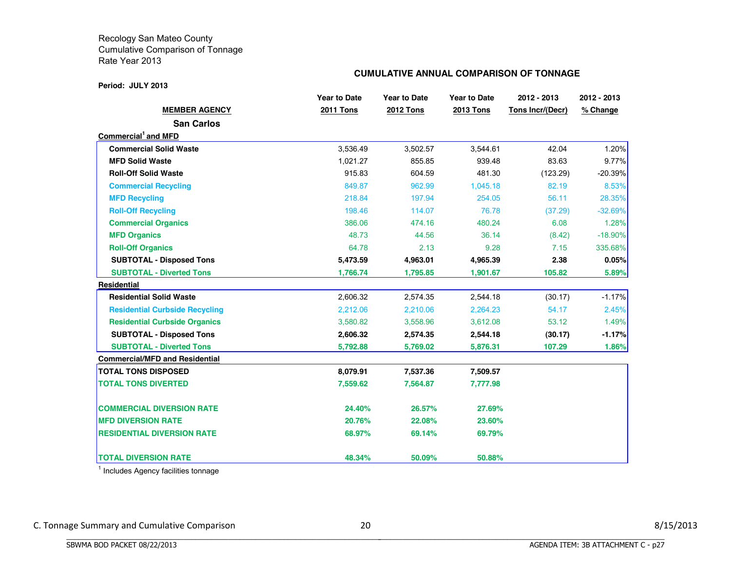Recology San Mateo County
Cumulative Comparison of Tonnage
Rate Year 2013

**CUMULATIVE ANNUAL COMPARISON OF TONNAGE**

**Period: JULY 2013**

| MEMBER AGENCY | Year to Date 2011 Tons | Year to Date 2012 Tons | Year to Date 2013 Tons | 2012 - 2013 Tons Incr/(Decr) | 2012 - 2013 % Change |
|---|---|---|---|---|---|
| **San Carlos** | | | | | |
| **Commercial[1] and MFD** | | | | | |
| **Commercial Solid Waste** | 3,536.49 | 3,502.57 | 3,544.61 | 42.04 | 1.20% |
| **MFD Solid Waste** | 1,021.27 | 855.85 | 939.48 | 83.63 | 9.77% |
| **Roll-Off Solid Waste** | 915.83 | 604.59 | 481.30 | (123.29) | -20.39% |
| **Commercial Recycling** | 849.87 | 962.99 | 1,045.18 | 82.19 | 8.53% |
| **MFD Recycling** | 218.84 | 197.94 | 254.05 | 56.11 | 28.35% |
| **Roll-Off Recycling** | 198.46 | 114.07 | 76.78 | (37.29) | -32.69% |
| **Commercial Organics** | 386.06 | 474.16 | 480.24 | 6.08 | 1.28% |
| **MFD Organics** | 48.73 | 44.56 | 36.14 | (8.42) | -18.90% |
| **Roll-Off Organics** | 64.78 | 2.13 | 9.28 | 7.15 | 335.68% |
| **SUBTOTAL - Disposed Tons** | **5,473.59** | **4,963.01** | **4,965.39** | **2.38** | **0.05%** |
| **SUBTOTAL - Diverted Tons** | **1,766.74** | **1,795.85** | **1,901.67** | **105.82** | **5.89%** |
| **Residential** | | | | | |
| **Residential Solid Waste** | 2,606.32 | 2,574.35 | 2,544.18 | (30.17) | -1.17% |
| **Residential Curbside Recycling** | 2,212.06 | 2,210.06 | 2,264.23 | 54.17 | 2.45% |
| **Residential Curbside Organics** | 3,580.82 | 3,558.96 | 3,612.08 | 53.12 | 1.49% |
| **SUBTOTAL - Disposed Tons** | **2,606.32** | **2,574.35** | **2,544.18** | **(30.17)** | **-1.17%** |
| **SUBTOTAL - Diverted Tons** | **5,792.88** | **5,769.02** | **5,876.31** | **107.29** | **1.86%** |
| **Commercial/MFD and Residential** | | | | | |
| **TOTAL TONS DISPOSED** | **8,079.91** | **7,537.36** | **7,509.57** | | |
| **TOTAL TONS DIVERTED** | **7,559.62** | **7,564.87** | **7,777.98** | | |
| **COMMERCIAL DIVERSION RATE** | **24.40%** | **26.57%** | **27.69%** | | |
| **MFD DIVERSION RATE** | **20.76%** | **22.08%** | **23.60%** | | |
| **RESIDENTIAL DIVERSION RATE** | **68.97%** | **69.14%** | **69.79%** | | |
| **TOTAL DIVERSION RATE** | **48.34%** | **50.09%** | **50.88%** | | |

[1] Includes Agency facilities tonnage

C. Tonnage Summary and Cumulative Comparison — 8/15/2013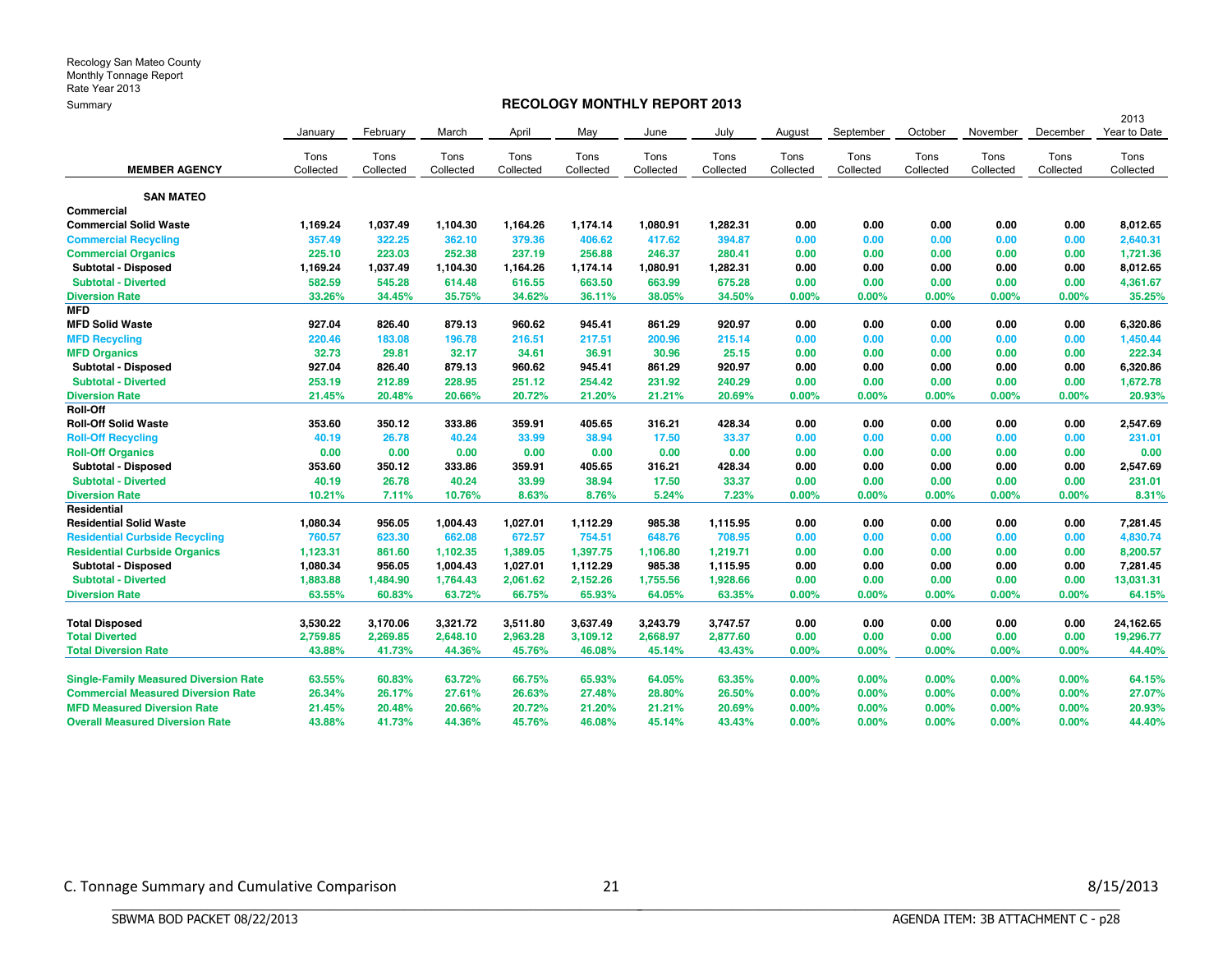Recology San Mateo County
Monthly Tonnage Report
Rate Year 2013
Summary

## RECOLOGY MONTHLY REPORT 2013

| MEMBER AGENCY | January Tons Collected | February Tons Collected | March Tons Collected | April Tons Collected | May Tons Collected | June Tons Collected | July Tons Collected | August Tons Collected | September Tons Collected | October Tons Collected | November Tons Collected | December Tons Collected | 2013 Year to Date Tons Collected |
|---|---|---|---|---|---|---|---|---|---|---|---|---|---|
| **SAN MATEO** | | | | | | | | | | | | | |
| **Commercial** | | | | | | | | | | | | | |
| **Commercial Solid Waste** | 1,169.24 | 1,037.49 | 1,104.30 | 1,164.26 | 1,174.14 | 1,080.91 | 1,282.31 | 0.00 | 0.00 | 0.00 | 0.00 | 0.00 | 8,012.65 |
| **Commercial Recycling** | 357.49 | 322.25 | 362.10 | 379.36 | 406.62 | 417.62 | 394.87 | 0.00 | 0.00 | 0.00 | 0.00 | 0.00 | 2,640.31 |
| **Commercial Organics** | 225.10 | 223.03 | 252.38 | 237.19 | 256.88 | 246.37 | 280.41 | 0.00 | 0.00 | 0.00 | 0.00 | 0.00 | 1,721.36 |
| **Subtotal - Disposed** | 1,169.24 | 1,037.49 | 1,104.30 | 1,164.26 | 1,174.14 | 1,080.91 | 1,282.31 | 0.00 | 0.00 | 0.00 | 0.00 | 0.00 | 8,012.65 |
| **Subtotal - Diverted** | 582.59 | 545.28 | 614.48 | 616.55 | 663.50 | 663.99 | 675.28 | 0.00 | 0.00 | 0.00 | 0.00 | 0.00 | 4,361.67 |
| **Diversion Rate** | 33.26% | 34.45% | 35.75% | 34.62% | 36.11% | 38.05% | 34.50% | 0.00% | 0.00% | 0.00% | 0.00% | 0.00% | 35.25% |
| **MFD** | | | | | | | | | | | | | |
| **MFD Solid Waste** | 927.04 | 826.40 | 879.13 | 960.62 | 945.41 | 861.29 | 920.97 | 0.00 | 0.00 | 0.00 | 0.00 | 0.00 | 6,320.86 |
| **MFD Recycling** | 220.46 | 183.08 | 196.78 | 216.51 | 217.51 | 200.96 | 215.14 | 0.00 | 0.00 | 0.00 | 0.00 | 0.00 | 1,450.44 |
| **MFD Organics** | 32.73 | 29.81 | 32.17 | 34.61 | 36.91 | 30.96 | 25.15 | 0.00 | 0.00 | 0.00 | 0.00 | 0.00 | 222.34 |
| **Subtotal - Disposed** | 927.04 | 826.40 | 879.13 | 960.62 | 945.41 | 861.29 | 920.97 | 0.00 | 0.00 | 0.00 | 0.00 | 0.00 | 6,320.86 |
| **Subtotal - Diverted** | 253.19 | 212.89 | 228.95 | 251.12 | 254.42 | 231.92 | 240.29 | 0.00 | 0.00 | 0.00 | 0.00 | 0.00 | 1,672.78 |
| **Diversion Rate** | 21.45% | 20.48% | 20.66% | 20.72% | 21.20% | 21.21% | 20.69% | 0.00% | 0.00% | 0.00% | 0.00% | 0.00% | 20.93% |
| **Roll-Off** | | | | | | | | | | | | | |
| **Roll-Off Solid Waste** | 353.60 | 350.12 | 333.86 | 359.91 | 405.65 | 316.21 | 428.34 | 0.00 | 0.00 | 0.00 | 0.00 | 0.00 | 2,547.69 |
| **Roll-Off Recycling** | 40.19 | 26.78 | 40.24 | 33.99 | 38.94 | 17.50 | 33.37 | 0.00 | 0.00 | 0.00 | 0.00 | 0.00 | 231.01 |
| **Roll-Off Organics** | 0.00 | 0.00 | 0.00 | 0.00 | 0.00 | 0.00 | 0.00 | 0.00 | 0.00 | 0.00 | 0.00 | 0.00 | 0.00 |
| **Subtotal - Disposed** | 353.60 | 350.12 | 333.86 | 359.91 | 405.65 | 316.21 | 428.34 | 0.00 | 0.00 | 0.00 | 0.00 | 0.00 | 2,547.69 |
| **Subtotal - Diverted** | 40.19 | 26.78 | 40.24 | 33.99 | 38.94 | 17.50 | 33.37 | 0.00 | 0.00 | 0.00 | 0.00 | 0.00 | 231.01 |
| **Diversion Rate** | 10.21% | 7.11% | 10.76% | 8.63% | 8.76% | 5.24% | 7.23% | 0.00% | 0.00% | 0.00% | 0.00% | 0.00% | 8.31% |
| **Residential** | | | | | | | | | | | | | |
| **Residential Solid Waste** | 1,080.34 | 956.05 | 1,004.43 | 1,027.01 | 1,112.29 | 985.38 | 1,115.95 | 0.00 | 0.00 | 0.00 | 0.00 | 0.00 | 7,281.45 |
| **Residential Curbside Recycling** | 760.57 | 623.30 | 662.08 | 672.57 | 754.51 | 648.76 | 708.95 | 0.00 | 0.00 | 0.00 | 0.00 | 0.00 | 4,830.74 |
| **Residential Curbside Organics** | 1,123.31 | 861.60 | 1,102.35 | 1,389.05 | 1,397.75 | 1,106.80 | 1,219.71 | 0.00 | 0.00 | 0.00 | 0.00 | 0.00 | 8,200.57 |
| **Subtotal - Disposed** | 1,080.34 | 956.05 | 1,004.43 | 1,027.01 | 1,112.29 | 985.38 | 1,115.95 | 0.00 | 0.00 | 0.00 | 0.00 | 0.00 | 7,281.45 |
| **Subtotal - Diverted** | 1,883.88 | 1,484.90 | 1,764.43 | 2,061.62 | 2,152.26 | 1,755.56 | 1,928.66 | 0.00 | 0.00 | 0.00 | 0.00 | 0.00 | 13,031.31 |
| **Diversion Rate** | 63.55% | 60.83% | 63.72% | 66.75% | 65.93% | 64.05% | 63.35% | 0.00% | 0.00% | 0.00% | 0.00% | 0.00% | 64.15% |
| **Total Disposed** | 3,530.22 | 3,170.06 | 3,321.72 | 3,511.80 | 3,637.49 | 3,243.79 | 3,747.57 | 0.00 | 0.00 | 0.00 | 0.00 | 0.00 | 24,162.65 |
| **Total Diverted** | 2,759.85 | 2,269.85 | 2,648.10 | 2,963.28 | 3,109.12 | 2,668.97 | 2,877.60 | 0.00 | 0.00 | 0.00 | 0.00 | 0.00 | 19,296.77 |
| **Total Diversion Rate** | 43.88% | 41.73% | 44.36% | 45.76% | 46.08% | 45.14% | 43.43% | 0.00% | 0.00% | 0.00% | 0.00% | 0.00% | 44.40% |
| **Single-Family Measured Diversion Rate** | 63.55% | 60.83% | 63.72% | 66.75% | 65.93% | 64.05% | 63.35% | 0.00% | 0.00% | 0.00% | 0.00% | 0.00% | 64.15% |
| **Commercial Measured Diversion Rate** | 26.34% | 26.17% | 27.61% | 26.63% | 27.48% | 28.80% | 26.50% | 0.00% | 0.00% | 0.00% | 0.00% | 0.00% | 27.07% |
| **MFD Measured Diversion Rate** | 21.45% | 20.48% | 20.66% | 20.72% | 21.20% | 21.21% | 20.69% | 0.00% | 0.00% | 0.00% | 0.00% | 0.00% | 20.93% |
| **Overall Measured Diversion Rate** | 43.88% | 41.73% | 44.36% | 45.76% | 46.08% | 45.14% | 43.43% | 0.00% | 0.00% | 0.00% | 0.00% | 0.00% | 44.40% |

C. Tonnage Summary and Cumulative Comparison 8/15/2013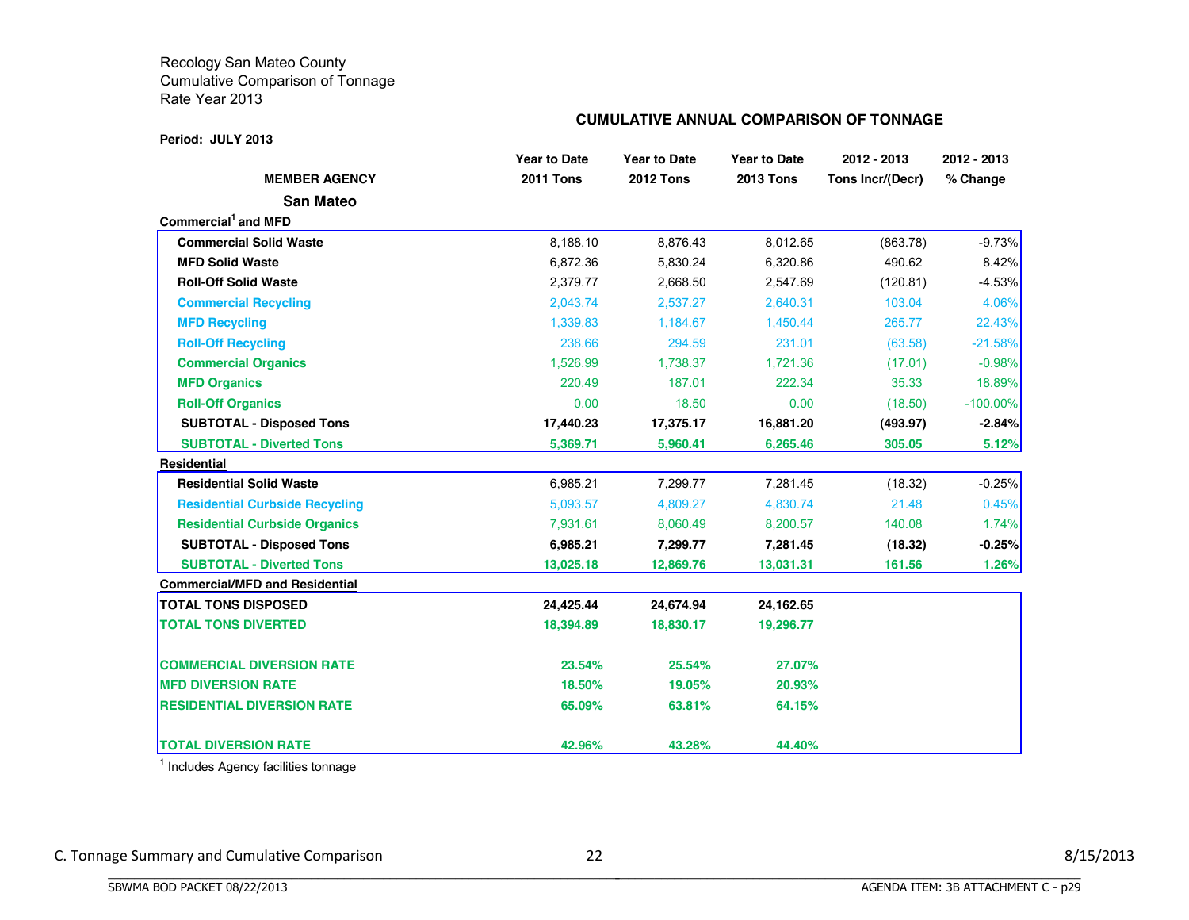Recology San Mateo County
Cumulative Comparison of Tonnage
Rate Year 2013

## CUMULATIVE ANNUAL COMPARISON OF TONNAGE

**Period: JULY 2013**

| MEMBER AGENCY | Year to Date 2011 Tons | Year to Date 2012 Tons | Year to Date 2013 Tons | 2012 - 2013 Tons Incr/(Decr) | 2012 - 2013 % Change |
|---|---|---|---|---|---|
| **San Mateo** | | | | | |
| **Commercial[1] and MFD** | | | | | |
| **Commercial Solid Waste** | 8,188.10 | 8,876.43 | 8,012.65 | (863.78) | -9.73% |
| **MFD Solid Waste** | 6,872.36 | 5,830.24 | 6,320.86 | 490.62 | 8.42% |
| **Roll-Off Solid Waste** | 2,379.77 | 2,668.50 | 2,547.69 | (120.81) | -4.53% |
| **Commercial Recycling** | 2,043.74 | 2,537.27 | 2,640.31 | 103.04 | 4.06% |
| **MFD Recycling** | 1,339.83 | 1,184.67 | 1,450.44 | 265.77 | 22.43% |
| **Roll-Off Recycling** | 238.66 | 294.59 | 231.01 | (63.58) | -21.58% |
| **Commercial Organics** | 1,526.99 | 1,738.37 | 1,721.36 | (17.01) | -0.98% |
| **MFD Organics** | 220.49 | 187.01 | 222.34 | 35.33 | 18.89% |
| **Roll-Off Organics** | 0.00 | 18.50 | 0.00 | (18.50) | -100.00% |
| **SUBTOTAL - Disposed Tons** | **17,440.23** | **17,375.17** | **16,881.20** | **(493.97)** | **-2.84%** |
| **SUBTOTAL - Diverted Tons** | **5,369.71** | **5,960.41** | **6,265.46** | **305.05** | **5.12%** |
| **Residential** | | | | | |
| **Residential Solid Waste** | 6,985.21 | 7,299.77 | 7,281.45 | (18.32) | -0.25% |
| **Residential Curbside Recycling** | 5,093.57 | 4,809.27 | 4,830.74 | 21.48 | 0.45% |
| **Residential Curbside Organics** | 7,931.61 | 8,060.49 | 8,200.57 | 140.08 | 1.74% |
| **SUBTOTAL - Disposed Tons** | **6,985.21** | **7,299.77** | **7,281.45** | **(18.32)** | **-0.25%** |
| **SUBTOTAL - Diverted Tons** | **13,025.18** | **12,869.76** | **13,031.31** | **161.56** | **1.26%** |
| **Commercial/MFD and Residential** | | | | | |
| **TOTAL TONS DISPOSED** | **24,425.44** | **24,674.94** | **24,162.65** | | |
| **TOTAL TONS DIVERTED** | **18,394.89** | **18,830.17** | **19,296.77** | | |
| **COMMERCIAL DIVERSION RATE** | **23.54%** | **25.54%** | **27.07%** | | |
| **MFD DIVERSION RATE** | **18.50%** | **19.05%** | **20.93%** | | |
| **RESIDENTIAL DIVERSION RATE** | **65.09%** | **63.81%** | **64.15%** | | |
| **TOTAL DIVERSION RATE** | **42.96%** | **43.28%** | **44.40%** | | |

[1] Includes Agency facilities tonnage

C. Tonnage Summary and Cumulative Comparison

8/15/2013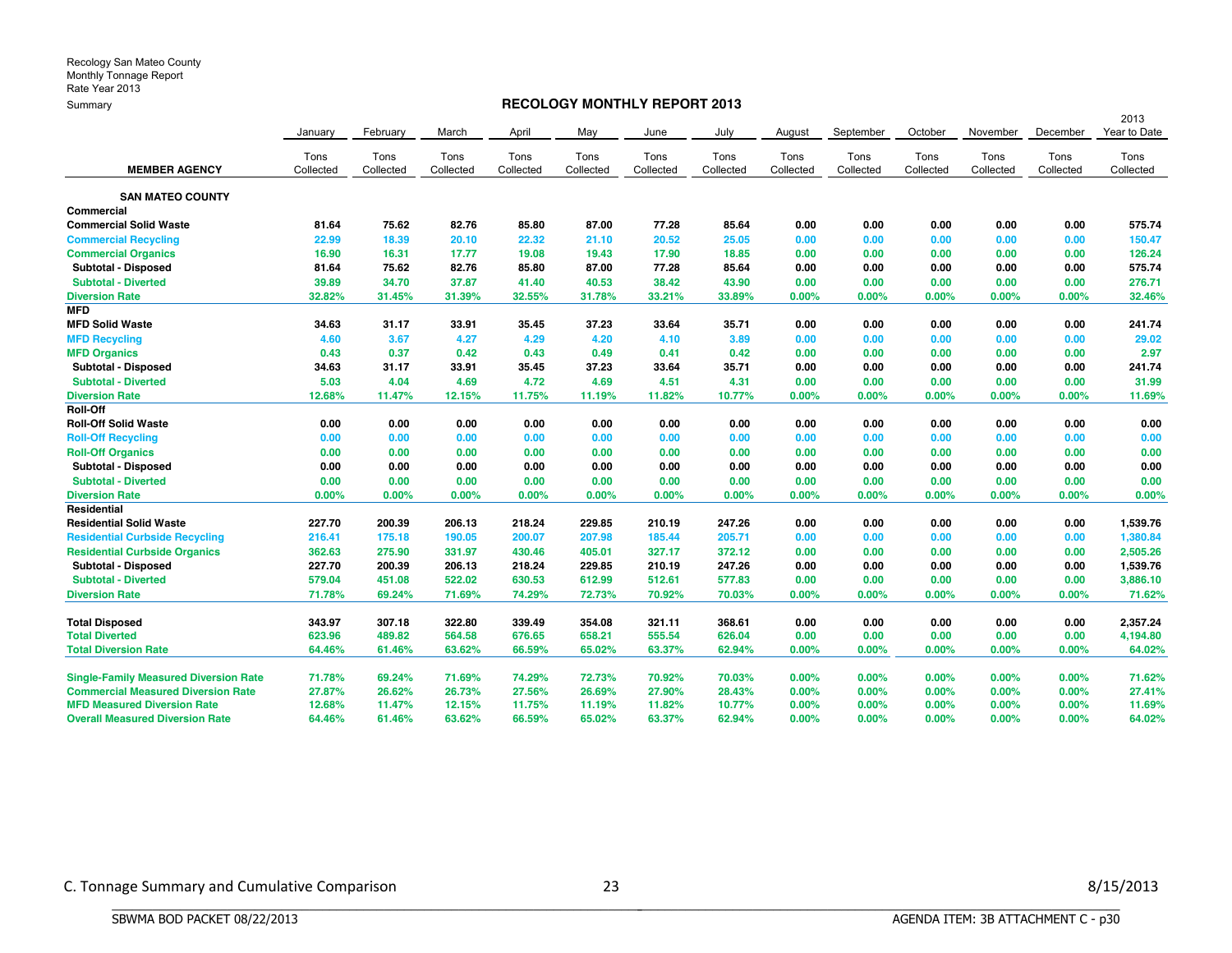Recology San Mateo County
Monthly Tonnage Report
Rate Year 2013
Summary

## RECOLOGY MONTHLY REPORT 2013

| MEMBER AGENCY | January Tons Collected | February Tons Collected | March Tons Collected | April Tons Collected | May Tons Collected | June Tons Collected | July Tons Collected | August Tons Collected | September Tons Collected | October Tons Collected | November Tons Collected | December Tons Collected | 2013 Year to Date Tons Collected |
|---|---|---|---|---|---|---|---|---|---|---|---|---|---|
| **SAN MATEO COUNTY** | | | | | | | | | | | | | |
| **Commercial** | | | | | | | | | | | | | |
| **Commercial Solid Waste** | 81.64 | 75.62 | 82.76 | 85.80 | 87.00 | 77.28 | 85.64 | 0.00 | 0.00 | 0.00 | 0.00 | 0.00 | 575.74 |
| **Commercial Recycling** | 22.99 | 18.39 | 20.10 | 22.32 | 21.10 | 20.52 | 25.05 | 0.00 | 0.00 | 0.00 | 0.00 | 0.00 | 150.47 |
| **Commercial Organics** | 16.90 | 16.31 | 17.77 | 19.08 | 19.43 | 17.90 | 18.85 | 0.00 | 0.00 | 0.00 | 0.00 | 0.00 | 126.24 |
| **Subtotal - Disposed** | 81.64 | 75.62 | 82.76 | 85.80 | 87.00 | 77.28 | 85.64 | 0.00 | 0.00 | 0.00 | 0.00 | 0.00 | 575.74 |
| **Subtotal - Diverted** | 39.89 | 34.70 | 37.87 | 41.40 | 40.53 | 38.42 | 43.90 | 0.00 | 0.00 | 0.00 | 0.00 | 0.00 | 276.71 |
| **Diversion Rate** | 32.82% | 31.45% | 31.39% | 32.55% | 31.78% | 33.21% | 33.89% | 0.00% | 0.00% | 0.00% | 0.00% | 0.00% | 32.46% |
| **MFD** | | | | | | | | | | | | | |
| **MFD Solid Waste** | 34.63 | 31.17 | 33.91 | 35.45 | 37.23 | 33.64 | 35.71 | 0.00 | 0.00 | 0.00 | 0.00 | 0.00 | 241.74 |
| **MFD Recycling** | 4.60 | 3.67 | 4.27 | 4.29 | 4.20 | 4.10 | 3.89 | 0.00 | 0.00 | 0.00 | 0.00 | 0.00 | 29.02 |
| **MFD Organics** | 0.43 | 0.37 | 0.42 | 0.43 | 0.49 | 0.41 | 0.42 | 0.00 | 0.00 | 0.00 | 0.00 | 0.00 | 2.97 |
| **Subtotal - Disposed** | 34.63 | 31.17 | 33.91 | 35.45 | 37.23 | 33.64 | 35.71 | 0.00 | 0.00 | 0.00 | 0.00 | 0.00 | 241.74 |
| **Subtotal - Diverted** | 5.03 | 4.04 | 4.69 | 4.72 | 4.69 | 4.51 | 4.31 | 0.00 | 0.00 | 0.00 | 0.00 | 0.00 | 31.99 |
| **Diversion Rate** | 12.68% | 11.47% | 12.15% | 11.75% | 11.19% | 11.82% | 10.77% | 0.00% | 0.00% | 0.00% | 0.00% | 0.00% | 11.69% |
| **Roll-Off** | | | | | | | | | | | | | |
| **Roll-Off Solid Waste** | 0.00 | 0.00 | 0.00 | 0.00 | 0.00 | 0.00 | 0.00 | 0.00 | 0.00 | 0.00 | 0.00 | 0.00 | 0.00 |
| **Roll-Off Recycling** | 0.00 | 0.00 | 0.00 | 0.00 | 0.00 | 0.00 | 0.00 | 0.00 | 0.00 | 0.00 | 0.00 | 0.00 | 0.00 |
| **Roll-Off Organics** | 0.00 | 0.00 | 0.00 | 0.00 | 0.00 | 0.00 | 0.00 | 0.00 | 0.00 | 0.00 | 0.00 | 0.00 | 0.00 |
| **Subtotal - Disposed** | 0.00 | 0.00 | 0.00 | 0.00 | 0.00 | 0.00 | 0.00 | 0.00 | 0.00 | 0.00 | 0.00 | 0.00 | 0.00 |
| **Subtotal - Diverted** | 0.00 | 0.00 | 0.00 | 0.00 | 0.00 | 0.00 | 0.00 | 0.00 | 0.00 | 0.00 | 0.00 | 0.00 | 0.00 |
| **Diversion Rate** | 0.00% | 0.00% | 0.00% | 0.00% | 0.00% | 0.00% | 0.00% | 0.00% | 0.00% | 0.00% | 0.00% | 0.00% | 0.00% |
| **Residential** | | | | | | | | | | | | | |
| **Residential Solid Waste** | 227.70 | 200.39 | 206.13 | 218.24 | 229.85 | 210.19 | 247.26 | 0.00 | 0.00 | 0.00 | 0.00 | 0.00 | 1,539.76 |
| **Residential Curbside Recycling** | 216.41 | 175.18 | 190.05 | 200.07 | 207.98 | 185.44 | 205.71 | 0.00 | 0.00 | 0.00 | 0.00 | 0.00 | 1,380.84 |
| **Residential Curbside Organics** | 362.63 | 275.90 | 331.97 | 430.46 | 405.01 | 327.17 | 372.12 | 0.00 | 0.00 | 0.00 | 0.00 | 0.00 | 2,505.26 |
| **Subtotal - Disposed** | 227.70 | 200.39 | 206.13 | 218.24 | 229.85 | 210.19 | 247.26 | 0.00 | 0.00 | 0.00 | 0.00 | 0.00 | 1,539.76 |
| **Subtotal - Diverted** | 579.04 | 451.08 | 522.02 | 630.53 | 612.99 | 512.61 | 577.83 | 0.00 | 0.00 | 0.00 | 0.00 | 0.00 | 3,886.10 |
| **Diversion Rate** | 71.78% | 69.24% | 71.69% | 74.29% | 72.73% | 70.92% | 70.03% | 0.00% | 0.00% | 0.00% | 0.00% | 0.00% | 71.62% |
| | | | | | | | | | | | | | |
| **Total Disposed** | 343.97 | 307.18 | 322.80 | 339.49 | 354.08 | 321.11 | 368.61 | 0.00 | 0.00 | 0.00 | 0.00 | 0.00 | 2,357.24 |
| **Total Diverted** | 623.96 | 489.82 | 564.58 | 676.65 | 658.21 | 555.54 | 626.04 | 0.00 | 0.00 | 0.00 | 0.00 | 0.00 | 4,194.80 |
| **Total Diversion Rate** | 64.46% | 61.46% | 63.62% | 66.59% | 65.02% | 63.37% | 62.94% | 0.00% | 0.00% | 0.00% | 0.00% | 0.00% | 64.02% |
| | | | | | | | | | | | | | |
| **Single-Family Measured Diversion Rate** | 71.78% | 69.24% | 71.69% | 74.29% | 72.73% | 70.92% | 70.03% | 0.00% | 0.00% | 0.00% | 0.00% | 0.00% | 71.62% |
| **Commercial Measured Diversion Rate** | 27.87% | 26.62% | 26.73% | 27.56% | 26.69% | 27.90% | 28.43% | 0.00% | 0.00% | 0.00% | 0.00% | 0.00% | 27.41% |
| **MFD Measured Diversion Rate** | 12.68% | 11.47% | 12.15% | 11.75% | 11.19% | 11.82% | 10.77% | 0.00% | 0.00% | 0.00% | 0.00% | 0.00% | 11.69% |
| **Overall Measured Diversion Rate** | 64.46% | 61.46% | 63.62% | 66.59% | 65.02% | 63.37% | 62.94% | 0.00% | 0.00% | 0.00% | 0.00% | 0.00% | 64.02% |

C. Tonnage Summary and Cumulative Comparison

8/15/2013

SBWMA BOD PACKET 08/22/2013

AGENDA ITEM: 3B ATTACHMENT C - p30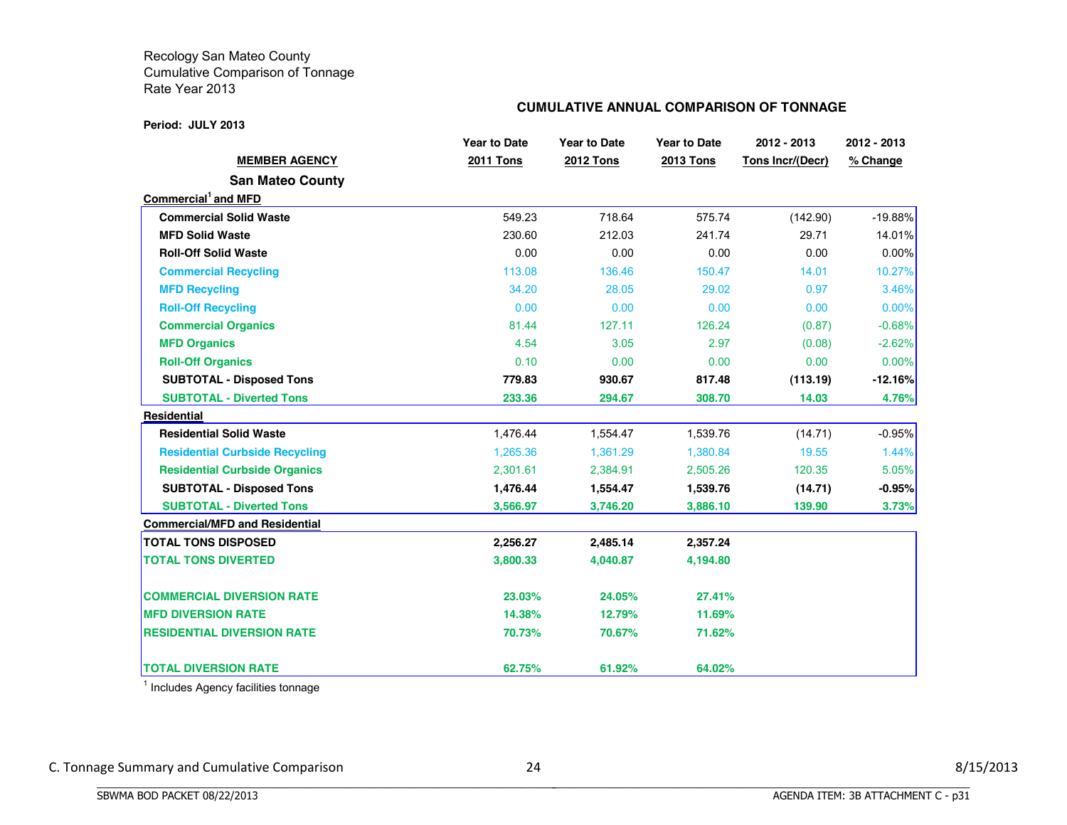Recology San Mateo County
Cumulative Comparison of Tonnage
Rate Year 2013

**CUMULATIVE ANNUAL COMPARISON OF TONNAGE**

**Period: JULY 2013**

| MEMBER AGENCY | Year to Date 2011 Tons | Year to Date 2012 Tons | Year to Date 2013 Tons | 2012 - 2013 Tons Incr/(Decr) | 2012 - 2013 % Change |
|---|---|---|---|---|---|
| **San Mateo County** | | | | | |
| **Commercial[1] and MFD** | | | | | |
| **Commercial Solid Waste** | 549.23 | 718.64 | 575.74 | (142.90) | -19.88% |
| **MFD Solid Waste** | 230.60 | 212.03 | 241.74 | 29.71 | 14.01% |
| **Roll-Off Solid Waste** | 0.00 | 0.00 | 0.00 | 0.00 | 0.00% |
| **Commercial Recycling** | 113.08 | 136.46 | 150.47 | 14.01 | 10.27% |
| **MFD Recycling** | 34.20 | 28.05 | 29.02 | 0.97 | 3.46% |
| **Roll-Off Recycling** | 0.00 | 0.00 | 0.00 | 0.00 | 0.00% |
| **Commercial Organics** | 81.44 | 127.11 | 126.24 | (0.87) | -0.68% |
| **MFD Organics** | 4.54 | 3.05 | 2.97 | (0.08) | -2.62% |
| **Roll-Off Organics** | 0.10 | 0.00 | 0.00 | 0.00 | 0.00% |
| **SUBTOTAL - Disposed Tons** | **779.83** | **930.67** | **817.48** | **(113.19)** | **-12.16%** |
| **SUBTOTAL - Diverted Tons** | **233.36** | **294.67** | **308.70** | **14.03** | **4.76%** |
| **Residential** | | | | | |
| **Residential Solid Waste** | 1,476.44 | 1,554.47 | 1,539.76 | (14.71) | -0.95% |
| **Residential Curbside Recycling** | 1,265.36 | 1,361.29 | 1,380.84 | 19.55 | 1.44% |
| **Residential Curbside Organics** | 2,301.61 | 2,384.91 | 2,505.26 | 120.35 | 5.05% |
| **SUBTOTAL - Disposed Tons** | **1,476.44** | **1,554.47** | **1,539.76** | **(14.71)** | **-0.95%** |
| **SUBTOTAL - Diverted Tons** | **3,566.97** | **3,746.20** | **3,886.10** | **139.90** | **3.73%** |
| **Commercial/MFD and Residential** | | | | | |
| **TOTAL TONS DISPOSED** | **2,256.27** | **2,485.14** | **2,357.24** | | |
| **TOTAL TONS DIVERTED** | **3,800.33** | **4,040.87** | **4,194.80** | | |
| **COMMERCIAL DIVERSION RATE** | **23.03%** | **24.05%** | **27.41%** | | |
| **MFD DIVERSION RATE** | **14.38%** | **12.79%** | **11.69%** | | |
| **RESIDENTIAL DIVERSION RATE** | **70.73%** | **70.67%** | **71.62%** | | |
| **TOTAL DIVERSION RATE** | **62.75%** | **61.92%** | **64.02%** | | |

[1] Includes Agency facilities tonnage

C. Tonnage Summary and Cumulative Comparison 24 8/15/2013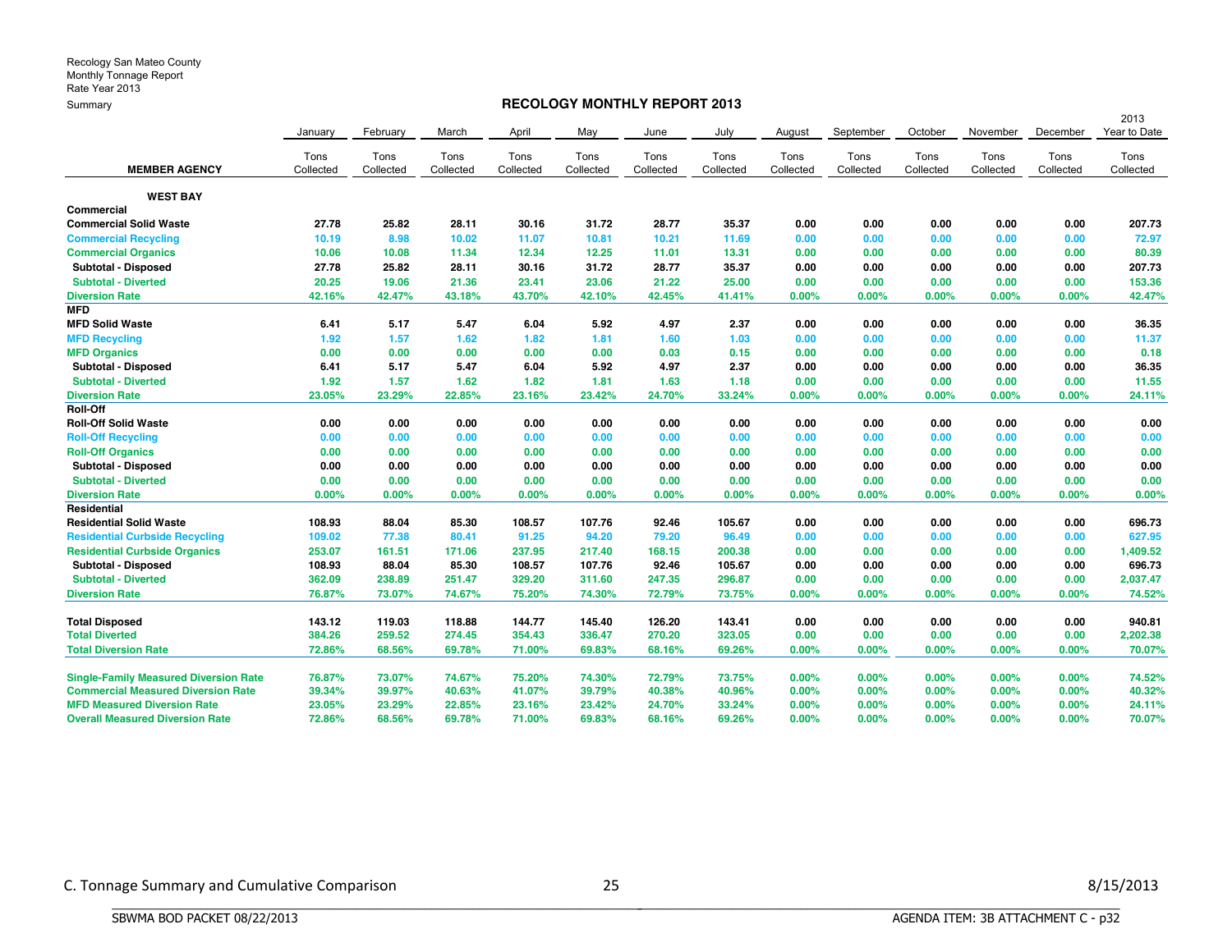Recology San Mateo County
Monthly Tonnage Report
Rate Year 2013
Summary

## RECOLOGY MONTHLY REPORT 2013

| MEMBER AGENCY | January Tons Collected | February Tons Collected | March Tons Collected | April Tons Collected | May Tons Collected | June Tons Collected | July Tons Collected | August Tons Collected | September Tons Collected | October Tons Collected | November Tons Collected | December Tons Collected | 2013 Year to Date Tons Collected |
|---|---|---|---|---|---|---|---|---|---|---|---|---|---|
| **WEST BAY** | | | | | | | | | | | | | |
| **Commercial** | | | | | | | | | | | | | |
| **Commercial Solid Waste** | 27.78 | 25.82 | 28.11 | 30.16 | 31.72 | 28.77 | 35.37 | 0.00 | 0.00 | 0.00 | 0.00 | 0.00 | 207.73 |
| **Commercial Recycling** | 10.19 | 8.98 | 10.02 | 11.07 | 10.81 | 10.21 | 11.69 | 0.00 | 0.00 | 0.00 | 0.00 | 0.00 | 72.97 |
| **Commercial Organics** | 10.06 | 10.08 | 11.34 | 12.34 | 12.25 | 11.01 | 13.31 | 0.00 | 0.00 | 0.00 | 0.00 | 0.00 | 80.39 |
| **Subtotal - Disposed** | 27.78 | 25.82 | 28.11 | 30.16 | 31.72 | 28.77 | 35.37 | 0.00 | 0.00 | 0.00 | 0.00 | 0.00 | 207.73 |
| **Subtotal - Diverted** | 20.25 | 19.06 | 21.36 | 23.41 | 23.06 | 21.22 | 25.00 | 0.00 | 0.00 | 0.00 | 0.00 | 0.00 | 153.36 |
| **Diversion Rate** | 42.16% | 42.47% | 43.18% | 43.70% | 42.10% | 42.45% | 41.41% | 0.00% | 0.00% | 0.00% | 0.00% | 0.00% | 42.47% |
| **MFD** | | | | | | | | | | | | | |
| **MFD Solid Waste** | 6.41 | 5.17 | 5.47 | 6.04 | 5.92 | 4.97 | 2.37 | 0.00 | 0.00 | 0.00 | 0.00 | 0.00 | 36.35 |
| **MFD Recycling** | 1.92 | 1.57 | 1.62 | 1.82 | 1.81 | 1.60 | 1.03 | 0.00 | 0.00 | 0.00 | 0.00 | 0.00 | 11.37 |
| **MFD Organics** | 0.00 | 0.00 | 0.00 | 0.00 | 0.00 | 0.03 | 0.15 | 0.00 | 0.00 | 0.00 | 0.00 | 0.00 | 0.18 |
| **Subtotal - Disposed** | 6.41 | 5.17 | 5.47 | 6.04 | 5.92 | 4.97 | 2.37 | 0.00 | 0.00 | 0.00 | 0.00 | 0.00 | 36.35 |
| **Subtotal - Diverted** | 1.92 | 1.57 | 1.62 | 1.82 | 1.81 | 1.63 | 1.18 | 0.00 | 0.00 | 0.00 | 0.00 | 0.00 | 11.55 |
| **Diversion Rate** | 23.05% | 23.29% | 22.85% | 23.16% | 23.42% | 24.70% | 33.24% | 0.00% | 0.00% | 0.00% | 0.00% | 0.00% | 24.11% |
| **Roll-Off** | | | | | | | | | | | | | |
| **Roll-Off Solid Waste** | 0.00 | 0.00 | 0.00 | 0.00 | 0.00 | 0.00 | 0.00 | 0.00 | 0.00 | 0.00 | 0.00 | 0.00 | 0.00 |
| **Roll-Off Recycling** | 0.00 | 0.00 | 0.00 | 0.00 | 0.00 | 0.00 | 0.00 | 0.00 | 0.00 | 0.00 | 0.00 | 0.00 | 0.00 |
| **Roll-Off Organics** | 0.00 | 0.00 | 0.00 | 0.00 | 0.00 | 0.00 | 0.00 | 0.00 | 0.00 | 0.00 | 0.00 | 0.00 | 0.00 |
| **Subtotal - Disposed** | 0.00 | 0.00 | 0.00 | 0.00 | 0.00 | 0.00 | 0.00 | 0.00 | 0.00 | 0.00 | 0.00 | 0.00 | 0.00 |
| **Subtotal - Diverted** | 0.00 | 0.00 | 0.00 | 0.00 | 0.00 | 0.00 | 0.00 | 0.00 | 0.00 | 0.00 | 0.00 | 0.00 | 0.00 |
| **Diversion Rate** | 0.00% | 0.00% | 0.00% | 0.00% | 0.00% | 0.00% | 0.00% | 0.00% | 0.00% | 0.00% | 0.00% | 0.00% | 0.00% |
| **Residential** | | | | | | | | | | | | | |
| **Residential Solid Waste** | 108.93 | 88.04 | 85.30 | 108.57 | 107.76 | 92.46 | 105.67 | 0.00 | 0.00 | 0.00 | 0.00 | 0.00 | 696.73 |
| **Residential Curbside Recycling** | 109.02 | 77.38 | 80.41 | 91.25 | 94.20 | 79.20 | 96.49 | 0.00 | 0.00 | 0.00 | 0.00 | 0.00 | 627.95 |
| **Residential Curbside Organics** | 253.07 | 161.51 | 171.06 | 237.95 | 217.40 | 168.15 | 200.38 | 0.00 | 0.00 | 0.00 | 0.00 | 0.00 | 1,409.52 |
| **Subtotal - Disposed** | 108.93 | 88.04 | 85.30 | 108.57 | 107.76 | 92.46 | 105.67 | 0.00 | 0.00 | 0.00 | 0.00 | 0.00 | 696.73 |
| **Subtotal - Diverted** | 362.09 | 238.89 | 251.47 | 329.20 | 311.60 | 247.35 | 296.87 | 0.00 | 0.00 | 0.00 | 0.00 | 0.00 | 2,037.47 |
| **Diversion Rate** | 76.87% | 73.07% | 74.67% | 75.20% | 74.30% | 72.79% | 73.75% | 0.00% | 0.00% | 0.00% | 0.00% | 0.00% | 74.52% |
| **Total Disposed** | 143.12 | 119.03 | 118.88 | 144.77 | 145.40 | 126.20 | 143.41 | 0.00 | 0.00 | 0.00 | 0.00 | 0.00 | 940.81 |
| **Total Diverted** | 384.26 | 259.52 | 274.45 | 354.43 | 336.47 | 270.20 | 323.05 | 0.00 | 0.00 | 0.00 | 0.00 | 0.00 | 2,202.38 |
| **Total Diversion Rate** | 72.86% | 68.56% | 69.78% | 71.00% | 69.83% | 68.16% | 69.26% | 0.00% | 0.00% | 0.00% | 0.00% | 0.00% | 70.07% |
| **Single-Family Measured Diversion Rate** | 76.87% | 73.07% | 74.67% | 75.20% | 74.30% | 72.79% | 73.75% | 0.00% | 0.00% | 0.00% | 0.00% | 0.00% | 74.52% |
| **Commercial Measured Diversion Rate** | 39.34% | 39.97% | 40.63% | 41.07% | 39.79% | 40.38% | 40.96% | 0.00% | 0.00% | 0.00% | 0.00% | 0.00% | 40.32% |
| **MFD Measured Diversion Rate** | 23.05% | 23.29% | 22.85% | 23.16% | 23.42% | 24.70% | 33.24% | 0.00% | 0.00% | 0.00% | 0.00% | 0.00% | 24.11% |
| **Overall Measured Diversion Rate** | 72.86% | 68.56% | 69.78% | 71.00% | 69.83% | 68.16% | 69.26% | 0.00% | 0.00% | 0.00% | 0.00% | 0.00% | 70.07% |

C. Tonnage Summary and Cumulative Comparison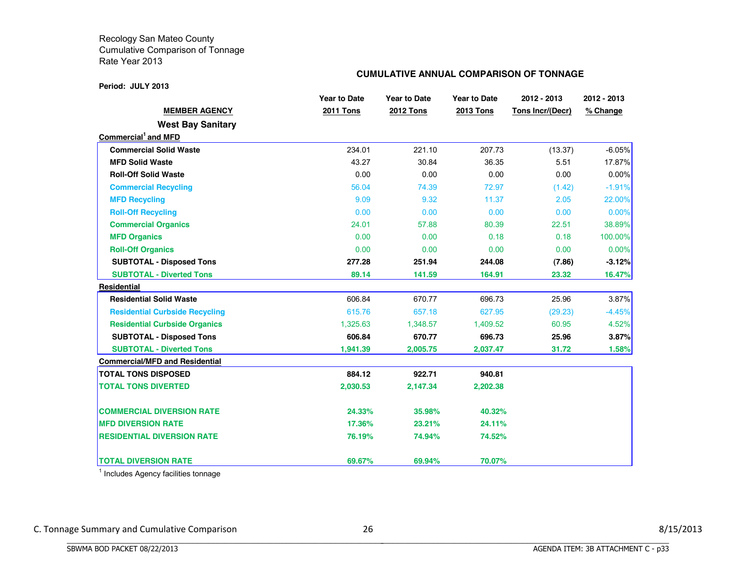Recology San Mateo County
Cumulative Comparison of Tonnage
Rate Year 2013

**CUMULATIVE ANNUAL COMPARISON OF TONNAGE**

**Period: JULY 2013**

| MEMBER AGENCY | Year to Date 2011 Tons | Year to Date 2012 Tons | Year to Date 2013 Tons | 2012 - 2013 Tons Incr/(Decr) | 2012 - 2013 % Change |
|---|---|---|---|---|---|
| **West Bay Sanitary** | | | | | |
| **Commercial[1] and MFD** | | | | | |
| **Commercial Solid Waste** | 234.01 | 221.10 | 207.73 | (13.37) | -6.05% |
| **MFD Solid Waste** | 43.27 | 30.84 | 36.35 | 5.51 | 17.87% |
| **Roll-Off Solid Waste** | 0.00 | 0.00 | 0.00 | 0.00 | 0.00% |
| **Commercial Recycling** | 56.04 | 74.39 | 72.97 | (1.42) | -1.91% |
| **MFD Recycling** | 9.09 | 9.32 | 11.37 | 2.05 | 22.00% |
| **Roll-Off Recycling** | 0.00 | 0.00 | 0.00 | 0.00 | 0.00% |
| **Commercial Organics** | 24.01 | 57.88 | 80.39 | 22.51 | 38.89% |
| **MFD Organics** | 0.00 | 0.00 | 0.18 | 0.18 | 100.00% |
| **Roll-Off Organics** | 0.00 | 0.00 | 0.00 | 0.00 | 0.00% |
| **SUBTOTAL - Disposed Tons** | **277.28** | **251.94** | **244.08** | **(7.86)** | **-3.12%** |
| **SUBTOTAL - Diverted Tons** | **89.14** | **141.59** | **164.91** | **23.32** | **16.47%** |
| **Residential** | | | | | |
| **Residential Solid Waste** | 606.84 | 670.77 | 696.73 | 25.96 | 3.87% |
| **Residential Curbside Recycling** | 615.76 | 657.18 | 627.95 | (29.23) | -4.45% |
| **Residential Curbside Organics** | 1,325.63 | 1,348.57 | 1,409.52 | 60.95 | 4.52% |
| **SUBTOTAL - Disposed Tons** | **606.84** | **670.77** | **696.73** | **25.96** | **3.87%** |
| **SUBTOTAL - Diverted Tons** | **1,941.39** | **2,005.75** | **2,037.47** | **31.72** | **1.58%** |
| **Commercial/MFD and Residential** | | | | | |
| **TOTAL TONS DISPOSED** | **884.12** | **922.71** | **940.81** | | |
| **TOTAL TONS DIVERTED** | **2,030.53** | **2,147.34** | **2,202.38** | | |
| **COMMERCIAL DIVERSION RATE** | **24.33%** | **35.98%** | **40.32%** | | |
| **MFD DIVERSION RATE** | **17.36%** | **23.21%** | **24.11%** | | |
| **RESIDENTIAL DIVERSION RATE** | **76.19%** | **74.94%** | **74.52%** | | |
| **TOTAL DIVERSION RATE** | **69.67%** | **69.94%** | **70.07%** | | |

[1] Includes Agency facilities tonnage

C. Tonnage Summary and Cumulative Comparison

8/15/2013

SBWMA BOD PACKET 08/22/2013

AGENDA ITEM: 3B ATTACHMENT C - p33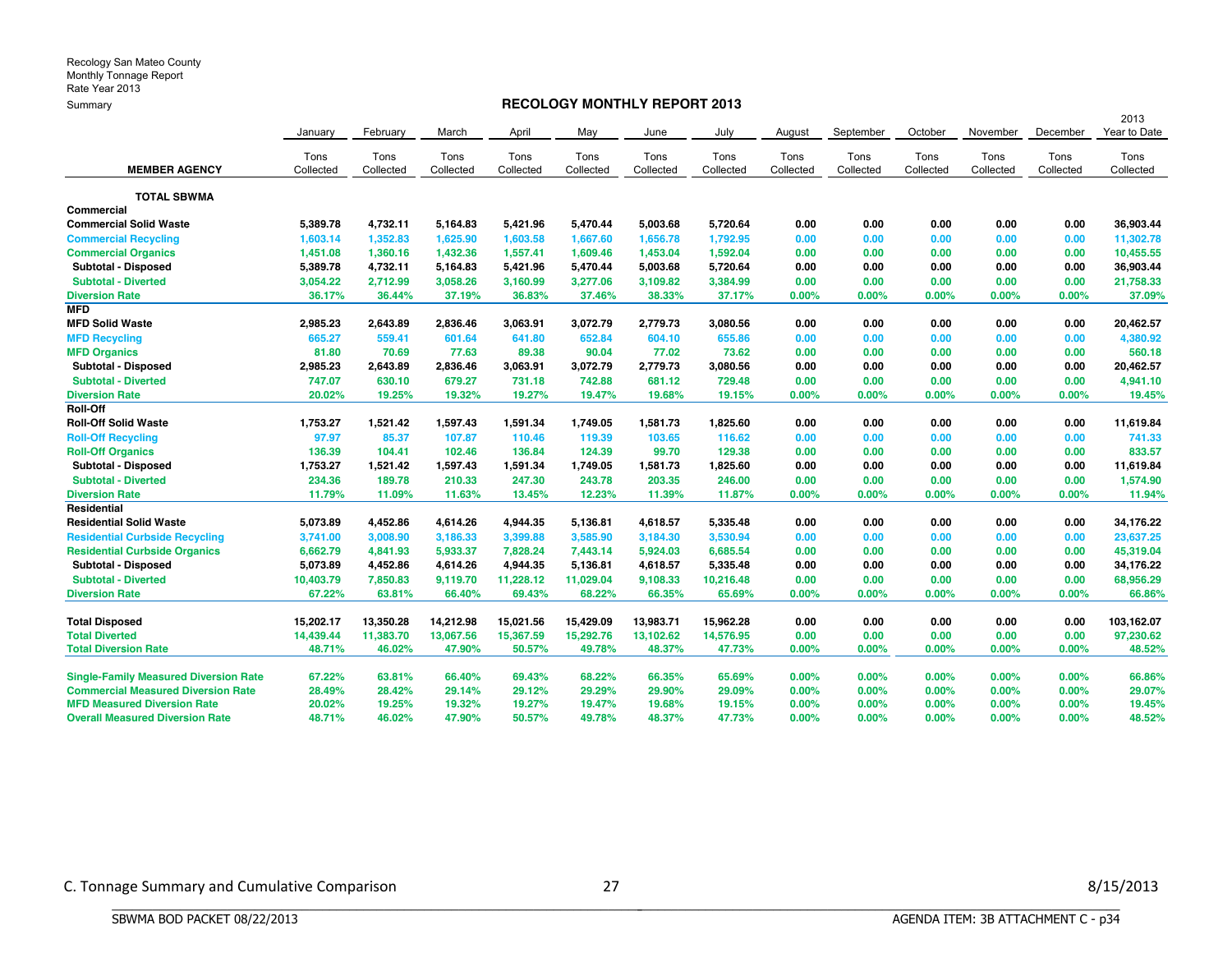Recology San Mateo County
Monthly Tonnage Report
Rate Year 2013
Summary

## RECOLOGY MONTHLY REPORT 2013

| MEMBER AGENCY | January Tons Collected | February Tons Collected | March Tons Collected | April Tons Collected | May Tons Collected | June Tons Collected | July Tons Collected | August Tons Collected | September Tons Collected | October Tons Collected | November Tons Collected | December Tons Collected | 2013 Year to Date Tons Collected |
|---|---|---|---|---|---|---|---|---|---|---|---|---|---|
| **TOTAL SBWMA** | | | | | | | | | | | | | |
| **Commercial** | | | | | | | | | | | | | |
| **Commercial Solid Waste** | 5,389.78 | 4,732.11 | 5,164.83 | 5,421.96 | 5,470.44 | 5,003.68 | 5,720.64 | 0.00 | 0.00 | 0.00 | 0.00 | 0.00 | 36,903.44 |
| **Commercial Recycling** | 1,603.14 | 1,352.83 | 1,625.90 | 1,603.58 | 1,667.60 | 1,656.78 | 1,792.95 | 0.00 | 0.00 | 0.00 | 0.00 | 0.00 | 11,302.78 |
| **Commercial Organics** | 1,451.08 | 1,360.16 | 1,432.36 | 1,557.41 | 1,609.46 | 1,453.04 | 1,592.04 | 0.00 | 0.00 | 0.00 | 0.00 | 0.00 | 10,455.55 |
| **Subtotal - Disposed** | 5,389.78 | 4,732.11 | 5,164.83 | 5,421.96 | 5,470.44 | 5,003.68 | 5,720.64 | 0.00 | 0.00 | 0.00 | 0.00 | 0.00 | 36,903.44 |
| **Subtotal - Diverted** | 3,054.22 | 2,712.99 | 3,058.26 | 3,160.99 | 3,277.06 | 3,109.82 | 3,384.99 | 0.00 | 0.00 | 0.00 | 0.00 | 0.00 | 21,758.33 |
| **Diversion Rate** | 36.17% | 36.44% | 37.19% | 36.83% | 37.46% | 38.33% | 37.17% | 0.00% | 0.00% | 0.00% | 0.00% | 0.00% | 37.09% |
| **MFD** | | | | | | | | | | | | | |
| **MFD Solid Waste** | 2,985.23 | 2,643.89 | 2,836.46 | 3,063.91 | 3,072.79 | 2,779.73 | 3,080.56 | 0.00 | 0.00 | 0.00 | 0.00 | 0.00 | 20,462.57 |
| **MFD Recycling** | 665.27 | 559.41 | 601.64 | 641.80 | 652.84 | 604.10 | 655.86 | 0.00 | 0.00 | 0.00 | 0.00 | 0.00 | 4,380.92 |
| **MFD Organics** | 81.80 | 70.69 | 77.63 | 89.38 | 90.04 | 77.02 | 73.62 | 0.00 | 0.00 | 0.00 | 0.00 | 0.00 | 560.18 |
| **Subtotal - Disposed** | 2,985.23 | 2,643.89 | 2,836.46 | 3,063.91 | 3,072.79 | 2,779.73 | 3,080.56 | 0.00 | 0.00 | 0.00 | 0.00 | 0.00 | 20,462.57 |
| **Subtotal - Diverted** | 747.07 | 630.10 | 679.27 | 731.18 | 742.88 | 681.12 | 729.48 | 0.00 | 0.00 | 0.00 | 0.00 | 0.00 | 4,941.10 |
| **Diversion Rate** | 20.02% | 19.25% | 19.32% | 19.27% | 19.47% | 19.68% | 19.15% | 0.00% | 0.00% | 0.00% | 0.00% | 0.00% | 19.45% |
| **Roll-Off** | | | | | | | | | | | | | |
| **Roll-Off Solid Waste** | 1,753.27 | 1,521.42 | 1,597.43 | 1,591.34 | 1,749.05 | 1,581.73 | 1,825.60 | 0.00 | 0.00 | 0.00 | 0.00 | 0.00 | 11,619.84 |
| **Roll-Off Recycling** | 97.97 | 85.37 | 107.87 | 110.46 | 119.39 | 103.65 | 116.62 | 0.00 | 0.00 | 0.00 | 0.00 | 0.00 | 741.33 |
| **Roll-Off Organics** | 136.39 | 104.41 | 102.46 | 136.84 | 124.39 | 99.70 | 129.38 | 0.00 | 0.00 | 0.00 | 0.00 | 0.00 | 833.57 |
| **Subtotal - Disposed** | 1,753.27 | 1,521.42 | 1,597.43 | 1,591.34 | 1,749.05 | 1,581.73 | 1,825.60 | 0.00 | 0.00 | 0.00 | 0.00 | 0.00 | 11,619.84 |
| **Subtotal - Diverted** | 234.36 | 189.78 | 210.33 | 247.30 | 243.78 | 203.35 | 246.00 | 0.00 | 0.00 | 0.00 | 0.00 | 0.00 | 1,574.90 |
| **Diversion Rate** | 11.79% | 11.09% | 11.63% | 13.45% | 12.23% | 11.39% | 11.87% | 0.00% | 0.00% | 0.00% | 0.00% | 0.00% | 11.94% |
| **Residential** | | | | | | | | | | | | | |
| **Residential Solid Waste** | 5,073.89 | 4,452.86 | 4,614.26 | 4,944.35 | 5,136.81 | 4,618.57 | 5,335.48 | 0.00 | 0.00 | 0.00 | 0.00 | 0.00 | 34,176.22 |
| **Residential Curbside Recycling** | 3,741.00 | 3,008.90 | 3,186.33 | 3,399.88 | 3,585.90 | 3,184.30 | 3,530.94 | 0.00 | 0.00 | 0.00 | 0.00 | 0.00 | 23,637.25 |
| **Residential Curbside Organics** | 6,662.79 | 4,841.93 | 5,933.37 | 7,828.24 | 7,443.14 | 5,924.03 | 6,685.54 | 0.00 | 0.00 | 0.00 | 0.00 | 0.00 | 45,319.04 |
| **Subtotal - Disposed** | 5,073.89 | 4,452.86 | 4,614.26 | 4,944.35 | 5,136.81 | 4,618.57 | 5,335.48 | 0.00 | 0.00 | 0.00 | 0.00 | 0.00 | 34,176.22 |
| **Subtotal - Diverted** | 10,403.79 | 7,850.83 | 9,119.70 | 11,228.12 | 11,029.04 | 9,108.33 | 10,216.48 | 0.00 | 0.00 | 0.00 | 0.00 | 0.00 | 68,956.29 |
| **Diversion Rate** | 67.22% | 63.81% | 66.40% | 69.43% | 68.22% | 66.35% | 65.69% | 0.00% | 0.00% | 0.00% | 0.00% | 0.00% | 66.86% |
| | | | | | | | | | | | | | |
| **Total Disposed** | 15,202.17 | 13,350.28 | 14,212.98 | 15,021.56 | 15,429.09 | 13,983.71 | 15,962.28 | 0.00 | 0.00 | 0.00 | 0.00 | 0.00 | 103,162.07 |
| **Total Diverted** | 14,439.44 | 11,383.70 | 13,067.56 | 15,367.59 | 15,292.76 | 13,102.62 | 14,576.95 | 0.00 | 0.00 | 0.00 | 0.00 | 0.00 | 97,230.62 |
| **Total Diversion Rate** | 48.71% | 46.02% | 47.90% | 50.57% | 49.78% | 48.37% | 47.73% | 0.00% | 0.00% | 0.00% | 0.00% | 0.00% | 48.52% |
| | | | | | | | | | | | | | |
| **Single-Family Measured Diversion Rate** | 67.22% | 63.81% | 66.40% | 69.43% | 68.22% | 66.35% | 65.69% | 0.00% | 0.00% | 0.00% | 0.00% | 0.00% | 66.86% |
| **Commercial Measured Diversion Rate** | 28.49% | 28.42% | 29.14% | 29.12% | 29.29% | 29.90% | 29.09% | 0.00% | 0.00% | 0.00% | 0.00% | 0.00% | 29.07% |
| **MFD Measured Diversion Rate** | 20.02% | 19.25% | 19.32% | 19.27% | 19.47% | 19.68% | 19.15% | 0.00% | 0.00% | 0.00% | 0.00% | 0.00% | 19.45% |
| **Overall Measured Diversion Rate** | 48.71% | 46.02% | 47.90% | 50.57% | 49.78% | 48.37% | 47.73% | 0.00% | 0.00% | 0.00% | 0.00% | 0.00% | 48.52% |

C. Tonnage Summary and Cumulative Comparison

8/15/2013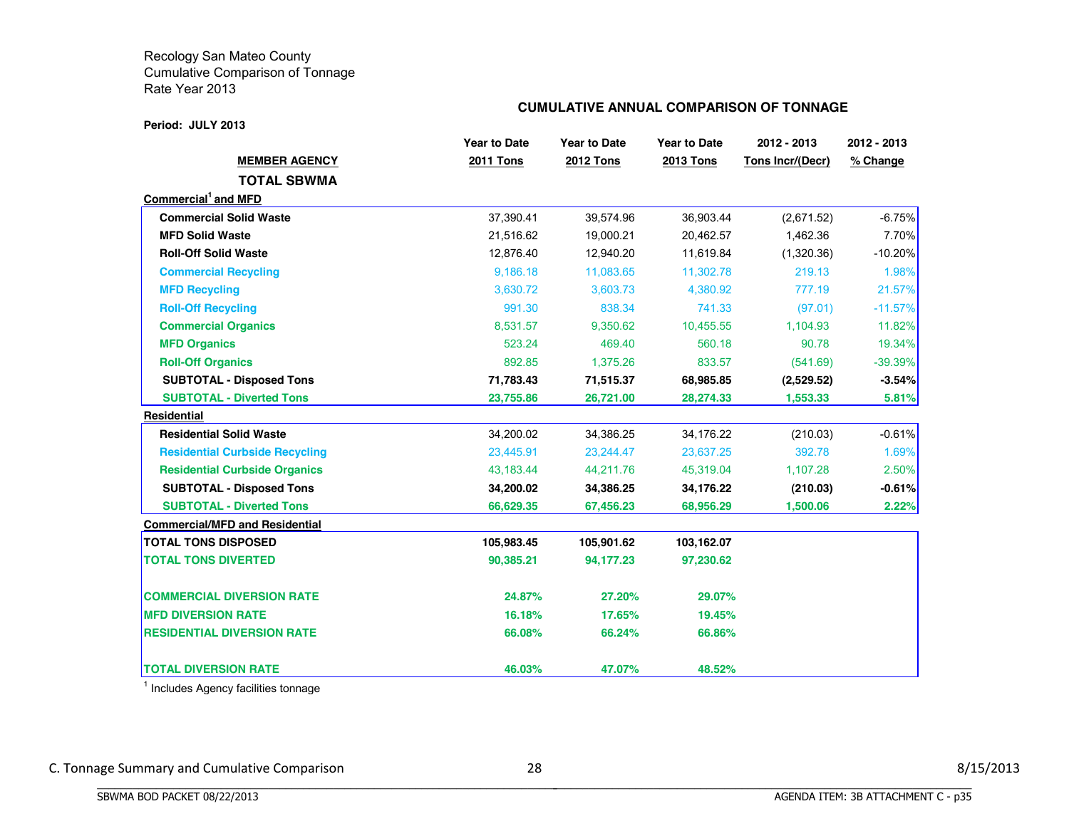Recology San Mateo County
Cumulative Comparison of Tonnage
Rate Year 2013

**CUMULATIVE ANNUAL COMPARISON OF TONNAGE**

**Period: JULY 2013**

| MEMBER AGENCY | Year to Date 2011 Tons | Year to Date 2012 Tons | Year to Date 2013 Tons | 2012 - 2013 Tons Incr/(Decr) | 2012 - 2013 % Change |
|---|---|---|---|---|---|
| **TOTAL SBWMA** | | | | | |
| **Commercial[1] and MFD** | | | | | |
| **Commercial Solid Waste** | 37,390.41 | 39,574.96 | 36,903.44 | (2,671.52) | -6.75% |
| **MFD Solid Waste** | 21,516.62 | 19,000.21 | 20,462.57 | 1,462.36 | 7.70% |
| **Roll-Off Solid Waste** | 12,876.40 | 12,940.20 | 11,619.84 | (1,320.36) | -10.20% |
| **Commercial Recycling** | 9,186.18 | 11,083.65 | 11,302.78 | 219.13 | 1.98% |
| **MFD Recycling** | 3,630.72 | 3,603.73 | 4,380.92 | 777.19 | 21.57% |
| **Roll-Off Recycling** | 991.30 | 838.34 | 741.33 | (97.01) | -11.57% |
| **Commercial Organics** | 8,531.57 | 9,350.62 | 10,455.55 | 1,104.93 | 11.82% |
| **MFD Organics** | 523.24 | 469.40 | 560.18 | 90.78 | 19.34% |
| **Roll-Off Organics** | 892.85 | 1,375.26 | 833.57 | (541.69) | -39.39% |
| **SUBTOTAL - Disposed Tons** | **71,783.43** | **71,515.37** | **68,985.85** | **(2,529.52)** | **-3.54%** |
| **SUBTOTAL - Diverted Tons** | **23,755.86** | **26,721.00** | **28,274.33** | **1,553.33** | **5.81%** |
| **Residential** | | | | | |
| **Residential Solid Waste** | 34,200.02 | 34,386.25 | 34,176.22 | (210.03) | -0.61% |
| **Residential Curbside Recycling** | 23,445.91 | 23,244.47 | 23,637.25 | 392.78 | 1.69% |
| **Residential Curbside Organics** | 43,183.44 | 44,211.76 | 45,319.04 | 1,107.28 | 2.50% |
| **SUBTOTAL - Disposed Tons** | **34,200.02** | **34,386.25** | **34,176.22** | **(210.03)** | **-0.61%** |
| **SUBTOTAL - Diverted Tons** | **66,629.35** | **67,456.23** | **68,956.29** | **1,500.06** | **2.22%** |
| **Commercial/MFD and Residential** | | | | | |
| **TOTAL TONS DISPOSED** | **105,983.45** | **105,901.62** | **103,162.07** | | |
| **TOTAL TONS DIVERTED** | **90,385.21** | **94,177.23** | **97,230.62** | | |
| **COMMERCIAL DIVERSION RATE** | **24.87%** | **27.20%** | **29.07%** | | |
| **MFD DIVERSION RATE** | **16.18%** | **17.65%** | **19.45%** | | |
| **RESIDENTIAL DIVERSION RATE** | **66.08%** | **66.24%** | **66.86%** | | |
| **TOTAL DIVERSION RATE** | **46.03%** | **47.07%** | **48.52%** | | |

[1] Includes Agency facilities tonnage

C. Tonnage Summary and Cumulative Comparison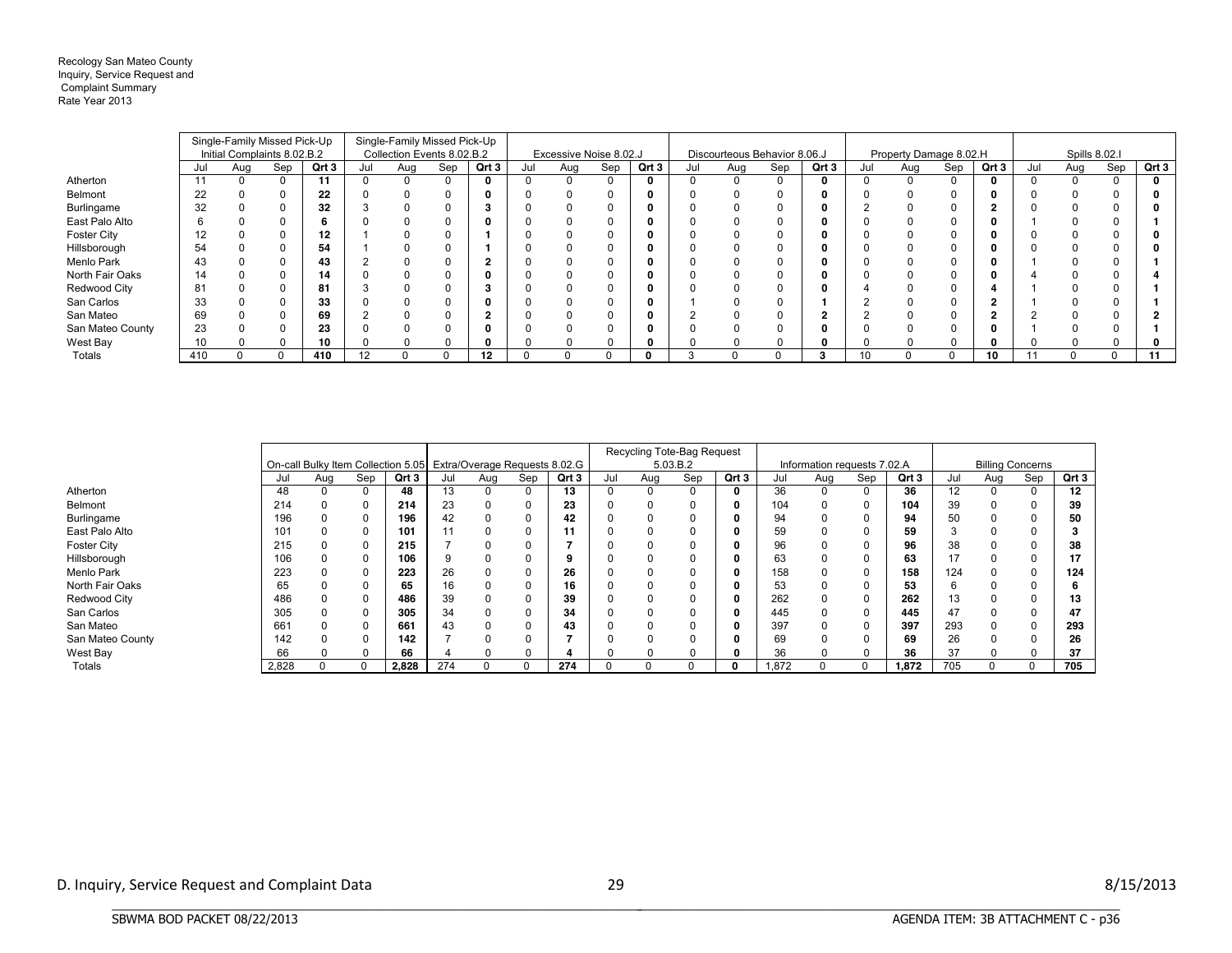Recology San Mateo County
Inquiry, Service Request and
Complaint Summary
Rate Year 2013

| | Single-Family Missed Pick-Up Initial Complaints 8.02.B.2 | | | | Single-Family Missed Pick-Up Collection Events 8.02.B.2 | | | | Excessive Noise 8.02.J | | | | Discourteous Behavior 8.06.J | | | | Property Damage 8.02.H | | | | Spills 8.02.I | | | |
|---|---|---|---|---|---|---|---|---|---|---|---|---|---|---|---|---|---|---|---|---|---|---|---|---|
| | Jul | Aug | Sep | Qrt 3 | Jul | Aug | Sep | Qrt 3 | Jul | Aug | Sep | Qrt 3 | Jul | Aug | Sep | Qrt 3 | Jul | Aug | Sep | Qrt 3 | Jul | Aug | Sep | Qrt 3 |
| Atherton | 11 | 0 | 0 | **11** | 0 | 0 | 0 | **0** | 0 | 0 | 0 | **0** | 0 | 0 | 0 | **0** | 0 | 0 | 0 | **0** | 0 | 0 | 0 | **0** |
| Belmont | 22 | 0 | 0 | **22** | 0 | 0 | 0 | **0** | 0 | 0 | 0 | **0** | 0 | 0 | 0 | **0** | 0 | 0 | 0 | **0** | 0 | 0 | 0 | **0** |
| Burlingame | 32 | 0 | 0 | **32** | 3 | 0 | 0 | **3** | 0 | 0 | 0 | **0** | 0 | 0 | 0 | **0** | 2 | 0 | 0 | **2** | 0 | 0 | 0 | **0** |
| East Palo Alto | 6 | 0 | 0 | **6** | 0 | 0 | 0 | **0** | 0 | 0 | 0 | **0** | 0 | 0 | 0 | **0** | 0 | 0 | 0 | **0** | 1 | 0 | 0 | **1** |
| Foster City | 12 | 0 | 0 | **12** | 1 | 0 | 0 | **1** | 0 | 0 | 0 | **0** | 0 | 0 | 0 | **0** | 0 | 0 | 0 | **0** | 0 | 0 | 0 | **0** |
| Hillsborough | 54 | 0 | 0 | **54** | 1 | 0 | 0 | **1** | 0 | 0 | 0 | **0** | 0 | 0 | 0 | **0** | 0 | 0 | 0 | **0** | 0 | 0 | 0 | **0** |
| Menlo Park | 43 | 0 | 0 | **43** | 2 | 0 | 0 | **2** | 0 | 0 | 0 | **0** | 0 | 0 | 0 | **0** | 0 | 0 | 0 | **0** | 1 | 0 | 0 | **1** |
| North Fair Oaks | 14 | 0 | 0 | **14** | 0 | 0 | 0 | **0** | 0 | 0 | 0 | **0** | 0 | 0 | 0 | **0** | 0 | 0 | 0 | **0** | 4 | 0 | 0 | **4** |
| Redwood City | 81 | 0 | 0 | **81** | 3 | 0 | 0 | **3** | 0 | 0 | 0 | **0** | 0 | 0 | 0 | **0** | 4 | 0 | 0 | **4** | 1 | 0 | 0 | **1** |
| San Carlos | 33 | 0 | 0 | **33** | 0 | 0 | 0 | **0** | 0 | 0 | 0 | **0** | 1 | 0 | 0 | **1** | 2 | 0 | 0 | **2** | 1 | 0 | 0 | **1** |
| San Mateo | 69 | 0 | 0 | **69** | 2 | 0 | 0 | **2** | 0 | 0 | 0 | **0** | 2 | 0 | 0 | **2** | 2 | 0 | 0 | **2** | 2 | 0 | 0 | **2** |
| San Mateo County | 23 | 0 | 0 | **23** | 0 | 0 | 0 | **0** | 0 | 0 | 0 | **0** | 0 | 0 | 0 | **0** | 0 | 0 | 0 | **0** | 1 | 0 | 0 | **1** |
| West Bay | 10 | 0 | 0 | **10** | 0 | 0 | 0 | **0** | 0 | 0 | 0 | **0** | 0 | 0 | 0 | **0** | 0 | 0 | 0 | **0** | 0 | 0 | 0 | **0** |
| Totals | 410 | 0 | 0 | **410** | 12 | 0 | 0 | **12** | 0 | 0 | 0 | **0** | 3 | 0 | 0 | **3** | 10 | 0 | 0 | **10** | 11 | 0 | 0 | **11** |

| | On-call Bulky Item Collection 5.05 | | | | Extra/Overage Requests 8.02.G | | | | Recycling Tote-Bag Request 5.03.B.2 | | | | Information requests 7.02.A | | | | Billing Concerns | | | |
|---|---|---|---|---|---|---|---|---|---|---|---|---|---|---|---|---|---|---|---|---|
| | Jul | Aug | Sep | Qrt 3 | Jul | Aug | Sep | Qrt 3 | Jul | Aug | Sep | Qrt 3 | Jul | Aug | Sep | Qrt 3 | Jul | Aug | Sep | Qrt 3 |
| Atherton | 48 | 0 | 0 | **48** | 13 | 0 | 0 | **13** | 0 | 0 | 0 | **0** | 36 | 0 | 0 | **36** | 12 | 0 | 0 | **12** |
| Belmont | 214 | 0 | 0 | **214** | 23 | 0 | 0 | **23** | 0 | 0 | 0 | **0** | 104 | 0 | 0 | **104** | 39 | 0 | 0 | **39** |
| Burlingame | 196 | 0 | 0 | **196** | 42 | 0 | 0 | **42** | 0 | 0 | 0 | **0** | 94 | 0 | 0 | **94** | 50 | 0 | 0 | **50** |
| East Palo Alto | 101 | 0 | 0 | **101** | 11 | 0 | 0 | **11** | 0 | 0 | 0 | **0** | 59 | 0 | 0 | **59** | 3 | 0 | 0 | **3** |
| Foster City | 215 | 0 | 0 | **215** | 7 | 0 | 0 | **7** | 0 | 0 | 0 | **0** | 96 | 0 | 0 | **96** | 38 | 0 | 0 | **38** |
| Hillsborough | 106 | 0 | 0 | **106** | 9 | 0 | 0 | **9** | 0 | 0 | 0 | **0** | 63 | 0 | 0 | **63** | 17 | 0 | 0 | **17** |
| Menlo Park | 223 | 0 | 0 | **223** | 26 | 0 | 0 | **26** | 0 | 0 | 0 | **0** | 158 | 0 | 0 | **158** | 124 | 0 | 0 | **124** |
| North Fair Oaks | 65 | 0 | 0 | **65** | 16 | 0 | 0 | **16** | 0 | 0 | 0 | **0** | 53 | 0 | 0 | **53** | 6 | 0 | 0 | **6** |
| Redwood City | 486 | 0 | 0 | **486** | 39 | 0 | 0 | **39** | 0 | 0 | 0 | **0** | 262 | 0 | 0 | **262** | 13 | 0 | 0 | **13** |
| San Carlos | 305 | 0 | 0 | **305** | 34 | 0 | 0 | **34** | 0 | 0 | 0 | **0** | 445 | 0 | 0 | **445** | 47 | 0 | 0 | **47** |
| San Mateo | 661 | 0 | 0 | **661** | 43 | 0 | 0 | **43** | 0 | 0 | 0 | **0** | 397 | 0 | 0 | **397** | 293 | 0 | 0 | **293** |
| San Mateo County | 142 | 0 | 0 | **142** | 7 | 0 | 0 | **7** | 0 | 0 | 0 | **0** | 69 | 0 | 0 | **69** | 26 | 0 | 0 | **26** |
| West Bay | 66 | 0 | 0 | **66** | 4 | 0 | 0 | **4** | 0 | 0 | 0 | **0** | 36 | 0 | 0 | **36** | 37 | 0 | 0 | **37** |
| Totals | 2,828 | 0 | 0 | **2,828** | 274 | 0 | 0 | **274** | 0 | 0 | 0 | **0** | 1,872 | 0 | 0 | **1,872** | 705 | 0 | 0 | **705** |

D. Inquiry, Service Request and Complaint Data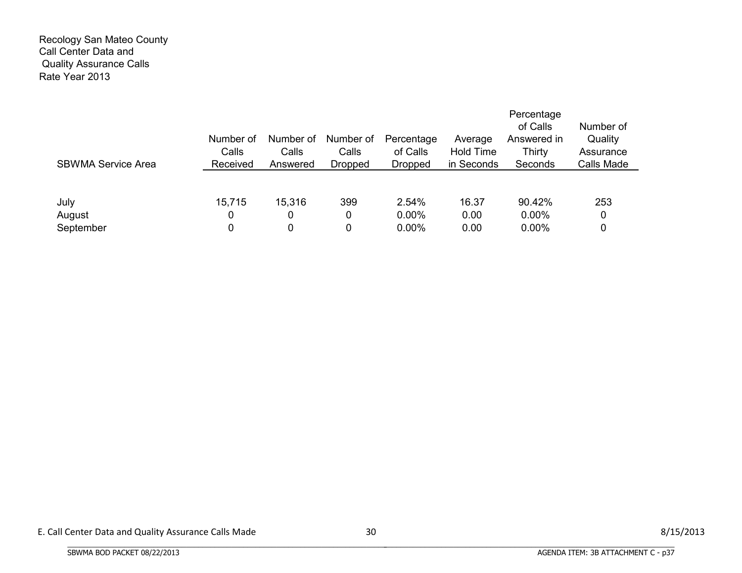Recology San Mateo County
Call Center Data and
Quality Assurance Calls
Rate Year 2013

| SBWMA Service Area | Number of Calls Received | Number of Calls Answered | Number of Calls Dropped | Percentage of Calls Dropped | Average Hold Time in Seconds | Percentage of Calls Answered in Thirty Seconds | Number of Quality Assurance Calls Made |
|---|---|---|---|---|---|---|---|
| July | 15,715 | 15,316 | 399 | 2.54% | 16.37 | 90.42% | 253 |
| August | 0 | 0 | 0 | 0.00% | 0.00 | 0.00% | 0 |
| September | 0 | 0 | 0 | 0.00% | 0.00 | 0.00% | 0 |

E. Call Center Data and Quality Assurance Calls Made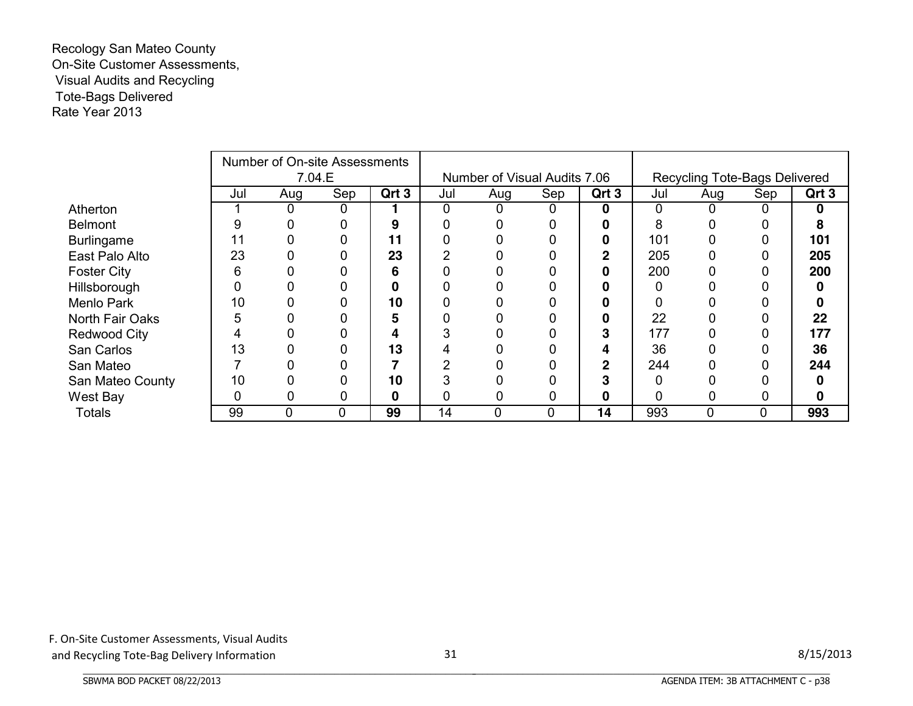Recology San Mateo County
On-Site Customer Assessments,
Visual Audits and Recycling
Tote-Bags Delivered
Rate Year 2013

| | Number of On-site Assessments 7.04.E | | | | Number of Visual Audits 7.06 | | | | Recycling Tote-Bags Delivered | | | |
|---|---|---|---|---|---|---|---|---|---|---|---|---|
| | Jul | Aug | Sep | **Qrt 3** | Jul | Aug | Sep | **Qrt 3** | Jul | Aug | Sep | **Qrt 3** |
| Atherton | 1 | 0 | 0 | **1** | 0 | 0 | 0 | **0** | 0 | 0 | 0 | **0** |
| Belmont | 9 | 0 | 0 | **9** | 0 | 0 | 0 | **0** | 8 | 0 | 0 | **8** |
| Burlingame | 11 | 0 | 0 | **11** | 0 | 0 | 0 | **0** | 101 | 0 | 0 | **101** |
| East Palo Alto | 23 | 0 | 0 | **23** | 2 | 0 | 0 | **2** | 205 | 0 | 0 | **205** |
| Foster City | 6 | 0 | 0 | **6** | 0 | 0 | 0 | **0** | 200 | 0 | 0 | **200** |
| Hillsborough | 0 | 0 | 0 | **0** | 0 | 0 | 0 | **0** | 0 | 0 | 0 | **0** |
| Menlo Park | 10 | 0 | 0 | **10** | 0 | 0 | 0 | **0** | 0 | 0 | 0 | **0** |
| North Fair Oaks | 5 | 0 | 0 | **5** | 0 | 0 | 0 | **0** | 22 | 0 | 0 | **22** |
| Redwood City | 4 | 0 | 0 | **4** | 3 | 0 | 0 | **3** | 177 | 0 | 0 | **177** |
| San Carlos | 13 | 0 | 0 | **13** | 4 | 0 | 0 | **4** | 36 | 0 | 0 | **36** |
| San Mateo | 7 | 0 | 0 | **7** | 2 | 0 | 0 | **2** | 244 | 0 | 0 | **244** |
| San Mateo County | 10 | 0 | 0 | **10** | 3 | 0 | 0 | **3** | 0 | 0 | 0 | **0** |
| West Bay | 0 | 0 | 0 | **0** | 0 | 0 | 0 | **0** | 0 | 0 | 0 | **0** |
| Totals | 99 | 0 | 0 | **99** | 14 | 0 | 0 | **14** | 993 | 0 | 0 | **993** |

F. On-Site Customer Assessments, Visual Audits and Recycling Tote-Bag Delivery Information

8/15/2013